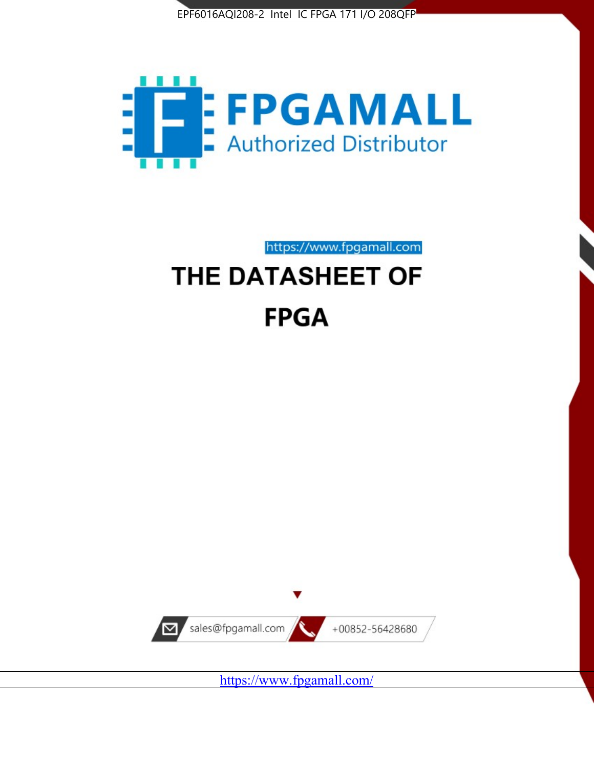EPF6016AQI208-2 Intel IC FPGA 171 I/O 208QFP

FPGAMALL

Authorized Distributor

https://www.fpgamall.com

# THE DATASHEET OF

# FPGA

sales@fpgamall.com

+00852-56428680

https://www.fpgamall.com/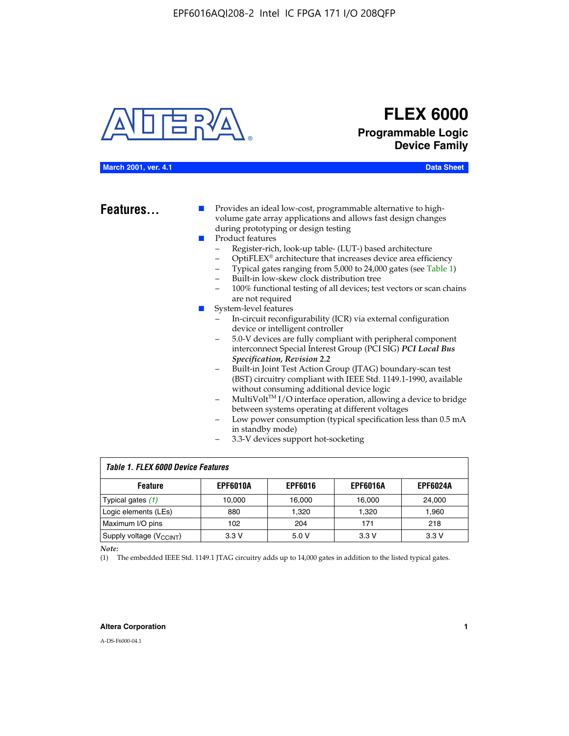# FLEX 6000

## Programmable Logic Device Family

**March 2001, ver. 4.1** **Data Sheet**

## Features...

- Provides an ideal low-cost, programmable alternative to high-volume gate array applications and allows fast design changes during prototyping or design testing
- Product features
  - Register-rich, look-up table- (LUT-) based architecture
  - OptiFLEX® architecture that increases device area efficiency
  - Typical gates ranging from 5,000 to 24,000 gates (see Table 1)
  - Built-in low-skew clock distribution tree
  - 100% functional testing of all devices; test vectors or scan chains are not required
- System-level features
  - In-circuit reconfigurability (ICR) via external configuration device or intelligent controller
  - 5.0-V devices are fully compliant with peripheral component interconnect Special Interest Group (PCI SIG) ***PCI Local Bus Specification, Revision 2.2***
  - Built-in Joint Test Action Group (JTAG) boundary-scan test (BST) circuitry compliant with IEEE Std. 1149.1-1990, available without consuming additional device logic
  - MultiVolt™ I/O interface operation, allowing a device to bridge between systems operating at different voltages
  - Low power consumption (typical specification less than 0.5 mA in standby mode)
  - 3.3-V devices support hot-socketing

*Table 1. FLEX 6000 Device Features*

| Feature | EPF6010A | EPF6016 | EPF6016A | EPF6024A |
|---|---|---|---|---|
| Typical gates *(1)* | 10,000 | 16,000 | 16,000 | 24,000 |
| Logic elements (LEs) | 880 | 1,320 | 1,320 | 1,960 |
| Maximum I/O pins | 102 | 204 | 171 | 218 |
| Supply voltage ($V_{CCINT}$) | 3.3 V | 5.0 V | 3.3 V | 3.3 V |

*Note:*

(1) The embedded IEEE Std. 1149.1 JTAG circuitry adds up to 14,000 gates in addition to the listed typical gates.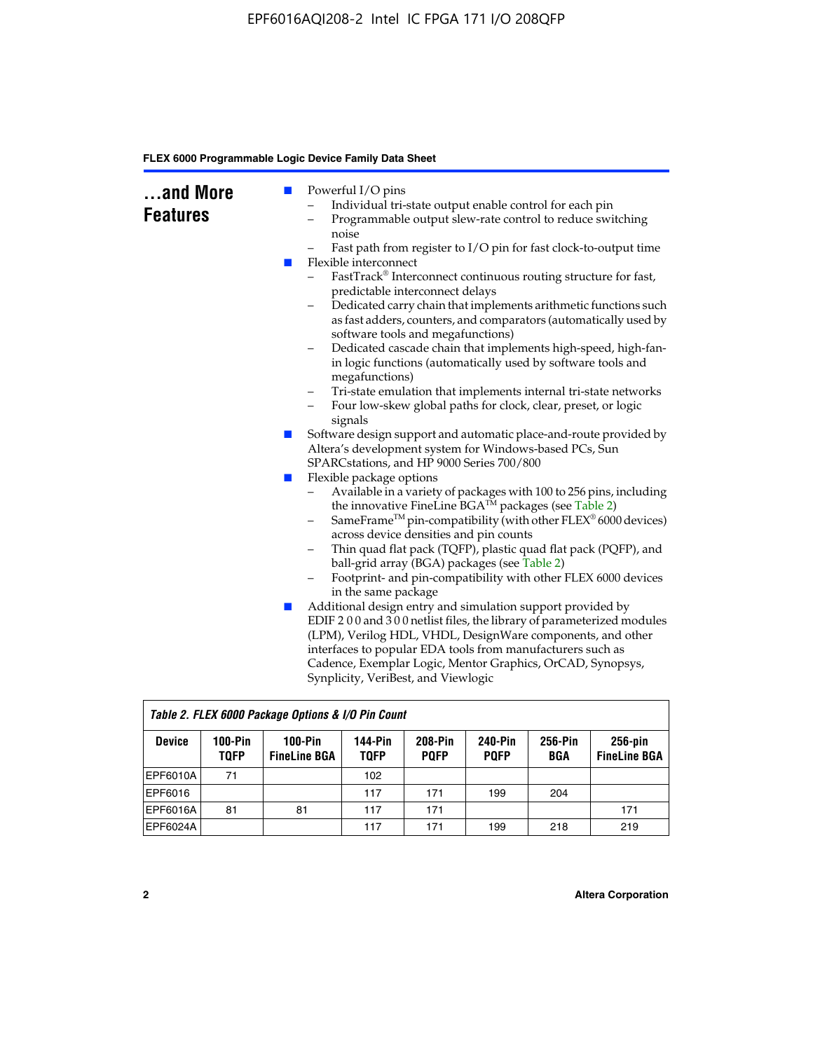## ...and More Features

- Powerful I/O pins
  - Individual tri-state output enable control for each pin
  - Programmable output slew-rate control to reduce switching noise
  - Fast path from register to I/O pin for fast clock-to-output time
- Flexible interconnect
  - FastTrack® Interconnect continuous routing structure for fast, predictable interconnect delays
  - Dedicated carry chain that implements arithmetic functions such as fast adders, counters, and comparators (automatically used by software tools and megafunctions)
  - Dedicated cascade chain that implements high-speed, high-fan-in logic functions (automatically used by software tools and megafunctions)
  - Tri-state emulation that implements internal tri-state networks
  - Four low-skew global paths for clock, clear, preset, or logic signals
- Software design support and automatic place-and-route provided by Altera's development system for Windows-based PCs, Sun SPARCstations, and HP 9000 Series 700/800
- Flexible package options
  - Available in a variety of packages with 100 to 256 pins, including the innovative FineLine BGA™ packages (see Table 2)
  - SameFrame™ pin-compatibility (with other FLEX® 6000 devices) across device densities and pin counts
  - Thin quad flat pack (TQFP), plastic quad flat pack (PQFP), and ball-grid array (BGA) packages (see Table 2)
  - Footprint- and pin-compatibility with other FLEX 6000 devices in the same package
- Additional design entry and simulation support provided by EDIF 2 0 0 and 3 0 0 netlist files, the library of parameterized modules (LPM), Verilog HDL, VHDL, DesignWare components, and other interfaces to popular EDA tools from manufacturers such as Cadence, Exemplar Logic, Mentor Graphics, OrCAD, Synopsys, Synplicity, VeriBest, and Viewlogic

*Table 2. FLEX 6000 Package Options & I/O Pin Count*

| Device | 100-Pin TQFP | 100-Pin FineLine BGA | 144-Pin TQFP | 208-Pin PQFP | 240-Pin PQFP | 256-Pin BGA | 256-pin FineLine BGA |
|---|---|---|---|---|---|---|---|
| EPF6010A | 71 | | 102 | | | | |
| EPF6016 | | | 117 | 171 | 199 | 204 | |
| EPF6016A | 81 | 81 | 117 | 171 | | | 171 |
| EPF6024A | | | 117 | 171 | 199 | 218 | 219 |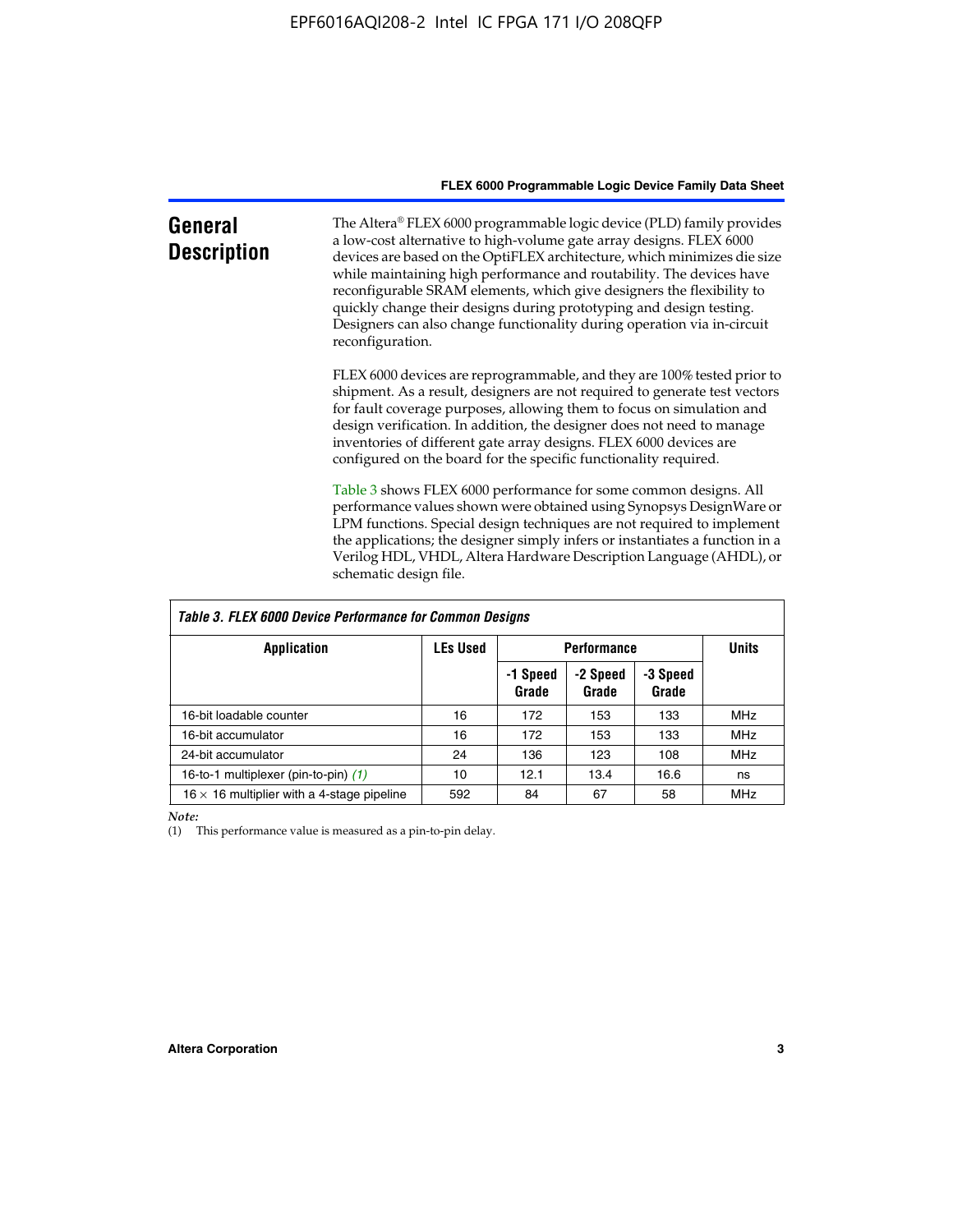## General Description

The Altera® FLEX 6000 programmable logic device (PLD) family provides a low-cost alternative to high-volume gate array designs. FLEX 6000 devices are based on the OptiFLEX architecture, which minimizes die size while maintaining high performance and routability. The devices have reconfigurable SRAM elements, which give designers the flexibility to quickly change their designs during prototyping and design testing. Designers can also change functionality during operation via in-circuit reconfiguration.

FLEX 6000 devices are reprogrammable, and they are 100% tested prior to shipment. As a result, designers are not required to generate test vectors for fault coverage purposes, allowing them to focus on simulation and design verification. In addition, the designer does not need to manage inventories of different gate array designs. FLEX 6000 devices are configured on the board for the specific functionality required.

Table 3 shows FLEX 6000 performance for some common designs. All performance values shown were obtained using Synopsys DesignWare or LPM functions. Special design techniques are not required to implement the applications; the designer simply infers or instantiates a function in a Verilog HDL, VHDL, Altera Hardware Description Language (AHDL), or schematic design file.

**Table 3. FLEX 6000 Device Performance for Common Designs**

| Application | LEs Used | Performance | | | Units |
|---|---|---|---|---|---|
| | | -1 Speed Grade | -2 Speed Grade | -3 Speed Grade | |
| 16-bit loadable counter | 16 | 172 | 153 | 133 | MHz |
| 16-bit accumulator | 16 | 172 | 153 | 133 | MHz |
| 24-bit accumulator | 24 | 136 | 123 | 108 | MHz |
| 16-to-1 multiplexer (pin-to-pin) *(1)* | 10 | 12.1 | 13.4 | 16.6 | ns |
| 16 × 16 multiplier with a 4-stage pipeline | 592 | 84 | 67 | 58 | MHz |

*Note:*
(1) This performance value is measured as a pin-to-pin delay.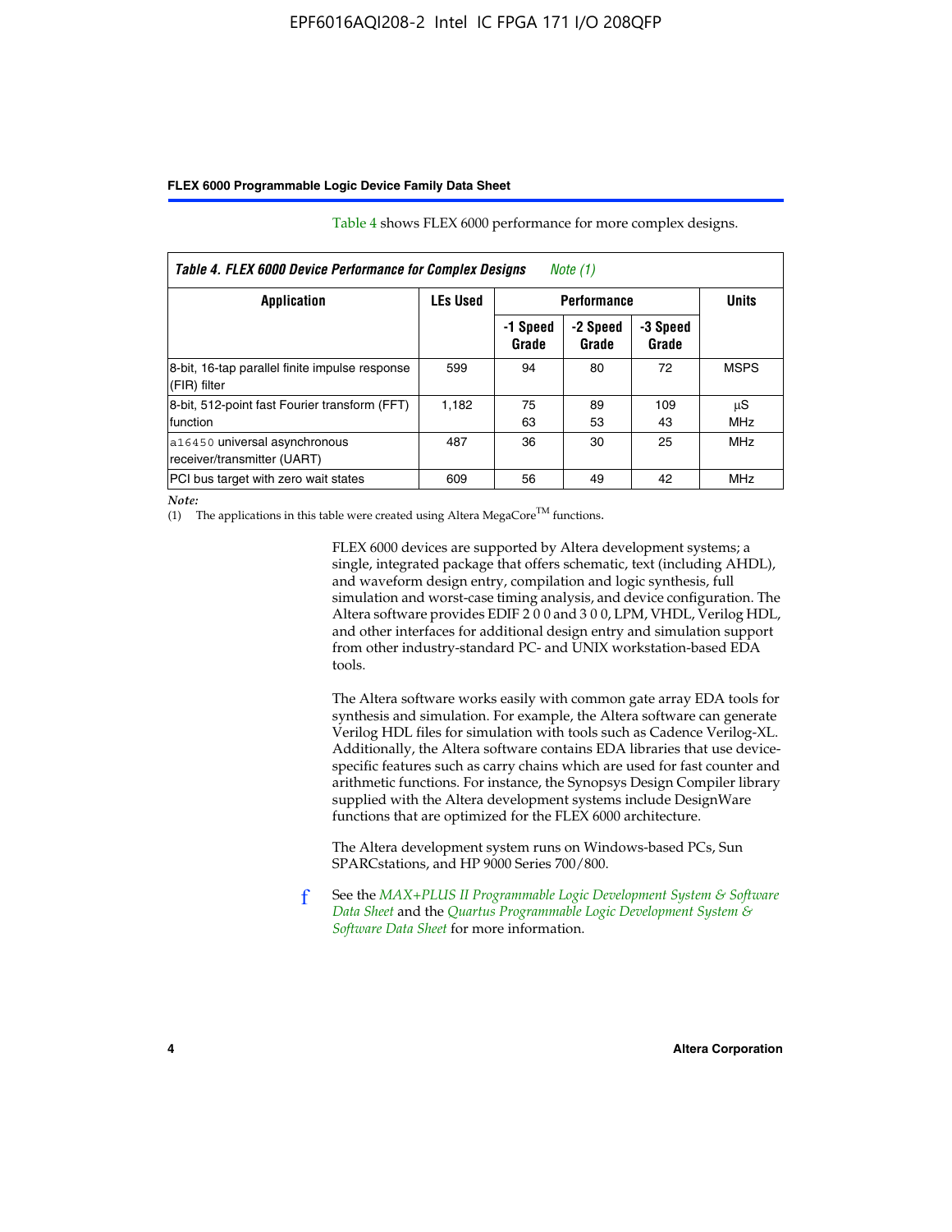Table 4 shows FLEX 6000 performance for more complex designs.

**Table 4. FLEX 6000 Device Performance for Complex Designs** *Note (1)*

| Application | LEs Used | Performance | | | Units |
|---|---|---|---|---|---|
| | | -1 Speed Grade | -2 Speed Grade | -3 Speed Grade | |
| 8-bit, 16-tap parallel finite impulse response (FIR) filter | 599 | 94 | 80 | 72 | MSPS |
| 8-bit, 512-point fast Fourier transform (FFT) function | 1,182 | 75<br>63 | 89<br>53 | 109<br>43 | µS<br>MHz |
| `a16450` universal asynchronous receiver/transmitter (UART) | 487 | 36 | 30 | 25 | MHz |
| PCI bus target with zero wait states | 609 | 56 | 49 | 42 | MHz |

*Note:*

(1) The applications in this table were created using Altera MegaCore™ functions.

FLEX 6000 devices are supported by Altera development systems; a single, integrated package that offers schematic, text (including AHDL), and waveform design entry, compilation and logic synthesis, full simulation and worst-case timing analysis, and device configuration. The Altera software provides EDIF 2 0 0 and 3 0 0, LPM, VHDL, Verilog HDL, and other interfaces for additional design entry and simulation support from other industry-standard PC- and UNIX workstation-based EDA tools.

The Altera software works easily with common gate array EDA tools for synthesis and simulation. For example, the Altera software can generate Verilog HDL files for simulation with tools such as Cadence Verilog-XL. Additionally, the Altera software contains EDA libraries that use device-specific features such as carry chains which are used for fast counter and arithmetic functions. For instance, the Synopsys Design Compiler library supplied with the Altera development systems include DesignWare functions that are optimized for the FLEX 6000 architecture.

The Altera development system runs on Windows-based PCs, Sun SPARCstations, and HP 9000 Series 700/800.

See the *MAX+PLUS II Programmable Logic Development System & Software Data Sheet* and the *Quartus Programmable Logic Development System & Software Data Sheet* for more information.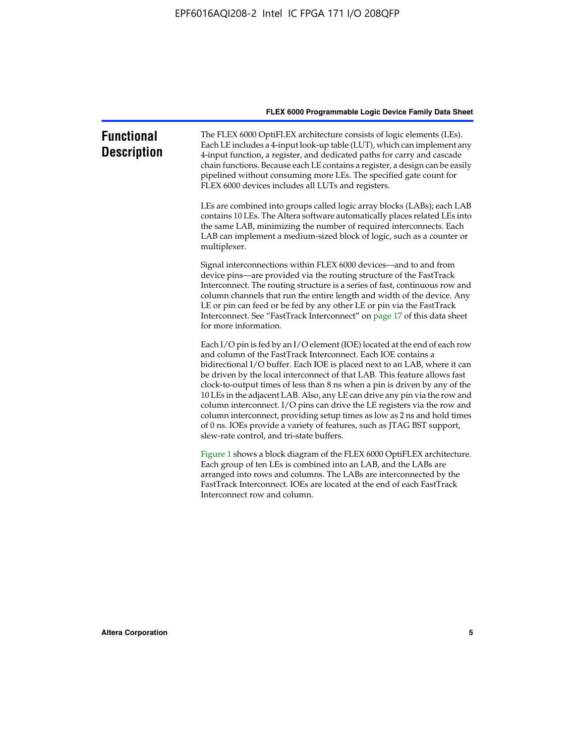## Functional Description

The FLEX 6000 OptiFLEX architecture consists of logic elements (LEs). Each LE includes a 4-input look-up table (LUT), which can implement any 4-input function, a register, and dedicated paths for carry and cascade chain functions. Because each LE contains a register, a design can be easily pipelined without consuming more LEs. The specified gate count for FLEX 6000 devices includes all LUTs and registers.

LEs are combined into groups called logic array blocks (LABs); each LAB contains 10 LEs. The Altera software automatically places related LEs into the same LAB, minimizing the number of required interconnects. Each LAB can implement a medium-sized block of logic, such as a counter or multiplexer.

Signal interconnections within FLEX 6000 devices—and to and from device pins—are provided via the routing structure of the FastTrack Interconnect. The routing structure is a series of fast, continuous row and column channels that run the entire length and width of the device. Any LE or pin can feed or be fed by any other LE or pin via the FastTrack Interconnect. See "FastTrack Interconnect" on page 17 of this data sheet for more information.

Each I/O pin is fed by an I/O element (IOE) located at the end of each row and column of the FastTrack Interconnect. Each IOE contains a bidirectional I/O buffer. Each IOE is placed next to an LAB, where it can be driven by the local interconnect of that LAB. This feature allows fast clock-to-output times of less than 8 ns when a pin is driven by any of the 10 LEs in the adjacent LAB. Also, any LE can drive any pin via the row and column interconnect. I/O pins can drive the LE registers via the row and column interconnect, providing setup times as low as 2 ns and hold times of 0 ns. IOEs provide a variety of features, such as JTAG BST support, slew-rate control, and tri-state buffers.

Figure 1 shows a block diagram of the FLEX 6000 OptiFLEX architecture. Each group of ten LEs is combined into an LAB, and the LABs are arranged into rows and columns. The LABs are interconnected by the FastTrack Interconnect. IOEs are located at the end of each FastTrack Interconnect row and column.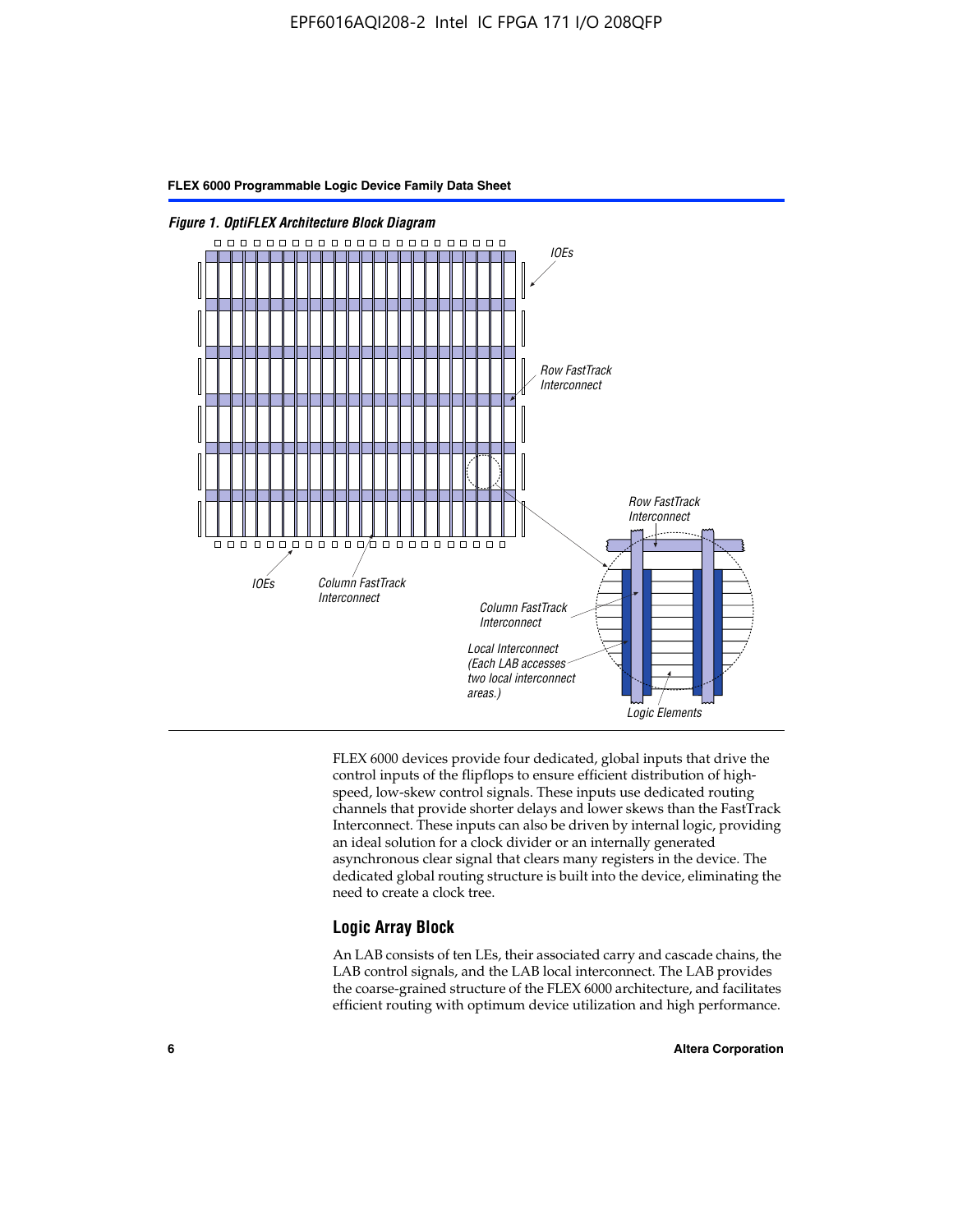*Figure 1. OptiFLEX Architecture Block Diagram*

FLEX 6000 devices provide four dedicated, global inputs that drive the control inputs of the flipflops to ensure efficient distribution of high-speed, low-skew control signals. These inputs use dedicated routing channels that provide shorter delays and lower skews than the FastTrack Interconnect. These inputs can also be driven by internal logic, providing an ideal solution for a clock divider or an internally generated asynchronous clear signal that clears many registers in the device. The dedicated global routing structure is built into the device, eliminating the need to create a clock tree.

## Logic Array Block

An LAB consists of ten LEs, their associated carry and cascade chains, the LAB control signals, and the LAB local interconnect. The LAB provides the coarse-grained structure of the FLEX 6000 architecture, and facilitates efficient routing with optimum device utilization and high performance.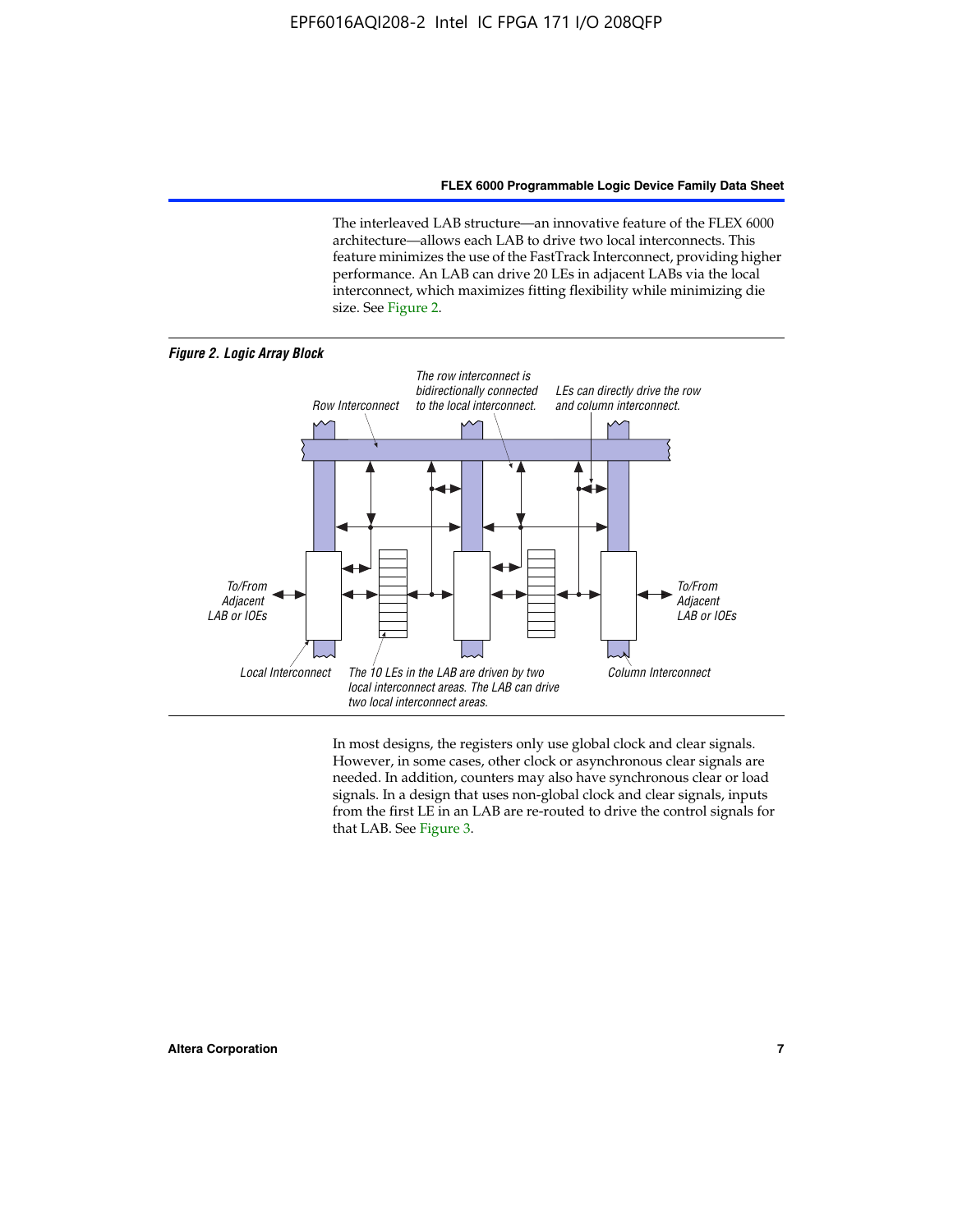The interleaved LAB structure—an innovative feature of the FLEX 6000 architecture—allows each LAB to drive two local interconnects. This feature minimizes the use of the FastTrack Interconnect, providing higher performance. An LAB can drive 20 LEs in adjacent LABs via the local interconnect, which maximizes fitting flexibility while minimizing die size. See Figure 2.

*Figure 2. Logic Array Block*

Row Interconnect

The row interconnect is bidirectionally connected to the local interconnect.

LEs can directly drive the row and column interconnect.

To/From Adjacent LAB or IOEs

To/From Adjacent LAB or IOEs

Local Interconnect

The 10 LEs in the LAB are driven by two local interconnect areas. The LAB can drive two local interconnect areas.

Column Interconnect

In most designs, the registers only use global clock and clear signals. However, in some cases, other clock or asynchronous clear signals are needed. In addition, counters may also have synchronous clear or load signals. In a design that uses non-global clock and clear signals, inputs from the first LE in an LAB are re-routed to drive the control signals for that LAB. See Figure 3.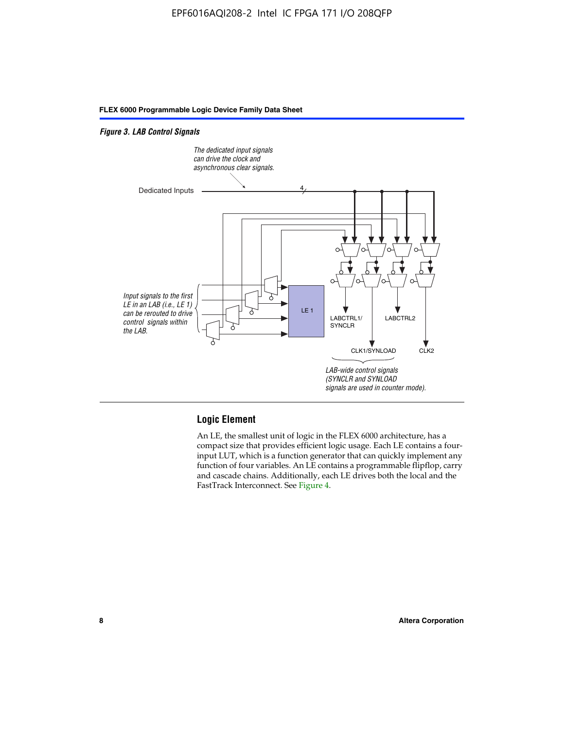*Figure 3. LAB Control Signals*

### Logic Element

An LE, the smallest unit of logic in the FLEX 6000 architecture, has a compact size that provides efficient logic usage. Each LE contains a four-input LUT, which is a function generator that can quickly implement any function of four variables. An LE contains a programmable flipflop, carry and cascade chains. Additionally, each LE drives both the local and the FastTrack Interconnect. See Figure 4.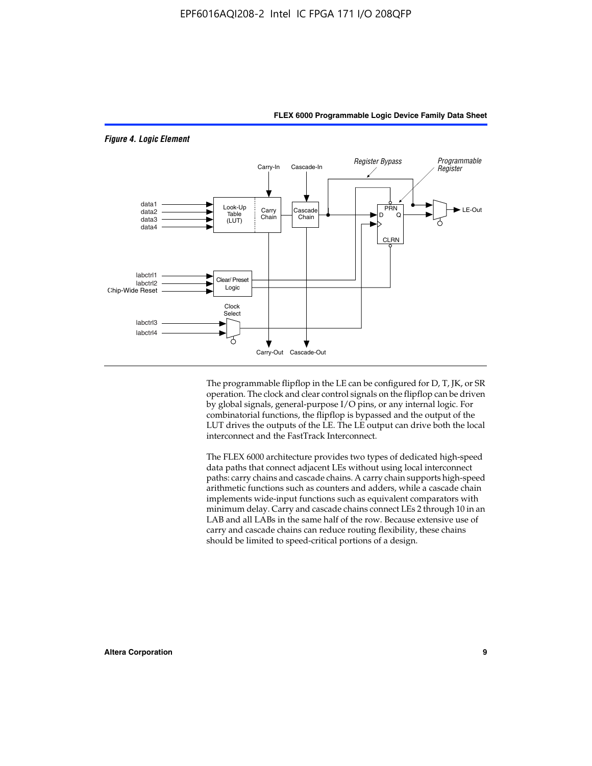*Figure 4. Logic Element*

The programmable flipflop in the LE can be configured for D, T, JK, or SR operation. The clock and clear control signals on the flipflop can be driven by global signals, general-purpose I/O pins, or any internal logic. For combinatorial functions, the flipflop is bypassed and the output of the LUT drives the outputs of the LE. The LE output can drive both the local interconnect and the FastTrack Interconnect.

The FLEX 6000 architecture provides two types of dedicated high-speed data paths that connect adjacent LEs without using local interconnect paths: carry chains and cascade chains. A carry chain supports high-speed arithmetic functions such as counters and adders, while a cascade chain implements wide-input functions such as equivalent comparators with minimum delay. Carry and cascade chains connect LEs 2 through 10 in an LAB and all LABs in the same half of the row. Because extensive use of carry and cascade chains can reduce routing flexibility, these chains should be limited to speed-critical portions of a design.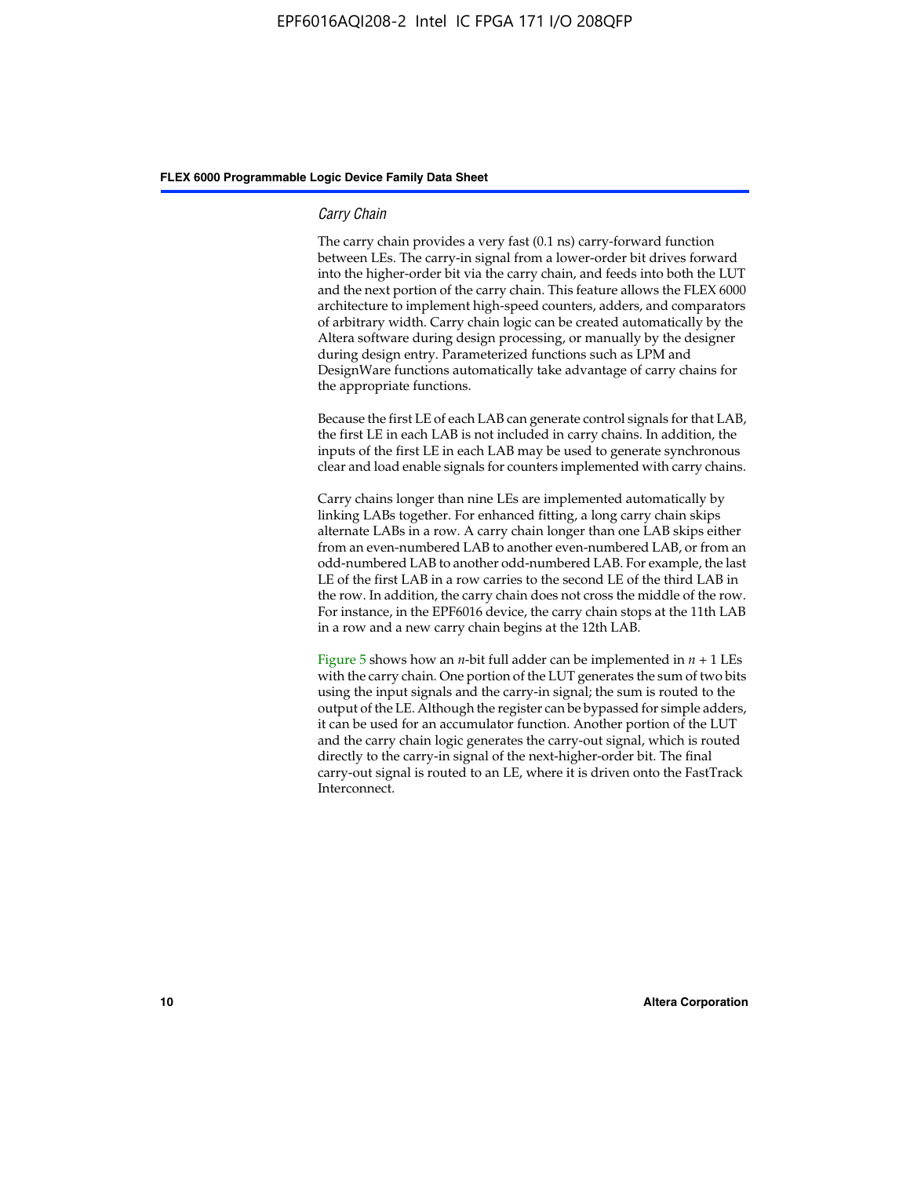### *Carry Chain*

The carry chain provides a very fast (0.1 ns) carry-forward function between LEs. The carry-in signal from a lower-order bit drives forward into the higher-order bit via the carry chain, and feeds into both the LUT and the next portion of the carry chain. This feature allows the FLEX 6000 architecture to implement high-speed counters, adders, and comparators of arbitrary width. Carry chain logic can be created automatically by the Altera software during design processing, or manually by the designer during design entry. Parameterized functions such as LPM and DesignWare functions automatically take advantage of carry chains for the appropriate functions.

Because the first LE of each LAB can generate control signals for that LAB, the first LE in each LAB is not included in carry chains. In addition, the inputs of the first LE in each LAB may be used to generate synchronous clear and load enable signals for counters implemented with carry chains.

Carry chains longer than nine LEs are implemented automatically by linking LABs together. For enhanced fitting, a long carry chain skips alternate LABs in a row. A carry chain longer than one LAB skips either from an even-numbered LAB to another even-numbered LAB, or from an odd-numbered LAB to another odd-numbered LAB. For example, the last LE of the first LAB in a row carries to the second LE of the third LAB in the row. In addition, the carry chain does not cross the middle of the row. For instance, in the EPF6016 device, the carry chain stops at the 11th LAB in a row and a new carry chain begins at the 12th LAB.

Figure 5 shows how an $n$-bit full adder can be implemented in $n + 1$ LEs with the carry chain. One portion of the LUT generates the sum of two bits using the input signals and the carry-in signal; the sum is routed to the output of the LE. Although the register can be bypassed for simple adders, it can be used for an accumulator function. Another portion of the LUT and the carry chain logic generates the carry-out signal, which is routed directly to the carry-in signal of the next-higher-order bit. The final carry-out signal is routed to an LE, where it is driven onto the FastTrack Interconnect.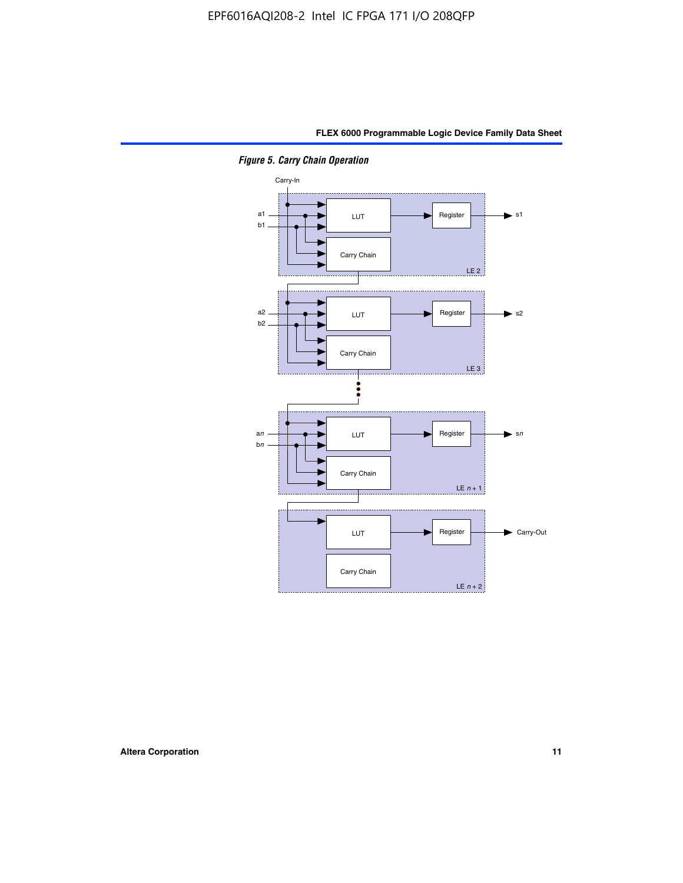*Figure 5. Carry Chain Operation*

Carry-In

a1
b1

LUT

Register

s1

Carry Chain

LE 2

a2
b2

LUT

Register

s2

Carry Chain

LE 3

a*n*
b*n*

LUT

Register

s*n*

Carry Chain

LE *n* + 1

LUT

Register

Carry-Out

Carry Chain

LE *n* + 2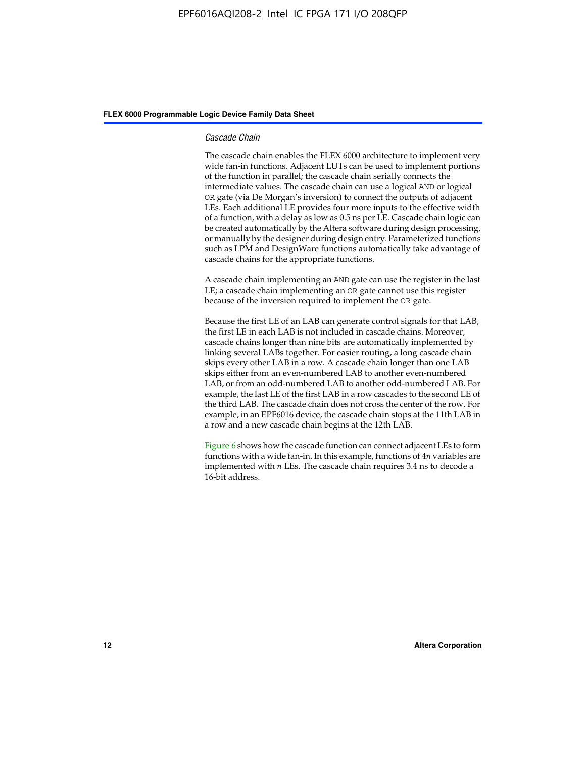### *Cascade Chain*

The cascade chain enables the FLEX 6000 architecture to implement very wide fan-in functions. Adjacent LUTs can be used to implement portions of the function in parallel; the cascade chain serially connects the intermediate values. The cascade chain can use a logical AND or logical OR gate (via De Morgan's inversion) to connect the outputs of adjacent LEs. Each additional LE provides four more inputs to the effective width of a function, with a delay as low as 0.5 ns per LE. Cascade chain logic can be created automatically by the Altera software during design processing, or manually by the designer during design entry. Parameterized functions such as LPM and DesignWare functions automatically take advantage of cascade chains for the appropriate functions.

A cascade chain implementing an AND gate can use the register in the last LE; a cascade chain implementing an OR gate cannot use this register because of the inversion required to implement the OR gate.

Because the first LE of an LAB can generate control signals for that LAB, the first LE in each LAB is not included in cascade chains. Moreover, cascade chains longer than nine bits are automatically implemented by linking several LABs together. For easier routing, a long cascade chain skips every other LAB in a row. A cascade chain longer than one LAB skips either from an even-numbered LAB to another even-numbered LAB, or from an odd-numbered LAB to another odd-numbered LAB. For example, the last LE of the first LAB in a row cascades to the second LE of the third LAB. The cascade chain does not cross the center of the row. For example, in an EPF6016 device, the cascade chain stops at the 11th LAB in a row and a new cascade chain begins at the 12th LAB.

Figure 6 shows how the cascade function can connect adjacent LEs to form functions with a wide fan-in. In this example, functions of $4n$ variables are implemented with $n$ LEs. The cascade chain requires 3.4 ns to decode a 16-bit address.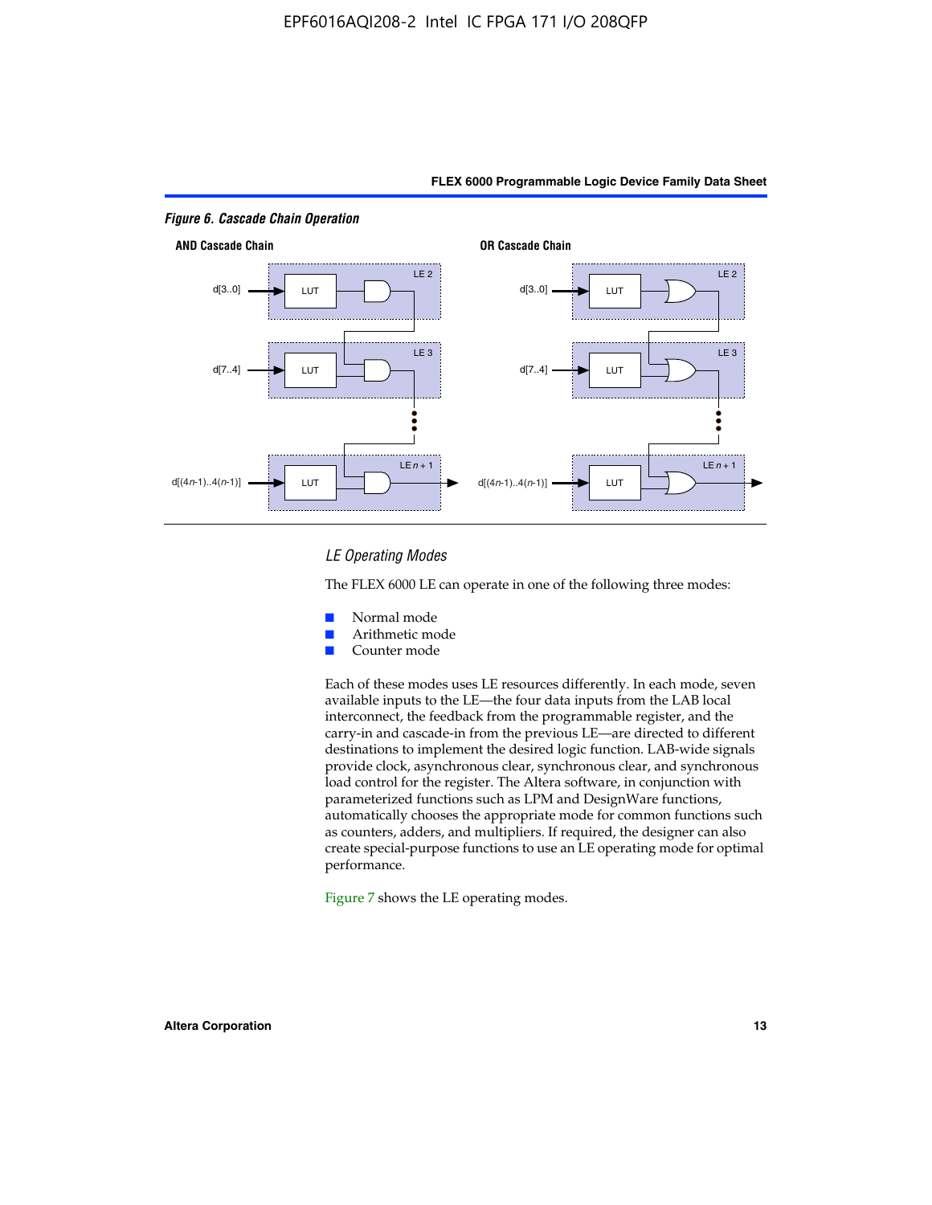*Figure 6. Cascade Chain Operation*

**AND Cascade Chain**

d[3..0] → LUT (LE 2)

d[7..4] → LUT (LE 3)

d[(4n-1)..4(n-1)] → LUT (LE n + 1)

**OR Cascade Chain**

d[3..0] → LUT (LE 2)

d[7..4] → LUT (LE 3)

d[(4n-1)..4(n-1)] → LUT (LE n + 1)

### *LE Operating Modes*

The FLEX 6000 LE can operate in one of the following three modes:

- Normal mode
- Arithmetic mode
- Counter mode

Each of these modes uses LE resources differently. In each mode, seven available inputs to the LE—the four data inputs from the LAB local interconnect, the feedback from the programmable register, and the carry-in and cascade-in from the previous LE—are directed to different destinations to implement the desired logic function. LAB-wide signals provide clock, asynchronous clear, synchronous clear, and synchronous load control for the register. The Altera software, in conjunction with parameterized functions such as LPM and DesignWare functions, automatically chooses the appropriate mode for common functions such as counters, adders, and multipliers. If required, the designer can also create special-purpose functions to use an LE operating mode for optimal performance.

Figure 7 shows the LE operating modes.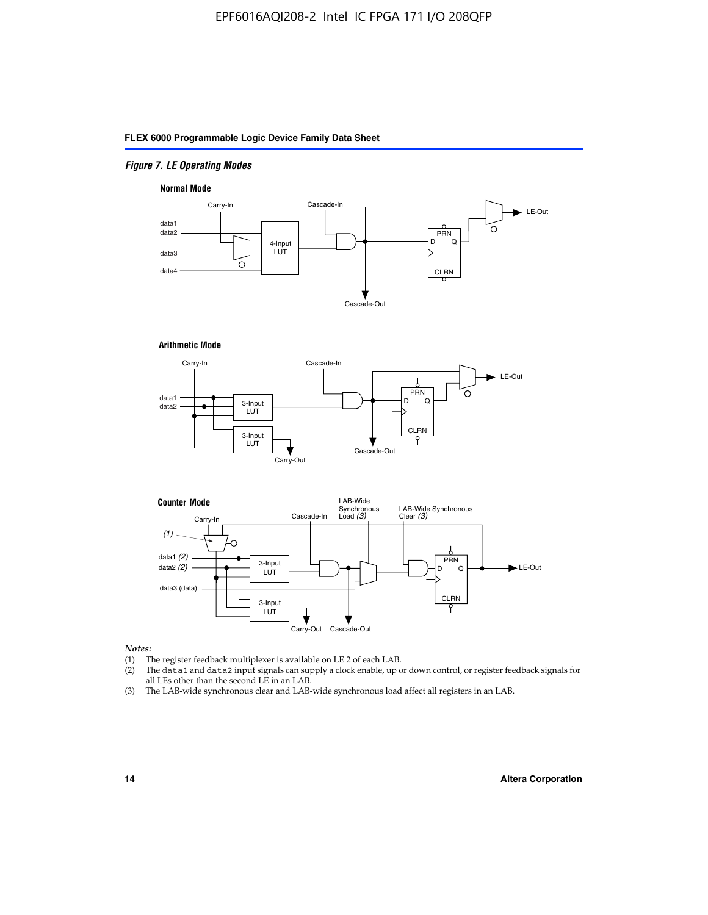*Figure 7. LE Operating Modes*

**Normal Mode**

Carry-In

Cascade-In

data1

data2

data3

data4

4-Input LUT

PRN

D Q

CLRN

LE-Out

Cascade-Out

**Arithmetic Mode**

Carry-In

Cascade-In

data1

data2

3-Input LUT

3-Input LUT

PRN

D Q

CLRN

LE-Out

Carry-Out

Cascade-Out

**Counter Mode**

Carry-In

(1)

Cascade-In

LAB-Wide Synchronous Load (3)

LAB-Wide Synchronous Clear (3)

data1 (2)

data2 (2)

data3 (data)

3-Input LUT

3-Input LUT

PRN

D Q

CLRN

LE-Out

Carry-Out

Cascade-Out

*Notes:*

(1) The register feedback multiplexer is available on LE 2 of each LAB.

(2) The `data1` and `data2` input signals can supply a clock enable, up or down control, or register feedback signals for all LEs other than the second LE in an LAB.

(3) The LAB-wide synchronous clear and LAB-wide synchronous load affect all registers in an LAB.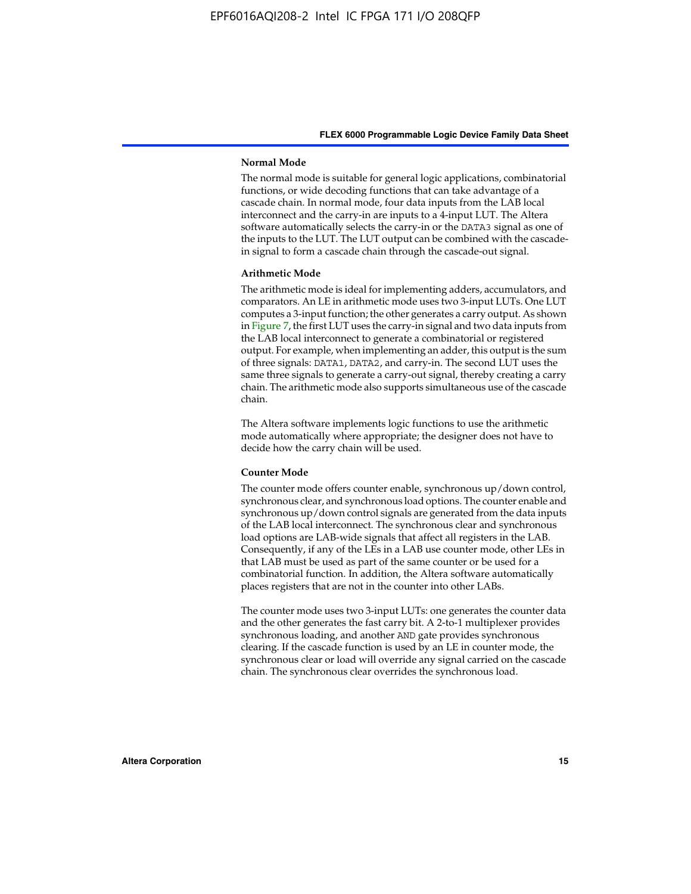#### Normal Mode

The normal mode is suitable for general logic applications, combinatorial functions, or wide decoding functions that can take advantage of a cascade chain. In normal mode, four data inputs from the LAB local interconnect and the carry-in are inputs to a 4-input LUT. The Altera software automatically selects the carry-in or the DATA3 signal as one of the inputs to the LUT. The LUT output can be combined with the cascade-in signal to form a cascade chain through the cascade-out signal.

#### Arithmetic Mode

The arithmetic mode is ideal for implementing adders, accumulators, and comparators. An LE in arithmetic mode uses two 3-input LUTs. One LUT computes a 3-input function; the other generates a carry output. As shown in Figure 7, the first LUT uses the carry-in signal and two data inputs from the LAB local interconnect to generate a combinatorial or registered output. For example, when implementing an adder, this output is the sum of three signals: DATA1, DATA2, and carry-in. The second LUT uses the same three signals to generate a carry-out signal, thereby creating a carry chain. The arithmetic mode also supports simultaneous use of the cascade chain.

The Altera software implements logic functions to use the arithmetic mode automatically where appropriate; the designer does not have to decide how the carry chain will be used.

#### Counter Mode

The counter mode offers counter enable, synchronous up/down control, synchronous clear, and synchronous load options. The counter enable and synchronous up/down control signals are generated from the data inputs of the LAB local interconnect. The synchronous clear and synchronous load options are LAB-wide signals that affect all registers in the LAB. Consequently, if any of the LEs in a LAB use counter mode, other LEs in that LAB must be used as part of the same counter or be used for a combinatorial function. In addition, the Altera software automatically places registers that are not in the counter into other LABs.

The counter mode uses two 3-input LUTs: one generates the counter data and the other generates the fast carry bit. A 2-to-1 multiplexer provides synchronous loading, and another AND gate provides synchronous clearing. If the cascade function is used by an LE in counter mode, the synchronous clear or load will override any signal carried on the cascade chain. The synchronous clear overrides the synchronous load.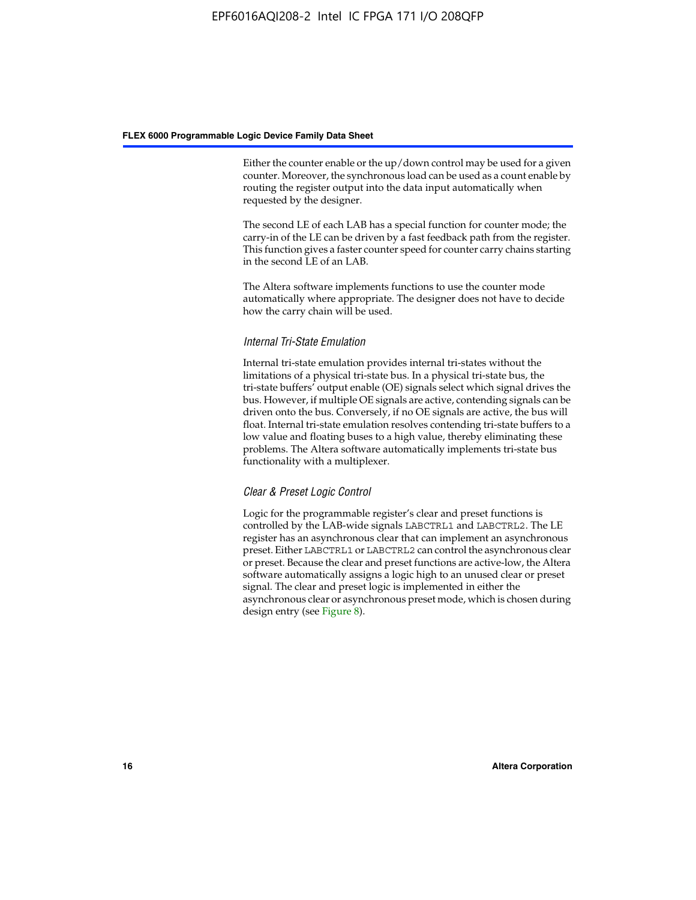Either the counter enable or the up/down control may be used for a given counter. Moreover, the synchronous load can be used as a count enable by routing the register output into the data input automatically when requested by the designer.

The second LE of each LAB has a special function for counter mode; the carry-in of the LE can be driven by a fast feedback path from the register. This function gives a faster counter speed for counter carry chains starting in the second LE of an LAB.

The Altera software implements functions to use the counter mode automatically where appropriate. The designer does not have to decide how the carry chain will be used.

### *Internal Tri-State Emulation*

Internal tri-state emulation provides internal tri-states without the limitations of a physical tri-state bus. In a physical tri-state bus, the tri-state buffers' output enable (OE) signals select which signal drives the bus. However, if multiple OE signals are active, contending signals can be driven onto the bus. Conversely, if no OE signals are active, the bus will float. Internal tri-state emulation resolves contending tri-state buffers to a low value and floating buses to a high value, thereby eliminating these problems. The Altera software automatically implements tri-state bus functionality with a multiplexer.

### *Clear & Preset Logic Control*

Logic for the programmable register's clear and preset functions is controlled by the LAB-wide signals `LABCTRL1` and `LABCTRL2`. The LE register has an asynchronous clear that can implement an asynchronous preset. Either `LABCTRL1` or `LABCTRL2` can control the asynchronous clear or preset. Because the clear and preset functions are active-low, the Altera software automatically assigns a logic high to an unused clear or preset signal. The clear and preset logic is implemented in either the asynchronous clear or asynchronous preset mode, which is chosen during design entry (see Figure 8).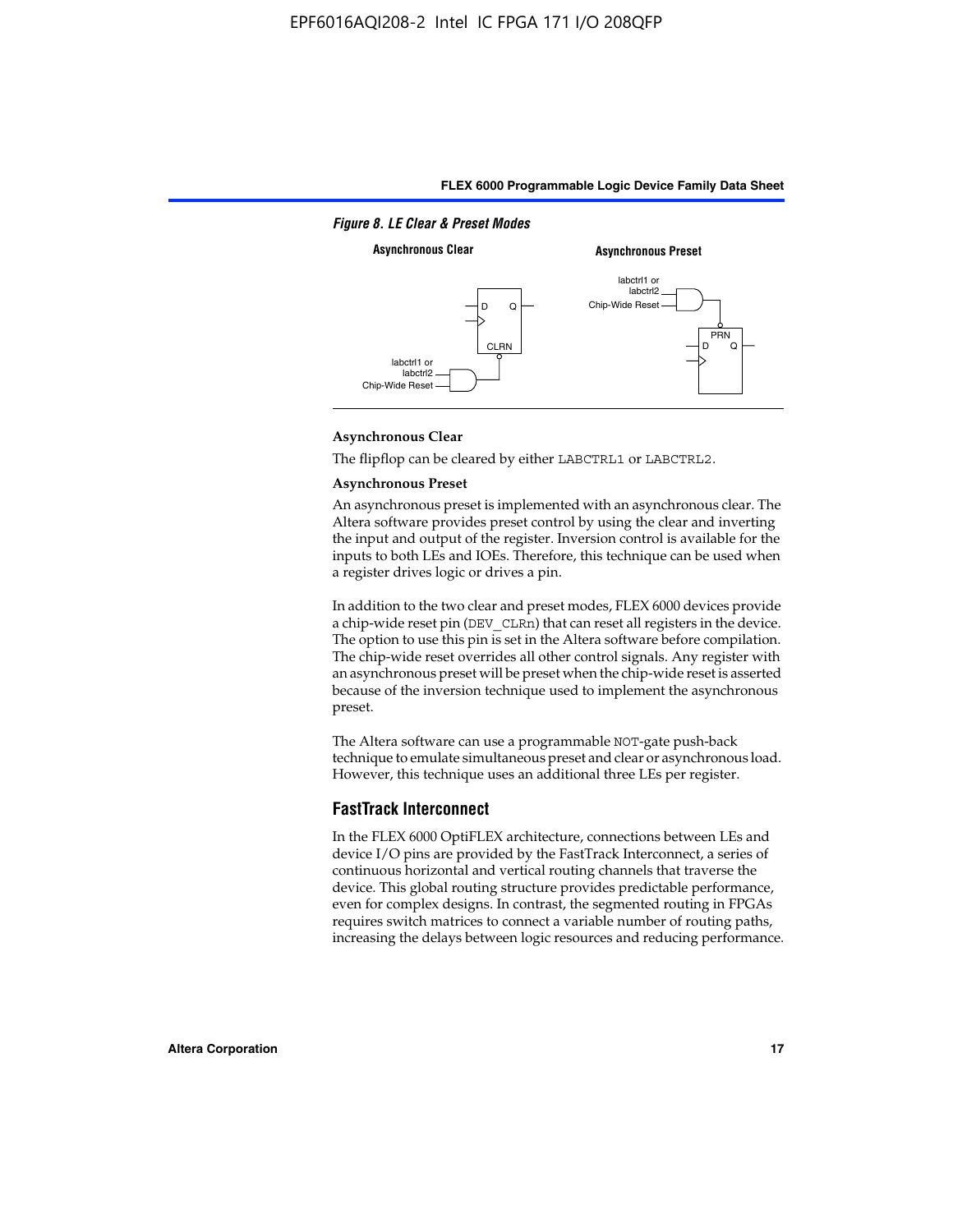*Figure 8. LE Clear & Preset Modes*

**Asynchronous Clear**

The flipflop can be cleared by either LABCTRL1 or LABCTRL2.

**Asynchronous Preset**

An asynchronous preset is implemented with an asynchronous clear. The Altera software provides preset control by using the clear and inverting the input and output of the register. Inversion control is available for the inputs to both LEs and IOEs. Therefore, this technique can be used when a register drives logic or drives a pin.

In addition to the two clear and preset modes, FLEX 6000 devices provide a chip-wide reset pin (DEV_CLRn) that can reset all registers in the device. The option to use this pin is set in the Altera software before compilation. The chip-wide reset overrides all other control signals. Any register with an asynchronous preset will be preset when the chip-wide reset is asserted because of the inversion technique used to implement the asynchronous preset.

The Altera software can use a programmable NOT-gate push-back technique to emulate simultaneous preset and clear or asynchronous load. However, this technique uses an additional three LEs per register.

## FastTrack Interconnect

In the FLEX 6000 OptiFLEX architecture, connections between LEs and device I/O pins are provided by the FastTrack Interconnect, a series of continuous horizontal and vertical routing channels that traverse the device. This global routing structure provides predictable performance, even for complex designs. In contrast, the segmented routing in FPGAs requires switch matrices to connect a variable number of routing paths, increasing the delays between logic resources and reducing performance.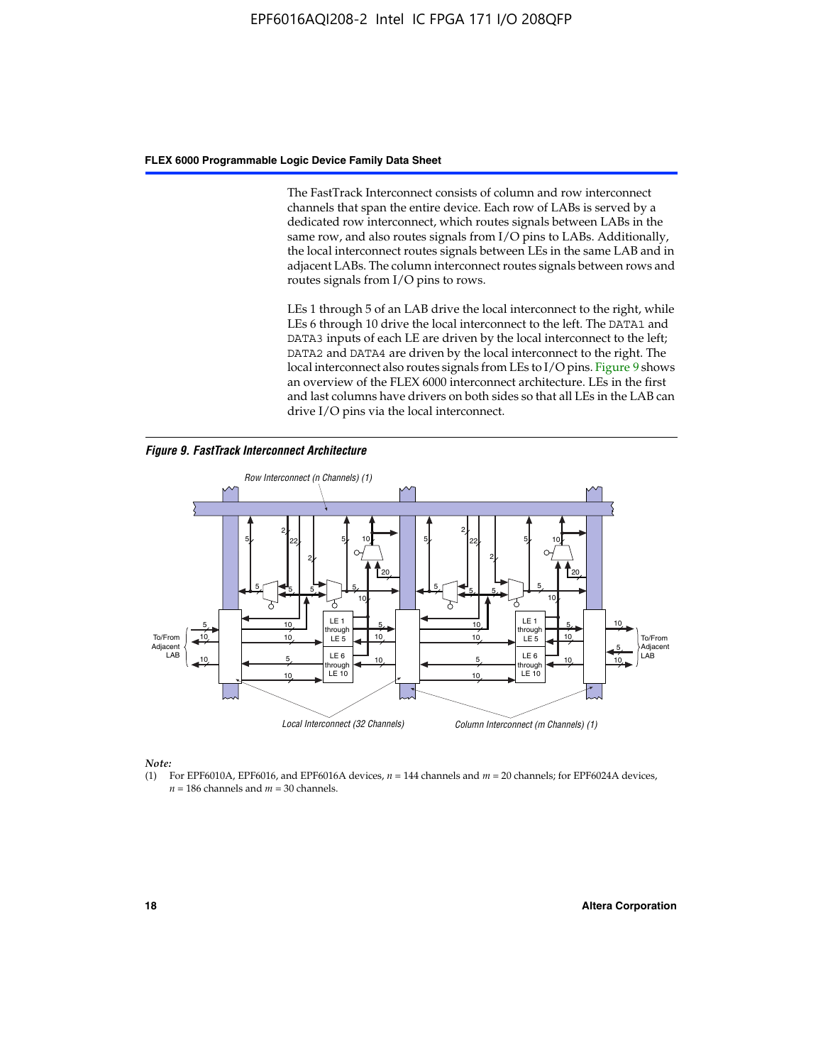The FastTrack Interconnect consists of column and row interconnect channels that span the entire device. Each row of LABs is served by a dedicated row interconnect, which routes signals between LABs in the same row, and also routes signals from I/O pins to LABs. Additionally, the local interconnect routes signals between LEs in the same LAB and in adjacent LABs. The column interconnect routes signals between rows and routes signals from I/O pins to rows.

LEs 1 through 5 of an LAB drive the local interconnect to the right, while LEs 6 through 10 drive the local interconnect to the left. The DATA1 and DATA3 inputs of each LE are driven by the local interconnect to the left; DATA2 and DATA4 are driven by the local interconnect to the right. The local interconnect also routes signals from LEs to I/O pins. Figure 9 shows an overview of the FLEX 6000 interconnect architecture. LEs in the first and last columns have drivers on both sides so that all LEs in the LAB can drive I/O pins via the local interconnect.

***Figure 9. FastTrack Interconnect Architecture***

*Note:*

(1) For EPF6010A, EPF6016, and EPF6016A devices, $n$ = 144 channels and $m$ = 20 channels; for EPF6024A devices, $n$ = 186 channels and $m$ = 30 channels.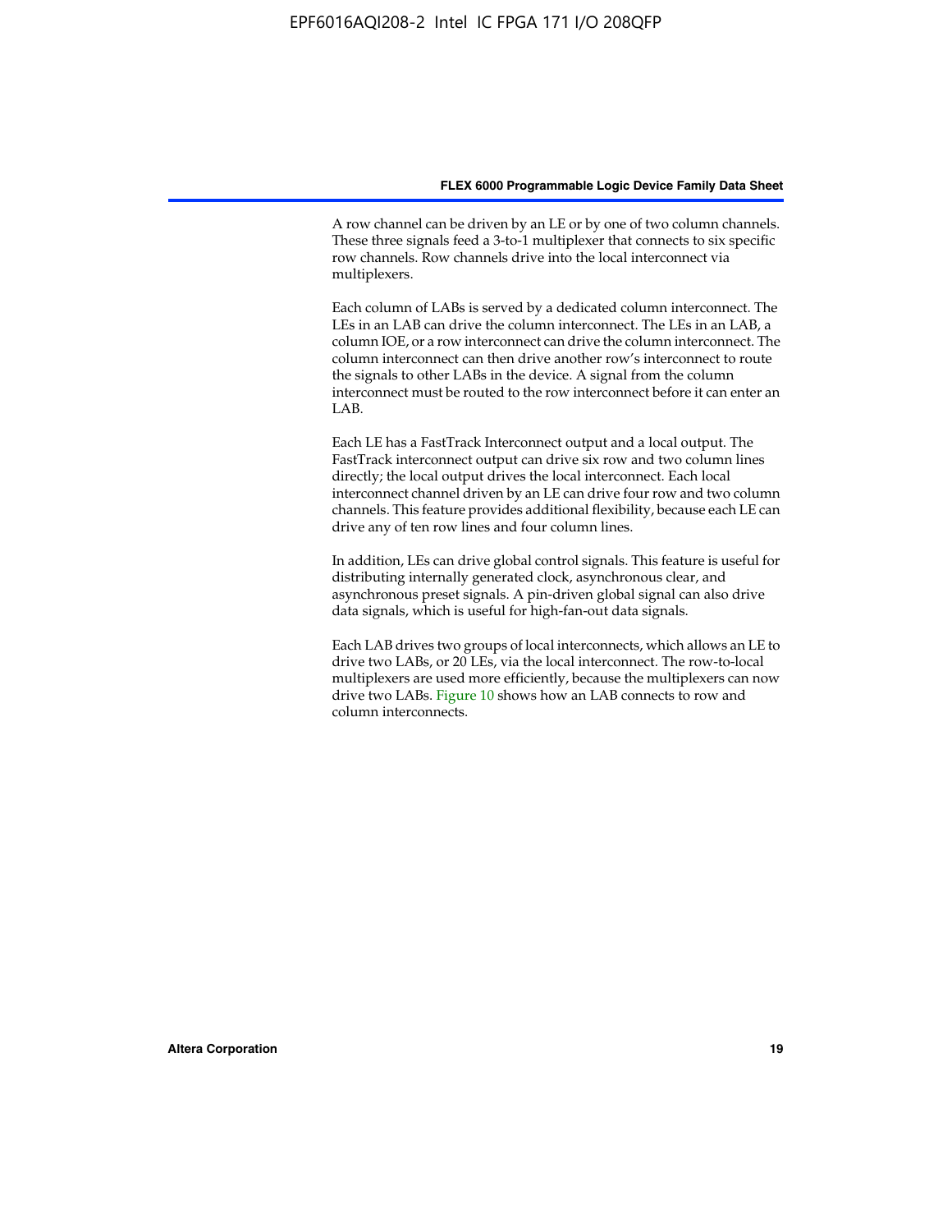A row channel can be driven by an LE or by one of two column channels. These three signals feed a 3-to-1 multiplexer that connects to six specific row channels. Row channels drive into the local interconnect via multiplexers.

Each column of LABs is served by a dedicated column interconnect. The LEs in an LAB can drive the column interconnect. The LEs in an LAB, a column IOE, or a row interconnect can drive the column interconnect. The column interconnect can then drive another row's interconnect to route the signals to other LABs in the device. A signal from the column interconnect must be routed to the row interconnect before it can enter an LAB.

Each LE has a FastTrack Interconnect output and a local output. The FastTrack interconnect output can drive six row and two column lines directly; the local output drives the local interconnect. Each local interconnect channel driven by an LE can drive four row and two column channels. This feature provides additional flexibility, because each LE can drive any of ten row lines and four column lines.

In addition, LEs can drive global control signals. This feature is useful for distributing internally generated clock, asynchronous clear, and asynchronous preset signals. A pin-driven global signal can also drive data signals, which is useful for high-fan-out data signals.

Each LAB drives two groups of local interconnects, which allows an LE to drive two LABs, or 20 LEs, via the local interconnect. The row-to-local multiplexers are used more efficiently, because the multiplexers can now drive two LABs. Figure 10 shows how an LAB connects to row and column interconnects.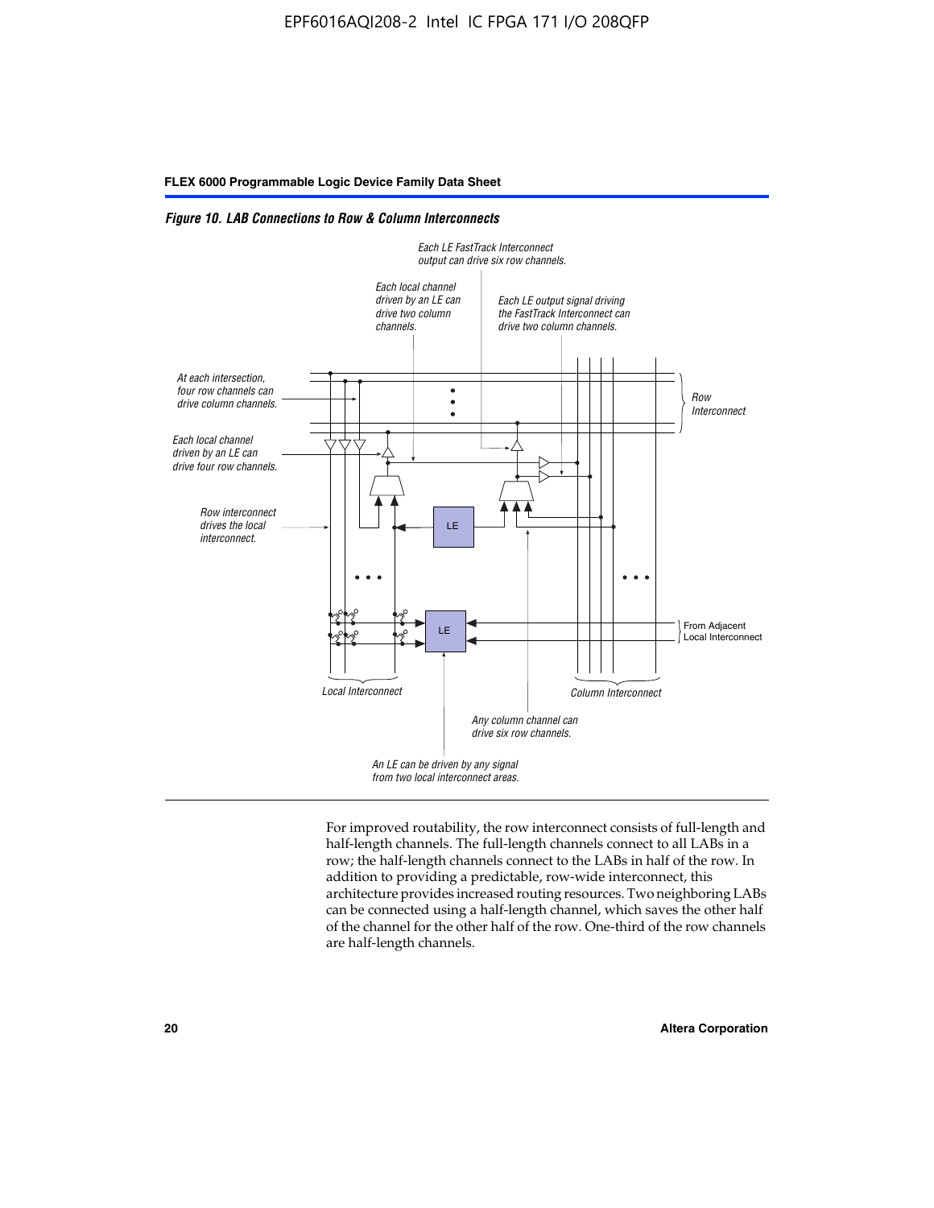*Figure 10. LAB Connections to Row & Column Interconnects*

Each LE FastTrack Interconnect output can drive six row channels.

Each local channel driven by an LE can drive two column channels.

Each LE output signal driving the FastTrack Interconnect can drive two column channels.

At each intersection, four row channels can drive column channels.

Row Interconnect

Each local channel driven by an LE can drive four row channels.

Row interconnect drives the local interconnect.

LE

LE

From Adjacent Local Interconnect

Local Interconnect

Column Interconnect

Any column channel can drive six row channels.

An LE can be driven by any signal from two local interconnect areas.

For improved routability, the row interconnect consists of full-length and half-length channels. The full-length channels connect to all LABs in a row; the half-length channels connect to the LABs in half of the row. In addition to providing a predictable, row-wide interconnect, this architecture provides increased routing resources. Two neighboring LABs can be connected using a half-length channel, which saves the other half of the channel for the other half of the row. One-third of the row channels are half-length channels.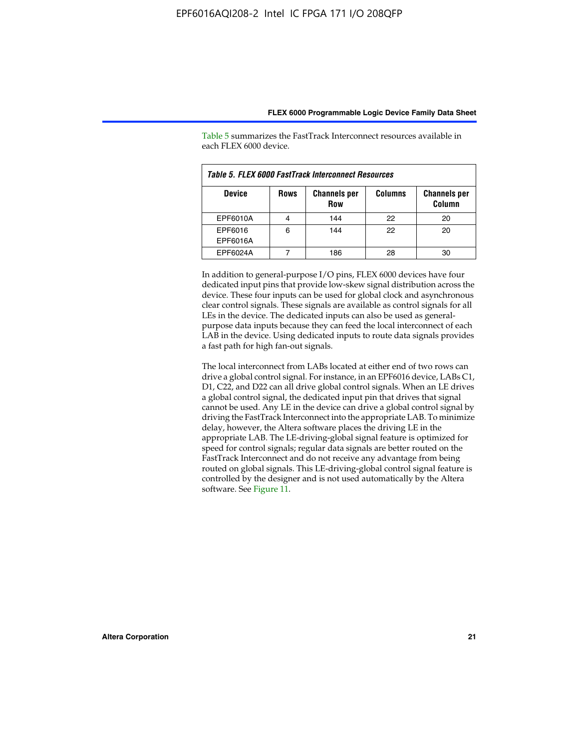Table 5 summarizes the FastTrack Interconnect resources available in each FLEX 6000 device.

*Table 5. FLEX 6000 FastTrack Interconnect Resources*

| Device | Rows | Channels per Row | Columns | Channels per Column |
|---|---|---|---|---|
| EPF6010A | 4 | 144 | 22 | 20 |
| EPF6016 EPF6016A | 6 | 144 | 22 | 20 |
| EPF6024A | 7 | 186 | 28 | 30 |

In addition to general-purpose I/O pins, FLEX 6000 devices have four dedicated input pins that provide low-skew signal distribution across the device. These four inputs can be used for global clock and asynchronous clear control signals. These signals are available as control signals for all LEs in the device. The dedicated inputs can also be used as general-purpose data inputs because they can feed the local interconnect of each LAB in the device. Using dedicated inputs to route data signals provides a fast path for high fan-out signals.

The local interconnect from LABs located at either end of two rows can drive a global control signal. For instance, in an EPF6016 device, LABs C1, D1, C22, and D22 can all drive global control signals. When an LE drives a global control signal, the dedicated input pin that drives that signal cannot be used. Any LE in the device can drive a global control signal by driving the FastTrack Interconnect into the appropriate LAB. To minimize delay, however, the Altera software places the driving LE in the appropriate LAB. The LE-driving-global signal feature is optimized for speed for control signals; regular data signals are better routed on the FastTrack Interconnect and do not receive any advantage from being routed on global signals. This LE-driving-global control signal feature is controlled by the designer and is not used automatically by the Altera software. See Figure 11.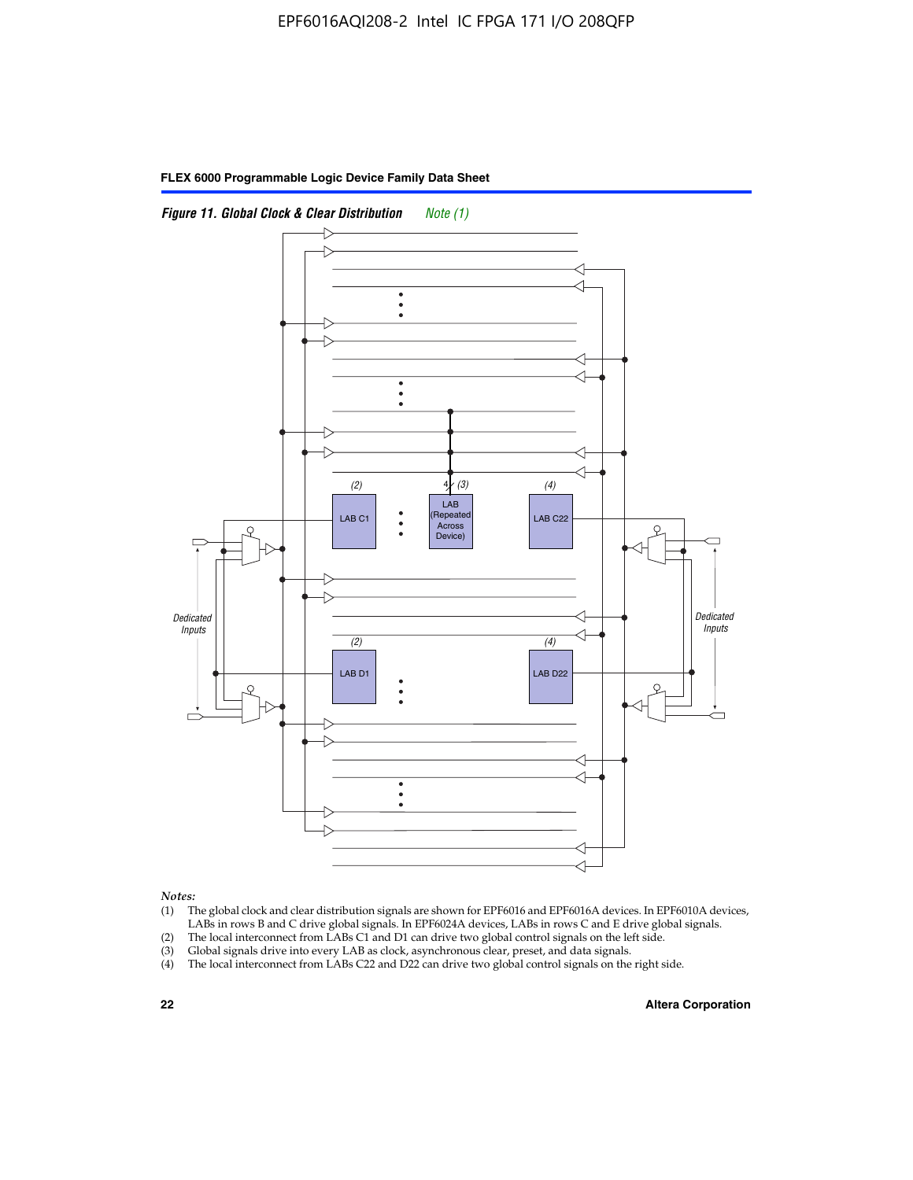*Figure 11. Global Clock & Clear Distribution* *Note (1)*

*Notes:*

(1) The global clock and clear distribution signals are shown for EPF6016 and EPF6016A devices. In EPF6010A devices, LABs in rows B and C drive global signals. In EPF6024A devices, LABs in rows C and E drive global signals.
(2) The local interconnect from LABs C1 and D1 can drive two global control signals on the left side.
(3) Global signals drive into every LAB as clock, asynchronous clear, preset, and data signals.
(4) The local interconnect from LABs C22 and D22 can drive two global control signals on the right side.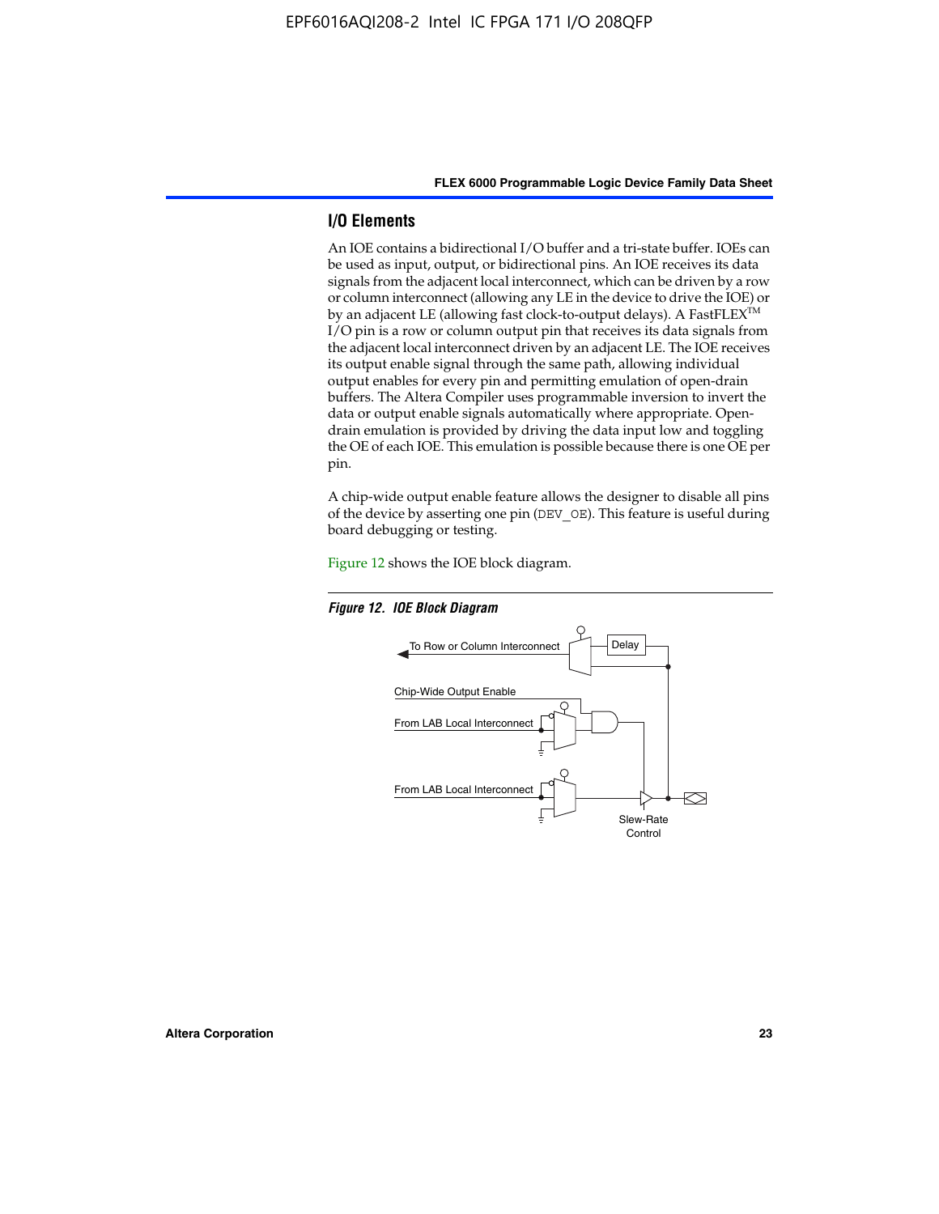## I/O Elements

An IOE contains a bidirectional I/O buffer and a tri-state buffer. IOEs can be used as input, output, or bidirectional pins. An IOE receives its data signals from the adjacent local interconnect, which can be driven by a row or column interconnect (allowing any LE in the device to drive the IOE) or by an adjacent LE (allowing fast clock-to-output delays). A FastFLEX™ I/O pin is a row or column output pin that receives its data signals from the adjacent local interconnect driven by an adjacent LE. The IOE receives its output enable signal through the same path, allowing individual output enables for every pin and permitting emulation of open-drain buffers. The Altera Compiler uses programmable inversion to invert the data or output enable signals automatically where appropriate. Open-drain emulation is provided by driving the data input low and toggling the OE of each IOE. This emulation is possible because there is one OE per pin.

A chip-wide output enable feature allows the designer to disable all pins of the device by asserting one pin (`DEV_OE`). This feature is useful during board debugging or testing.

Figure 12 shows the IOE block diagram.

*Figure 12. IOE Block Diagram*

To Row or Column Interconnect
Delay
Chip-Wide Output Enable
From LAB Local Interconnect
From LAB Local Interconnect
Slew-Rate Control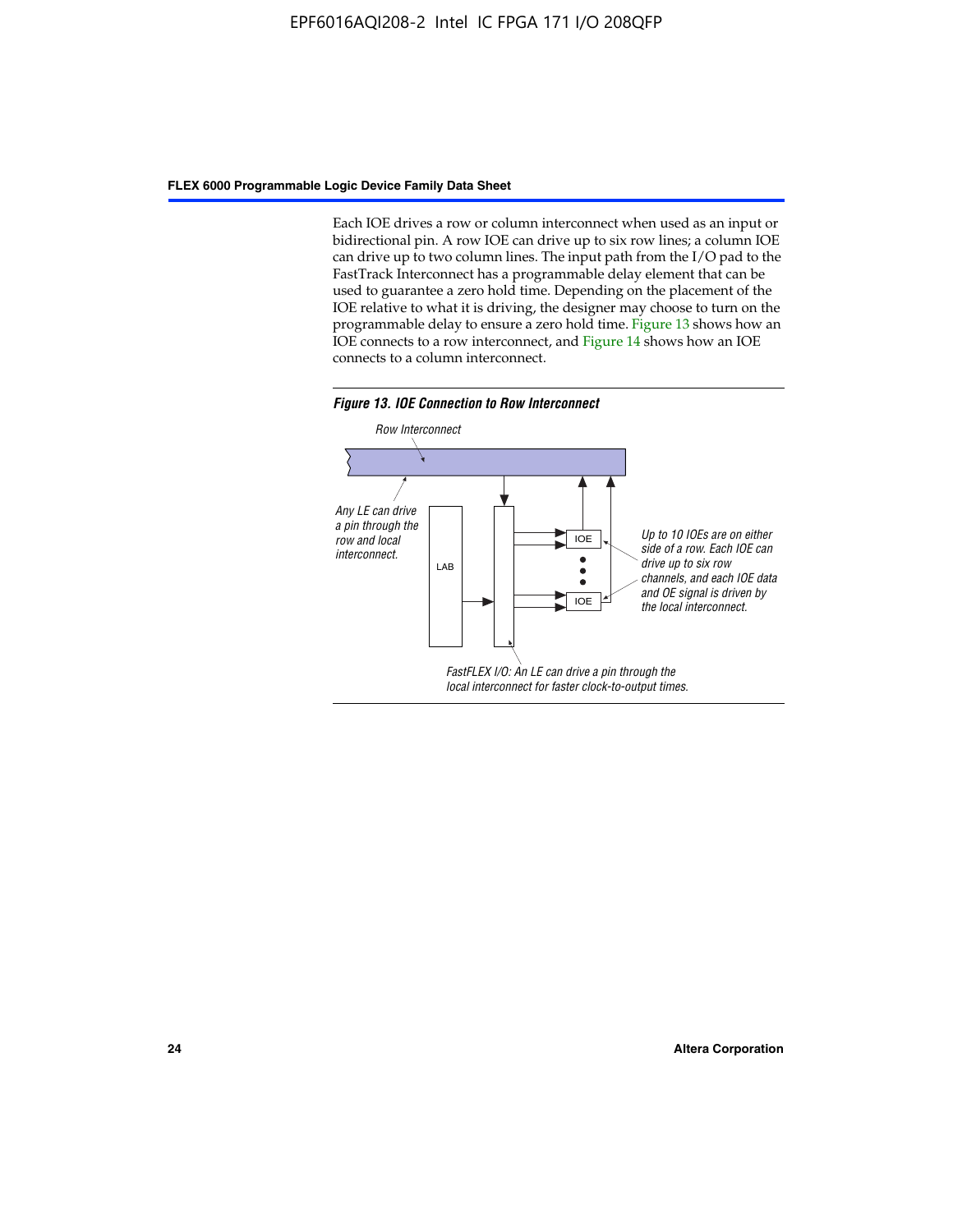Each IOE drives a row or column interconnect when used as an input or bidirectional pin. A row IOE can drive up to six row lines; a column IOE can drive up to two column lines. The input path from the I/O pad to the FastTrack Interconnect has a programmable delay element that can be used to guarantee a zero hold time. Depending on the placement of the IOE relative to what it is driving, the designer may choose to turn on the programmable delay to ensure a zero hold time. Figure 13 shows how an IOE connects to a row interconnect, and Figure 14 shows how an IOE connects to a column interconnect.

***Figure 13. IOE Connection to Row Interconnect***

*Row Interconnect*

*Any LE can drive a pin through the row and local interconnect.*

LAB

IOE

IOE

*Up to 10 IOEs are on either side of a row. Each IOE can drive up to six row channels, and each IOE data and OE signal is driven by the local interconnect.*

*FastFLEX I/O: An LE can drive a pin through the local interconnect for faster clock-to-output times.*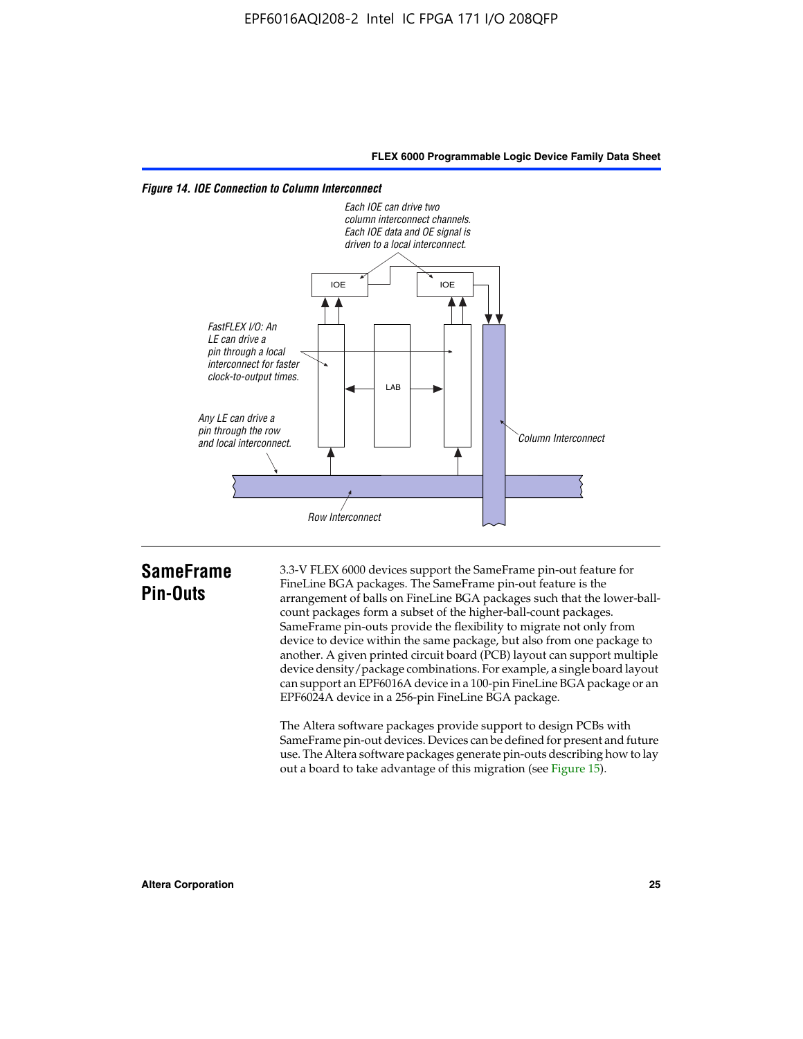*Figure 14. IOE Connection to Column Interconnect*

*Each IOE can drive two column interconnect channels. Each IOE data and OE signal is driven to a local interconnect.*

IOE

IOE

*FastFLEX I/O: An LE can drive a pin through a local interconnect for faster clock-to-output times.*

LAB

*Any LE can drive a pin through the row and local interconnect.*

*Column Interconnect*

*Row Interconnect*

## SameFrame Pin-Outs

3.3-V FLEX 6000 devices support the SameFrame pin-out feature for FineLine BGA packages. The SameFrame pin-out feature is the arrangement of balls on FineLine BGA packages such that the lower-ball-count packages form a subset of the higher-ball-count packages. SameFrame pin-outs provide the flexibility to migrate not only from device to device within the same package, but also from one package to another. A given printed circuit board (PCB) layout can support multiple device density/package combinations. For example, a single board layout can support an EPF6016A device in a 100-pin FineLine BGA package or an EPF6024A device in a 256-pin FineLine BGA package.

The Altera software packages provide support to design PCBs with SameFrame pin-out devices. Devices can be defined for present and future use. The Altera software packages generate pin-outs describing how to lay out a board to take advantage of this migration (see Figure 15).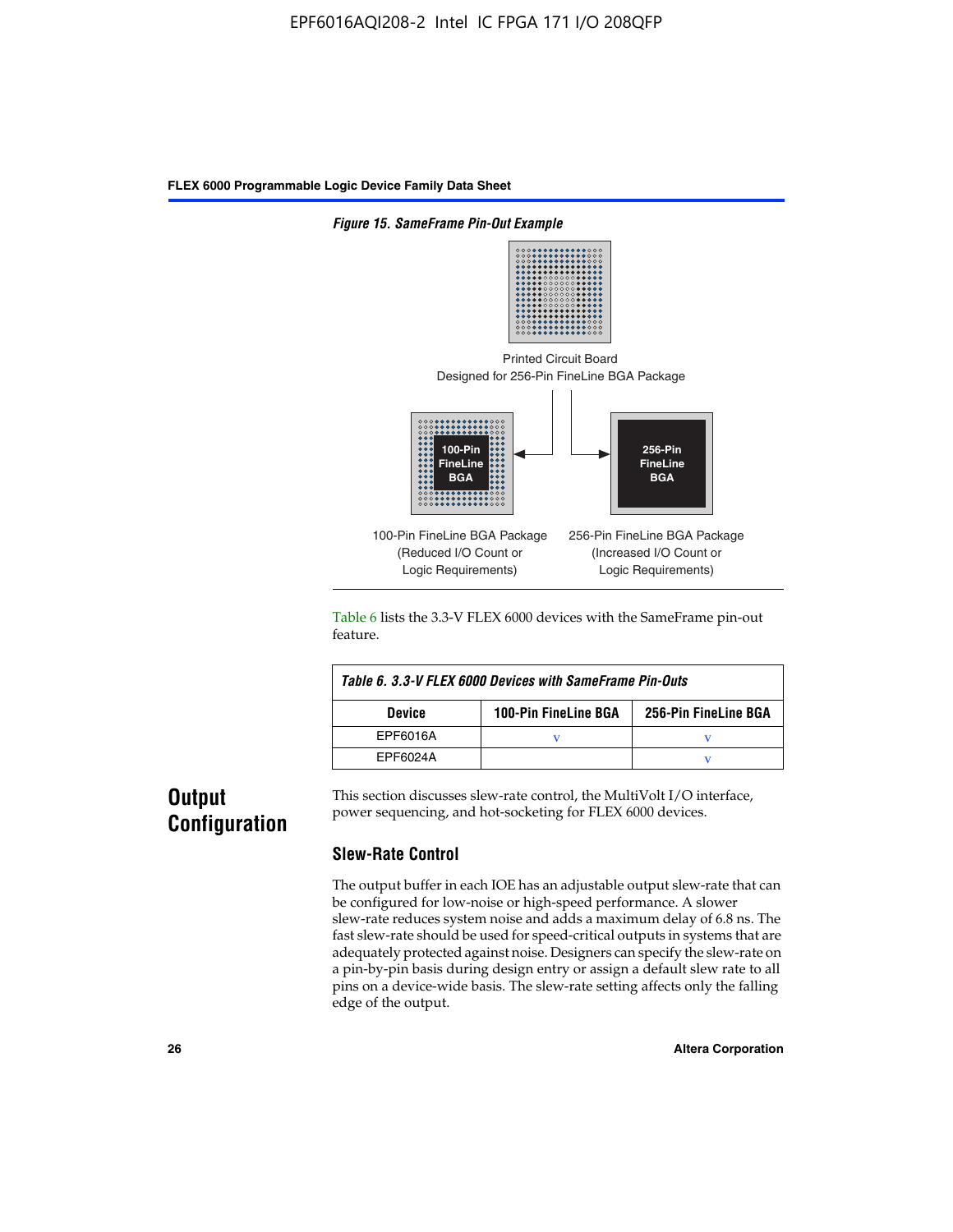*Figure 15. SameFrame Pin-Out Example*

Printed Circuit Board
Designed for 256-Pin FineLine BGA Package

100-Pin FineLine BGA

256-Pin FineLine BGA

100-Pin FineLine BGA Package
(Reduced I/O Count or
Logic Requirements)

256-Pin FineLine BGA Package
(Increased I/O Count or
Logic Requirements)

Table 6 lists the 3.3-V FLEX 6000 devices with the SameFrame pin-out feature.

*Table 6. 3.3-V FLEX 6000 Devices with SameFrame Pin-Outs*

| Device | 100-Pin FineLine BGA | 256-Pin FineLine BGA |
|---|---|---|
| EPF6016A | v | v |
| EPF6024A |  | v |

## Output Configuration

This section discusses slew-rate control, the MultiVolt I/O interface, power sequencing, and hot-socketing for FLEX 6000 devices.

### Slew-Rate Control

The output buffer in each IOE has an adjustable output slew-rate that can be configured for low-noise or high-speed performance. A slower slew-rate reduces system noise and adds a maximum delay of 6.8 ns. The fast slew-rate should be used for speed-critical outputs in systems that are adequately protected against noise. Designers can specify the slew-rate on a pin-by-pin basis during design entry or assign a default slew rate to all pins on a device-wide basis. The slew-rate setting affects only the falling edge of the output.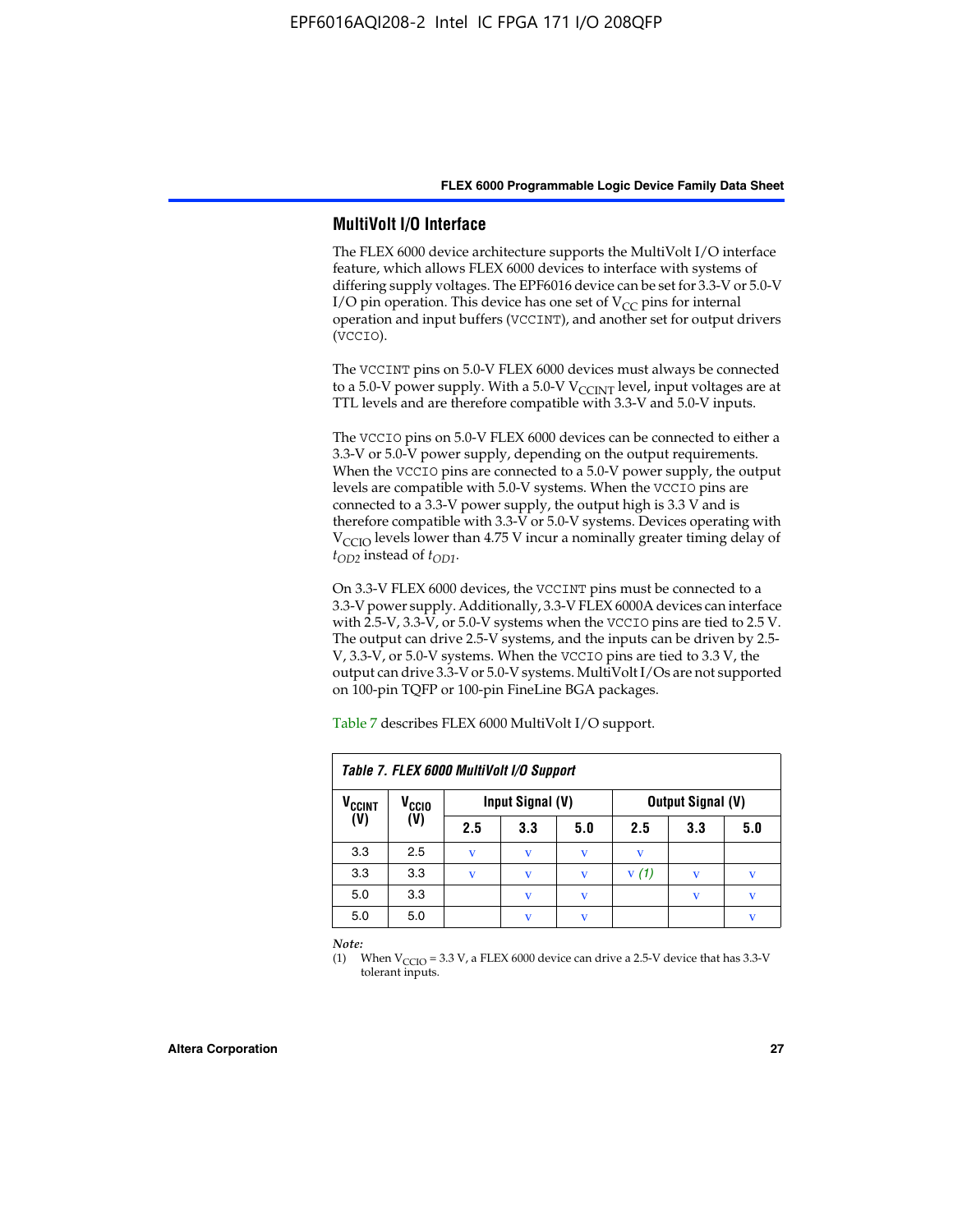## MultiVolt I/O Interface

The FLEX 6000 device architecture supports the MultiVolt I/O interface feature, which allows FLEX 6000 devices to interface with systems of differing supply voltages. The EPF6016 device can be set for 3.3-V or 5.0-V I/O pin operation. This device has one set of $V_{CC}$ pins for internal operation and input buffers (`VCCINT`), and another set for output drivers (`VCCIO`).

The `VCCINT` pins on 5.0-V FLEX 6000 devices must always be connected to a 5.0-V power supply. With a 5.0-V $V_{CCINT}$ level, input voltages are at TTL levels and are therefore compatible with 3.3-V and 5.0-V inputs.

The `VCCIO` pins on 5.0-V FLEX 6000 devices can be connected to either a 3.3-V or 5.0-V power supply, depending on the output requirements. When the `VCCIO` pins are connected to a 5.0-V power supply, the output levels are compatible with 5.0-V systems. When the `VCCIO` pins are connected to a 3.3-V power supply, the output high is 3.3 V and is therefore compatible with 3.3-V or 5.0-V systems. Devices operating with $V_{CCIO}$ levels lower than 4.75 V incur a nominally greater timing delay of $t_{OD2}$ instead of $t_{OD1}$.

On 3.3-V FLEX 6000 devices, the `VCCINT` pins must be connected to a 3.3-V power supply. Additionally, 3.3-V FLEX 6000A devices can interface with 2.5-V, 3.3-V, or 5.0-V systems when the `VCCIO` pins are tied to 2.5 V. The output can drive 2.5-V systems, and the inputs can be driven by 2.5-V, 3.3-V, or 5.0-V systems. When the `VCCIO` pins are tied to 3.3 V, the output can drive 3.3-V or 5.0-V systems. MultiVolt I/Os are not supported on 100-pin TQFP or 100-pin FineLine BGA packages.

Table 7 describes FLEX 6000 MultiVolt I/O support.

**Table 7. FLEX 6000 MultiVolt I/O Support**

| $V_{CCINT}$ (V) | $V_{CCIO}$ (V) | Input Signal (V) | | | Output Signal (V) | | |
|---|---|---|---|---|---|---|---|
| | | 2.5 | 3.3 | 5.0 | 2.5 | 3.3 | 5.0 |
| 3.3 | 2.5 | v | v | v | v | | |
| 3.3 | 3.3 | v | v | v | v *(1)* | v | v |
| 5.0 | 3.3 | | v | v | | v | v |
| 5.0 | 5.0 | | v | v | | | v |

*Note:*

(1) When $V_{CCIO}$ = 3.3 V, a FLEX 6000 device can drive a 2.5-V device that has 3.3-V tolerant inputs.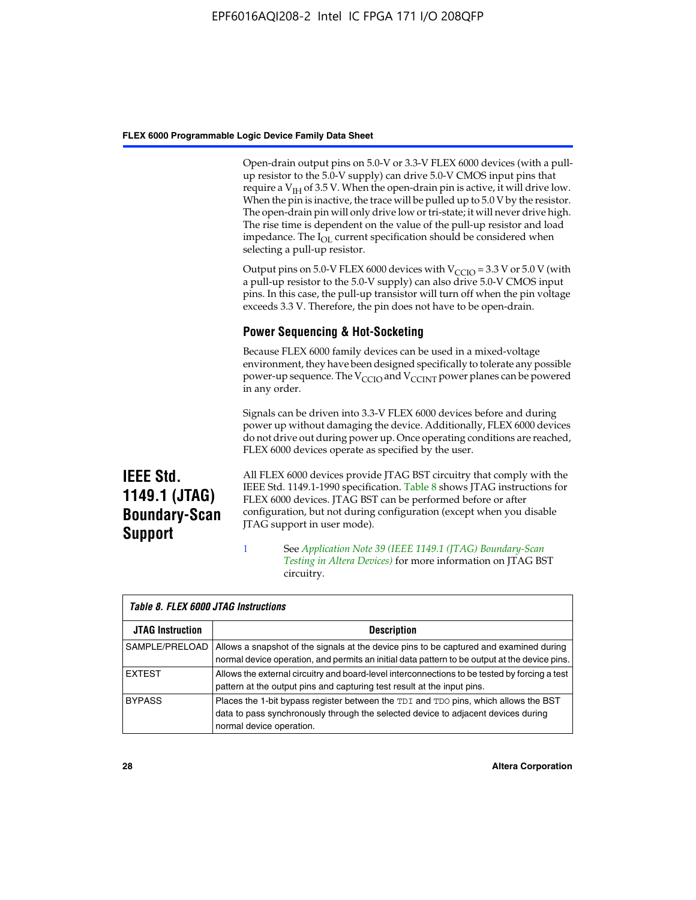Open-drain output pins on 5.0-V or 3.3-V FLEX 6000 devices (with a pull-up resistor to the 5.0-V supply) can drive 5.0-V CMOS input pins that require a $V_{IH}$ of 3.5 V. When the open-drain pin is active, it will drive low. When the pin is inactive, the trace will be pulled up to 5.0 V by the resistor. The open-drain pin will only drive low or tri-state; it will never drive high. The rise time is dependent on the value of the pull-up resistor and load impedance. The $I_{OL}$ current specification should be considered when selecting a pull-up resistor.

Output pins on 5.0-V FLEX 6000 devices with $V_{CCIO}$ = 3.3 V or 5.0 V (with a pull-up resistor to the 5.0-V supply) can also drive 5.0-V CMOS input pins. In this case, the pull-up transistor will turn off when the pin voltage exceeds 3.3 V. Therefore, the pin does not have to be open-drain.

### Power Sequencing & Hot-Socketing

Because FLEX 6000 family devices can be used in a mixed-voltage environment, they have been designed specifically to tolerate any possible power-up sequence. The $V_{CCIO}$ and $V_{CCINT}$ power planes can be powered in any order.

Signals can be driven into 3.3-V FLEX 6000 devices before and during power up without damaging the device. Additionally, FLEX 6000 devices do not drive out during power up. Once operating conditions are reached, FLEX 6000 devices operate as specified by the user.

## IEEE Std. 1149.1 (JTAG) Boundary-Scan Support

All FLEX 6000 devices provide JTAG BST circuitry that comply with the IEEE Std. 1149.1-1990 specification. Table 8 shows JTAG instructions for FLEX 6000 devices. JTAG BST can be performed before or after configuration, but not during configuration (except when you disable JTAG support in user mode).

See *Application Note 39 (IEEE 1149.1 (JTAG) Boundary-Scan Testing in Altera Devices)* for more information on JTAG BST circuitry.

**Table 8. FLEX 6000 JTAG Instructions**

| JTAG Instruction | Description |
|---|---|
| SAMPLE/PRELOAD | Allows a snapshot of the signals at the device pins to be captured and examined during normal device operation, and permits an initial data pattern to be output at the device pins. |
| EXTEST | Allows the external circuitry and board-level interconnections to be tested by forcing a test pattern at the output pins and capturing test result at the input pins. |
| BYPASS | Places the 1-bit bypass register between the TDI and TDO pins, which allows the BST data to pass synchronously through the selected device to adjacent devices during normal device operation. |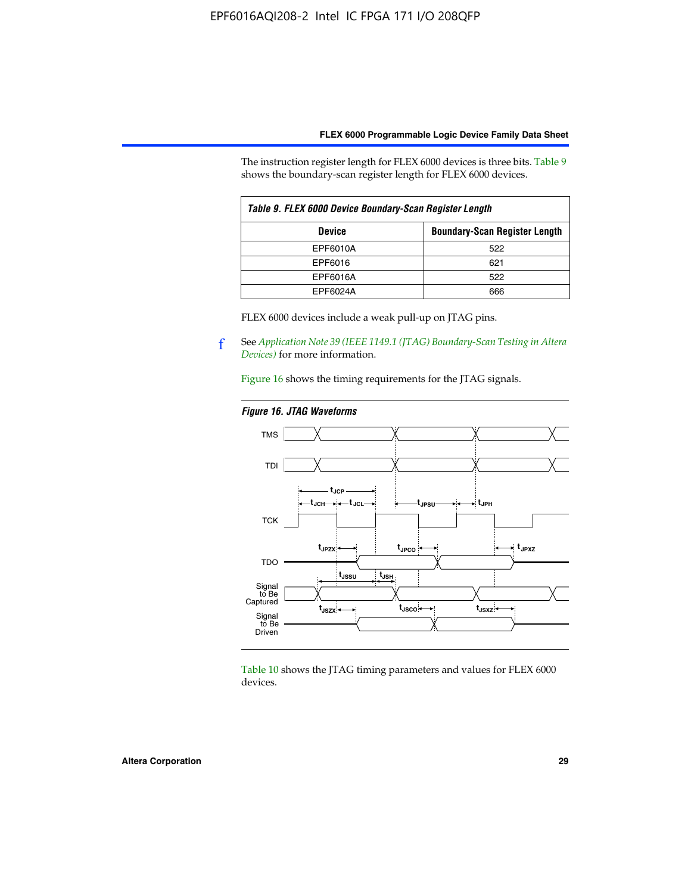The instruction register length for FLEX 6000 devices is three bits. Table 9 shows the boundary-scan register length for FLEX 6000 devices.

*Table 9. FLEX 6000 Device Boundary-Scan Register Length*

| Device | Boundary-Scan Register Length |
|---|---|
| EPF6010A | 522 |
| EPF6016 | 621 |
| EPF6016A | 522 |
| EPF6024A | 666 |

FLEX 6000 devices include a weak pull-up on JTAG pins.

f See *Application Note 39 (IEEE 1149.1 (JTAG) Boundary-Scan Testing in Altera Devices)* for more information.

Figure 16 shows the timing requirements for the JTAG signals.

*Figure 16. JTAG Waveforms*

Table 10 shows the JTAG timing parameters and values for FLEX 6000 devices.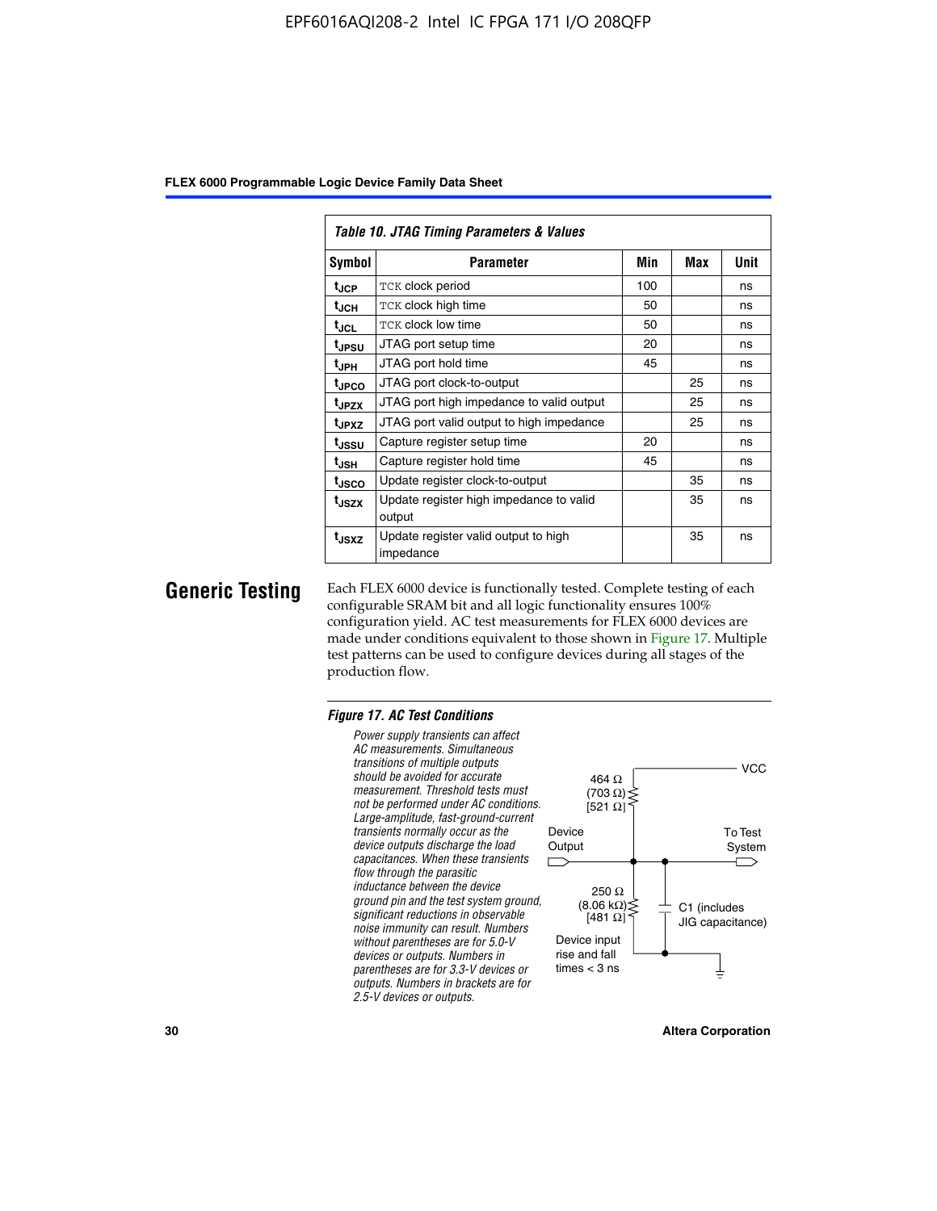*Table 10. JTAG Timing Parameters & Values*

| Symbol | Parameter | Min | Max | Unit |
|---|---|---|---|---|
| $t_{JCP}$ | TCK clock period | 100 | | ns |
| $t_{JCH}$ | TCK clock high time | 50 | | ns |
| $t_{JCL}$ | TCK clock low time | 50 | | ns |
| $t_{JPSU}$ | JTAG port setup time | 20 | | ns |
| $t_{JPH}$ | JTAG port hold time | 45 | | ns |
| $t_{JPCO}$ | JTAG port clock-to-output | | 25 | ns |
| $t_{JPZX}$ | JTAG port high impedance to valid output | | 25 | ns |
| $t_{JPXZ}$ | JTAG port valid output to high impedance | | 25 | ns |
| $t_{JSSU}$ | Capture register setup time | 20 | | ns |
| $t_{JSH}$ | Capture register hold time | 45 | | ns |
| $t_{JSCO}$ | Update register clock-to-output | | 35 | ns |
| $t_{JSZX}$ | Update register high impedance to valid output | | 35 | ns |
| $t_{JSXZ}$ | Update register valid output to high impedance | | 35 | ns |

## Generic Testing

Each FLEX 6000 device is functionally tested. Complete testing of each configurable SRAM bit and all logic functionality ensures 100% configuration yield. AC test measurements for FLEX 6000 devices are made under conditions equivalent to those shown in Figure 17. Multiple test patterns can be used to configure devices during all stages of the production flow.

*Figure 17. AC Test Conditions*

*Power supply transients can affect AC measurements. Simultaneous transitions of multiple outputs should be avoided for accurate measurement. Threshold tests must not be performed under AC conditions. Large-amplitude, fast-ground-current transients normally occur as the device outputs discharge the load capacitances. When these transients flow through the parasitic inductance between the device ground pin and the test system ground, significant reductions in observable noise immunity can result. Numbers without parentheses are for 5.0-V devices or outputs. Numbers in parentheses are for 3.3-V devices or outputs. Numbers in brackets are for 2.5-V devices or outputs.*

VCC

464 Ω (703 Ω) [521 Ω]

Device Output

To Test System

250 Ω (8.06 kΩ) [481 Ω]

C1 (includes JIG capacitance)

Device input rise and fall times < 3 ns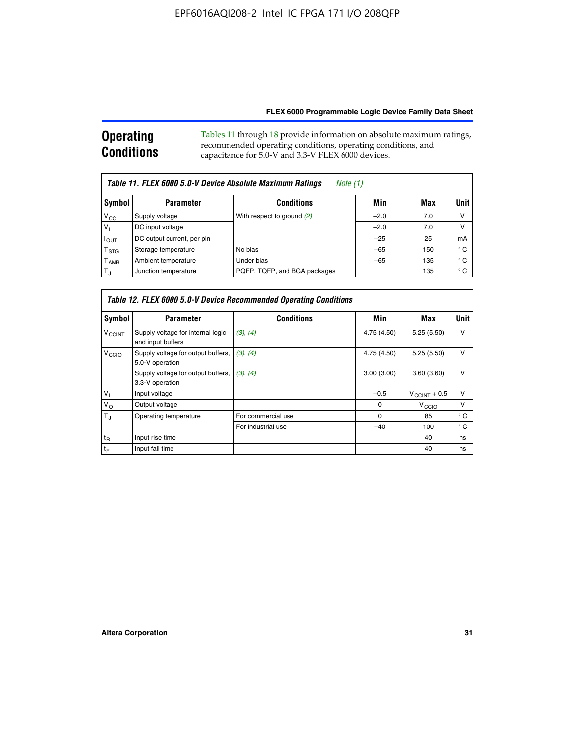## Operating Conditions

Tables 11 through 18 provide information on absolute maximum ratings, recommended operating conditions, operating conditions, and capacitance for 5.0-V and 3.3-V FLEX 6000 devices.

*Table 11. FLEX 6000 5.0-V Device Absolute Maximum Ratings Note (1)*

| Symbol | Parameter | Conditions | Min | Max | Unit |
|---|---|---|---|---|---|
| $V_{CC}$ | Supply voltage | With respect to ground (2) | –2.0 | 7.0 | V |
| $V_I$ | DC input voltage | | –2.0 | 7.0 | V |
| $I_{OUT}$ | DC output current, per pin | | –25 | 25 | mA |
| $T_{STG}$ | Storage temperature | No bias | –65 | 150 | ° C |
| $T_{AMB}$ | Ambient temperature | Under bias | –65 | 135 | ° C |
| $T_J$ | Junction temperature | PQFP, TQFP, and BGA packages | | 135 | ° C |

*Table 12. FLEX 6000 5.0-V Device Recommended Operating Conditions*

| Symbol | Parameter | Conditions | Min | Max | Unit |
|---|---|---|---|---|---|
| $V_{CCINT}$ | Supply voltage for internal logic and input buffers | (3), (4) | 4.75 (4.50) | 5.25 (5.50) | V |
| $V_{CCIO}$ | Supply voltage for output buffers, 5.0-V operation | (3), (4) | 4.75 (4.50) | 5.25 (5.50) | V |
| | Supply voltage for output buffers, 3.3-V operation | (3), (4) | 3.00 (3.00) | 3.60 (3.60) | V |
| $V_I$ | Input voltage | | –0.5 | $V_{CCINT}$ + 0.5 | V |
| $V_O$ | Output voltage | | 0 | $V_{CCIO}$ | V |
| $T_J$ | Operating temperature | For commercial use | 0 | 85 | ° C |
| | | For industrial use | –40 | 100 | ° C |
| $t_R$ | Input rise time | | | 40 | ns |
| $t_F$ | Input fall time | | | 40 | ns |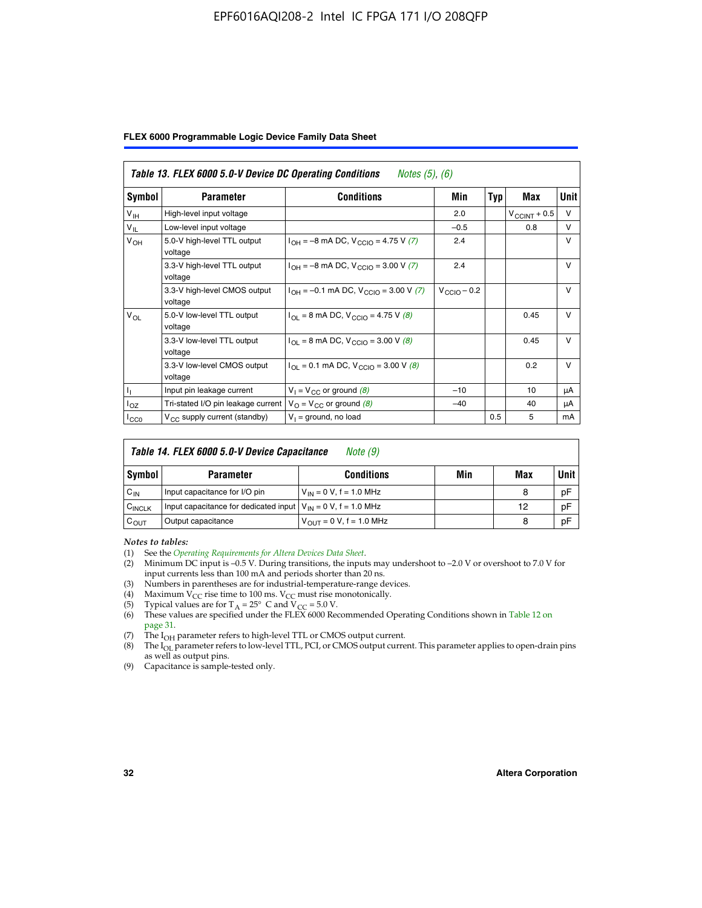**Table 13. FLEX 6000 5.0-V Device DC Operating Conditions** *Notes (5), (6)*

| Symbol | Parameter | Conditions | Min | Typ | Max | Unit |
|---|---|---|---|---|---|---|
| $V_{IH}$ | High-level input voltage | | 2.0 | | $V_{CCINT}$ + 0.5 | V |
| $V_{IL}$ | Low-level input voltage | | –0.5 | | 0.8 | V |
| $V_{OH}$ | 5.0-V high-level TTL output voltage | $I_{OH}$ = –8 mA DC, $V_{CCIO}$ = 4.75 V *(7)* | 2.4 | | | V |
| | 3.3-V high-level TTL output voltage | $I_{OH}$ = –8 mA DC, $V_{CCIO}$ = 3.00 V *(7)* | 2.4 | | | V |
| | 3.3-V high-level CMOS output voltage | $I_{OH}$ = –0.1 mA DC, $V_{CCIO}$ = 3.00 V *(7)* | $V_{CCIO}$ – 0.2 | | | V |
| $V_{OL}$ | 5.0-V low-level TTL output voltage | $I_{OL}$ = 8 mA DC, $V_{CCIO}$ = 4.75 V *(8)* | | | 0.45 | V |
| | 3.3-V low-level TTL output voltage | $I_{OL}$ = 8 mA DC, $V_{CCIO}$ = 3.00 V *(8)* | | | 0.45 | V |
| | 3.3-V low-level CMOS output voltage | $I_{OL}$ = 0.1 mA DC, $V_{CCIO}$ = 3.00 V *(8)* | | | 0.2 | V |
| $I_I$ | Input pin leakage current | $V_I$ = $V_{CC}$ or ground *(8)* | –10 | | 10 | µA |
| $I_{OZ}$ | Tri-stated I/O pin leakage current | $V_O$ = $V_{CC}$ or ground *(8)* | –40 | | 40 | µA |
| $I_{CC0}$ | $V_{CC}$ supply current (standby) | $V_I$ = ground, no load | | 0.5 | 5 | mA |

**Table 14. FLEX 6000 5.0-V Device Capacitance** *Note (9)*

| Symbol | Parameter | Conditions | Min | Max | Unit |
|---|---|---|---|---|---|
| $C_{IN}$ | Input capacitance for I/O pin | $V_{IN}$ = 0 V, f = 1.0 MHz | | 8 | pF |
| $C_{INCLK}$ | Input capacitance for dedicated input | $V_{IN}$ = 0 V, f = 1.0 MHz | | 12 | pF |
| $C_{OUT}$ | Output capacitance | $V_{OUT}$ = 0 V, f = 1.0 MHz | | 8 | pF |

*Notes to tables:*

(1) See the *Operating Requirements for Altera Devices Data Sheet*.
(2) Minimum DC input is –0.5 V. During transitions, the inputs may undershoot to –2.0 V or overshoot to 7.0 V for input currents less than 100 mA and periods shorter than 20 ns.
(3) Numbers in parentheses are for industrial-temperature-range devices.
(4) Maximum $V_{CC}$ rise time to 100 ms. $V_{CC}$ must rise monotonically.
(5) Typical values are for $T_A$ = 25° C and $V_{CC}$ = 5.0 V.
(6) These values are specified under the FLEX 6000 Recommended Operating Conditions shown in Table 12 on page 31.
(7) The $I_{OH}$ parameter refers to high-level TTL or CMOS output current.
(8) The $I_{OL}$ parameter refers to low-level TTL, PCI, or CMOS output current. This parameter applies to open-drain pins as well as output pins.
(9) Capacitance is sample-tested only.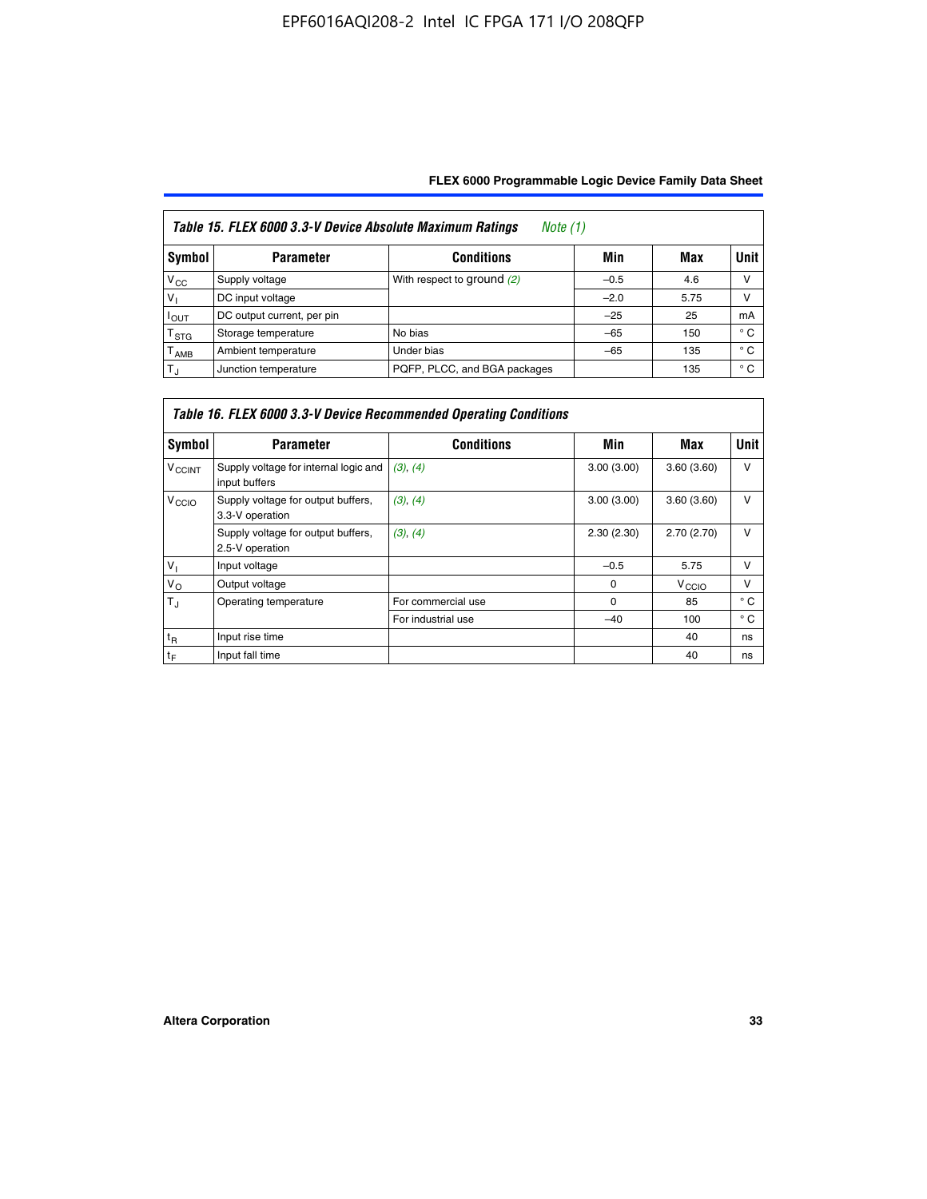**Table 15. FLEX 6000 3.3-V Device Absolute Maximum Ratings** *Note (1)*

| Symbol | Parameter | Conditions | Min | Max | Unit |
|---|---|---|---|---|---|
| $V_{CC}$ | Supply voltage | With respect to ground *(2)* | –0.5 | 4.6 | V |
| $V_I$ | DC input voltage | | –2.0 | 5.75 | V |
| $I_{OUT}$ | DC output current, per pin | | –25 | 25 | mA |
| $T_{STG}$ | Storage temperature | No bias | –65 | 150 | ° C |
| $T_{AMB}$ | Ambient temperature | Under bias | –65 | 135 | ° C |
| $T_J$ | Junction temperature | PQFP, PLCC, and BGA packages | | 135 | ° C |

**Table 16. FLEX 6000 3.3-V Device Recommended Operating Conditions**

| Symbol | Parameter | Conditions | Min | Max | Unit |
|---|---|---|---|---|---|
| $V_{CCINT}$ | Supply voltage for internal logic and input buffers | *(3), (4)* | 3.00 (3.00) | 3.60 (3.60) | V |
| $V_{CCIO}$ | Supply voltage for output buffers, 3.3-V operation | *(3), (4)* | 3.00 (3.00) | 3.60 (3.60) | V |
| | Supply voltage for output buffers, 2.5-V operation | *(3), (4)* | 2.30 (2.30) | 2.70 (2.70) | V |
| $V_I$ | Input voltage | | –0.5 | 5.75 | V |
| $V_O$ | Output voltage | | 0 | $V_{CCIO}$ | V |
| $T_J$ | Operating temperature | For commercial use | 0 | 85 | ° C |
| | | For industrial use | –40 | 100 | ° C |
| $t_R$ | Input rise time | | | 40 | ns |
| $t_F$ | Input fall time | | | 40 | ns |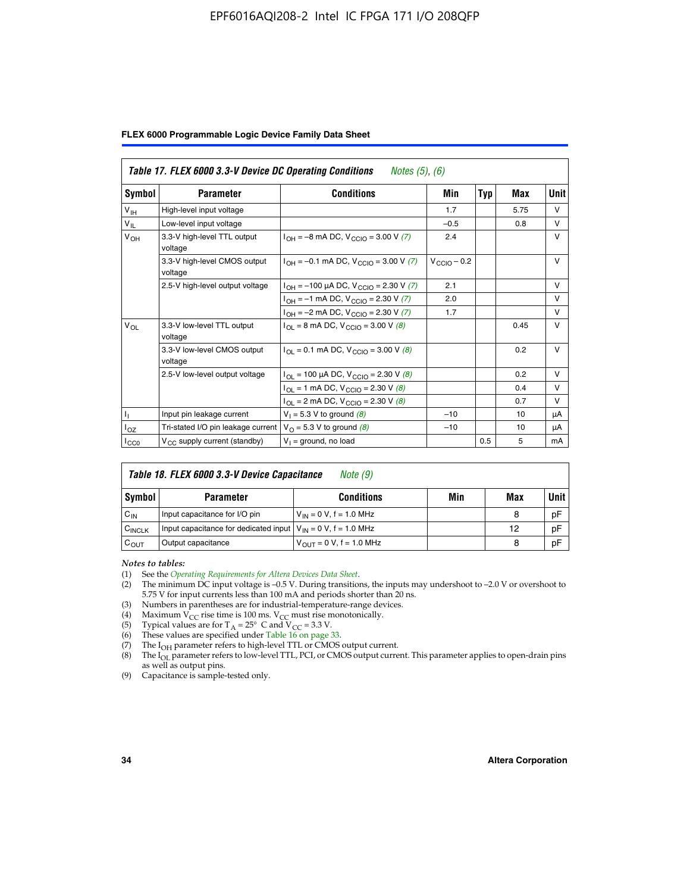**Table 17. FLEX 6000 3.3-V Device DC Operating Conditions** *Notes (5), (6)*

| Symbol | Parameter | Conditions | Min | Typ | Max | Unit |
|---|---|---|---|---|---|---|
| $V_{IH}$ | High-level input voltage | | 1.7 | | 5.75 | V |
| $V_{IL}$ | Low-level input voltage | | –0.5 | | 0.8 | V |
| $V_{OH}$ | 3.3-V high-level TTL output voltage | $I_{OH}$ = –8 mA DC, $V_{CCIO}$ = 3.00 V *(7)* | 2.4 | | | V |
| | 3.3-V high-level CMOS output voltage | $I_{OH}$ = –0.1 mA DC, $V_{CCIO}$ = 3.00 V *(7)* | $V_{CCIO}$ – 0.2 | | | V |
| | 2.5-V high-level output voltage | $I_{OH}$ = –100 µA DC, $V_{CCIO}$ = 2.30 V *(7)* | 2.1 | | | V |
| | | $I_{OH}$ = –1 mA DC, $V_{CCIO}$ = 2.30 V *(7)* | 2.0 | | | V |
| | | $I_{OH}$ = –2 mA DC, $V_{CCIO}$ = 2.30 V *(7)* | 1.7 | | | V |
| $V_{OL}$ | 3.3-V low-level TTL output voltage | $I_{OL}$ = 8 mA DC, $V_{CCIO}$ = 3.00 V *(8)* | | | 0.45 | V |
| | 3.3-V low-level CMOS output voltage | $I_{OL}$ = 0.1 mA DC, $V_{CCIO}$ = 3.00 V *(8)* | | | 0.2 | V |
| | 2.5-V low-level output voltage | $I_{OL}$ = 100 µA DC, $V_{CCIO}$ = 2.30 V *(8)* | | | 0.2 | V |
| | | $I_{OL}$ = 1 mA DC, $V_{CCIO}$ = 2.30 V *(8)* | | | 0.4 | V |
| | | $I_{OL}$ = 2 mA DC, $V_{CCIO}$ = 2.30 V *(8)* | | | 0.7 | V |
| $I_I$ | Input pin leakage current | $V_I$ = 5.3 V to ground *(8)* | –10 | | 10 | µA |
| $I_{OZ}$ | Tri-stated I/O pin leakage current | $V_O$ = 5.3 V to ground *(8)* | –10 | | 10 | µA |
| $I_{CC0}$ | $V_{CC}$ supply current (standby) | $V_I$ = ground, no load | | 0.5 | 5 | mA |

**Table 18. FLEX 6000 3.3-V Device Capacitance** *Note (9)*

| Symbol | Parameter | Conditions | Min | Max | Unit |
|---|---|---|---|---|---|
| $C_{IN}$ | Input capacitance for I/O pin | $V_{IN}$ = 0 V, f = 1.0 MHz | | 8 | pF |
| $C_{INCLK}$ | Input capacitance for dedicated input | $V_{IN}$ = 0 V, f = 1.0 MHz | | 12 | pF |
| $C_{OUT}$ | Output capacitance | $V_{OUT}$ = 0 V, f = 1.0 MHz | | 8 | pF |

*Notes to tables:*

(1) See the *Operating Requirements for Altera Devices Data Sheet*.
(2) The minimum DC input voltage is –0.5 V. During transitions, the inputs may undershoot to –2.0 V or overshoot to 5.75 V for input currents less than 100 mA and periods shorter than 20 ns.
(3) Numbers in parentheses are for industrial-temperature-range devices.
(4) Maximum $V_{CC}$ rise time is 100 ms. $V_{CC}$ must rise monotonically.
(5) Typical values are for $T_A$ = 25° C and $V_{CC}$ = 3.3 V.
(6) These values are specified under Table 16 on page 33.
(7) The $I_{OH}$ parameter refers to high-level TTL or CMOS output current.
(8) The $I_{OL}$ parameter refers to low-level TTL, PCI, or CMOS output current. This parameter applies to open-drain pins as well as output pins.
(9) Capacitance is sample-tested only.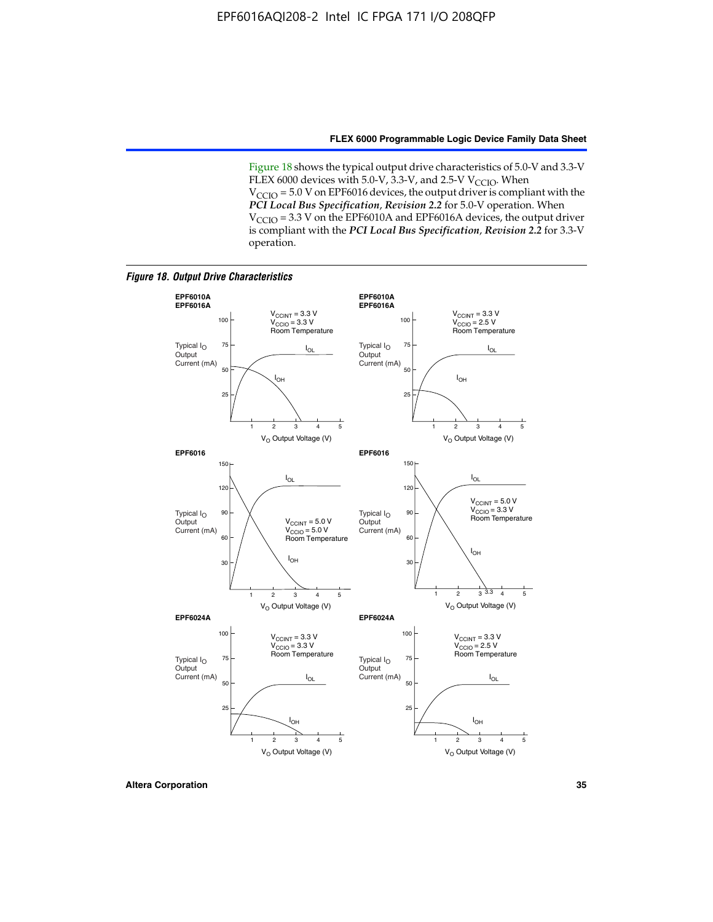Figure 18 shows the typical output drive characteristics of 5.0-V and 3.3-V FLEX 6000 devices with 5.0-V, 3.3-V, and 2.5-V $V_{CCIO}$. When $V_{CCIO}$ = 5.0 V on EPF6016 devices, the output driver is compliant with the ***PCI Local Bus Specification*, *Revision 2.2*** for 5.0-V operation. When $V_{CCIO}$ = 3.3 V on the EPF6010A and EPF6016A devices, the output driver is compliant with the ***PCI Local Bus Specification*, *Revision 2.2*** for 3.3-V operation.

***Figure 18. Output Drive Characteristics***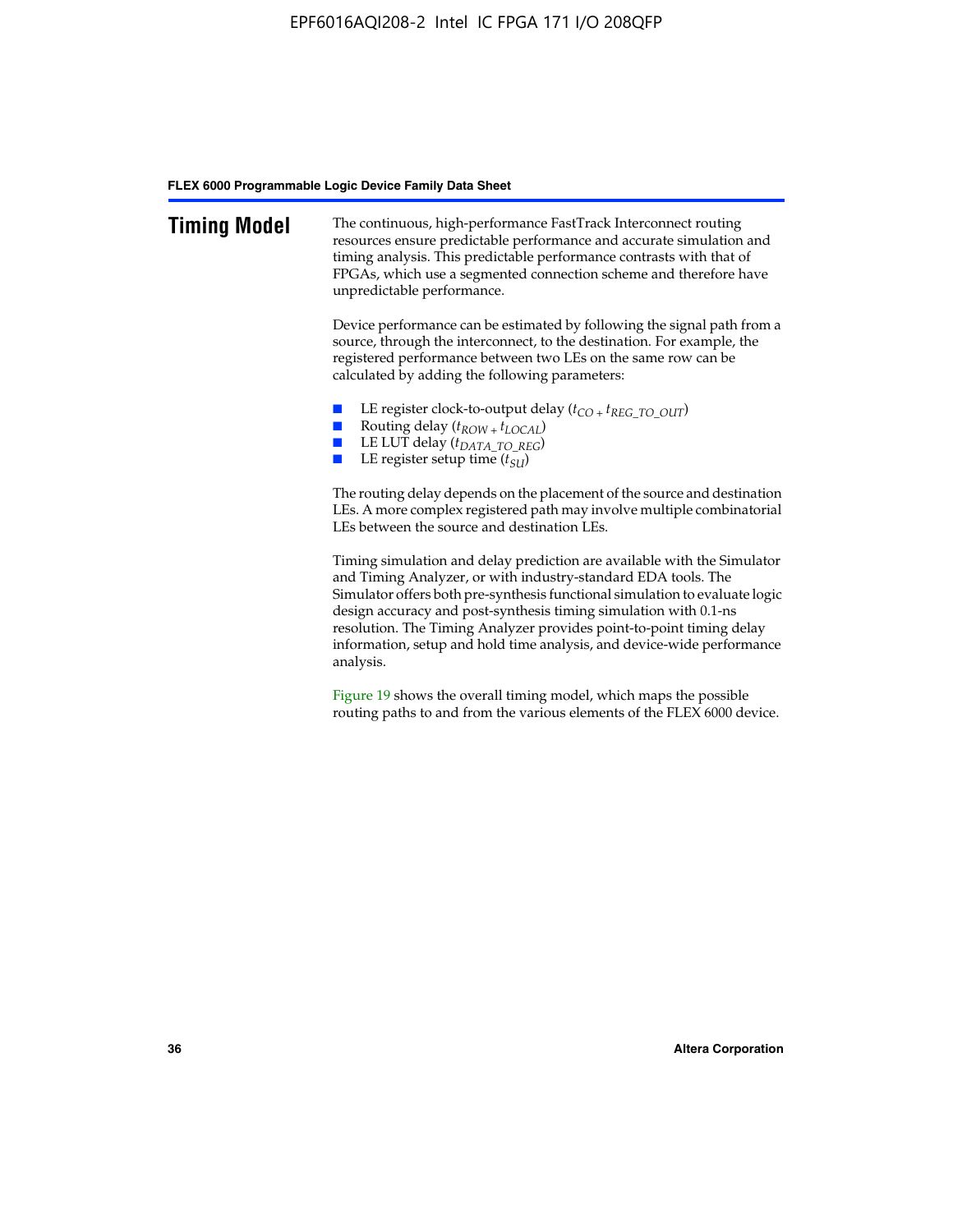# Timing Model

The continuous, high-performance FastTrack Interconnect routing resources ensure predictable performance and accurate simulation and timing analysis. This predictable performance contrasts with that of FPGAs, which use a segmented connection scheme and therefore have unpredictable performance.

Device performance can be estimated by following the signal path from a source, through the interconnect, to the destination. For example, the registered performance between two LEs on the same row can be calculated by adding the following parameters:

- LE register clock-to-output delay ($t_{CO} + t_{REG\_TO\_OUT}$)
- Routing delay ($t_{ROW} + t_{LOCAL}$)
- LE LUT delay ($t_{DATA\_TO\_REG}$)
- LE register setup time ($t_{SU}$)

The routing delay depends on the placement of the source and destination LEs. A more complex registered path may involve multiple combinatorial LEs between the source and destination LEs.

Timing simulation and delay prediction are available with the Simulator and Timing Analyzer, or with industry-standard EDA tools. The Simulator offers both pre-synthesis functional simulation to evaluate logic design accuracy and post-synthesis timing simulation with 0.1-ns resolution. The Timing Analyzer provides point-to-point timing delay information, setup and hold time analysis, and device-wide performance analysis.

Figure 19 shows the overall timing model, which maps the possible routing paths to and from the various elements of the FLEX 6000 device.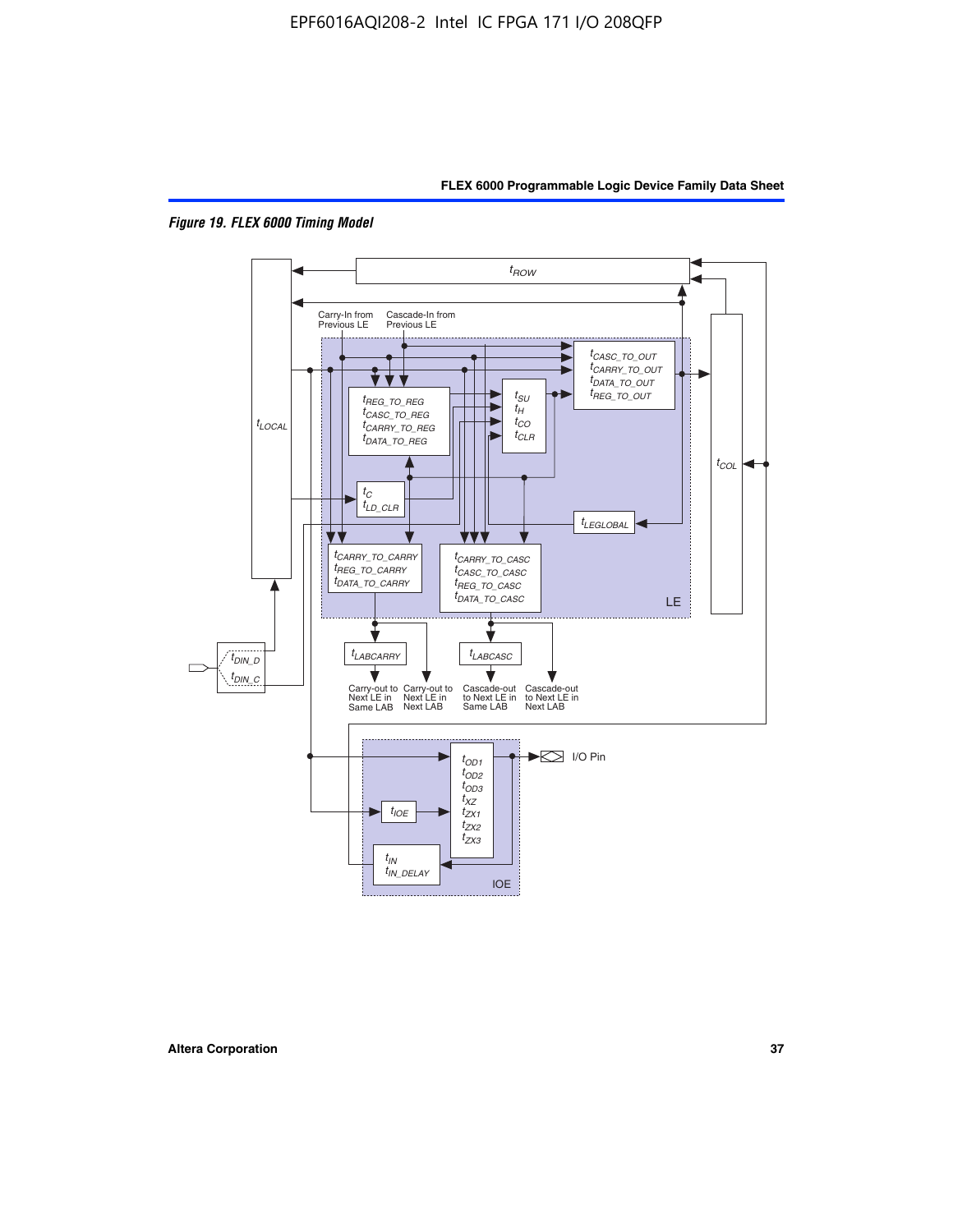*Figure 19. FLEX 6000 Timing Model*

$t_{ROW}$

Carry-In from Previous LE

Cascade-In from Previous LE

$t_{LOCAL}$

$t_{CASC\_TO\_OUT}$
$t_{CARRY\_TO\_OUT}$
$t_{DATA\_TO\_OUT}$
$t_{REG\_TO\_OUT}$

$t_{REG\_TO\_REG}$
$t_{CASC\_TO\_REG}$
$t_{CARRY\_TO\_REG}$
$t_{DATA\_TO\_REG}$

$t_{SU}$
$t_{H}$
$t_{CO}$
$t_{CLR}$

$t_{C}$
$t_{LD\_CLR}$

$t_{COL}$

$t_{LEGLOBAL}$

$t_{CARRY\_TO\_CARRY}$
$t_{REG\_TO\_CARRY}$
$t_{DATA\_TO\_CARRY}$

$t_{CARRY\_TO\_CASC}$
$t_{CASC\_TO\_CASC}$
$t_{REG\_TO\_CASC}$
$t_{DATA\_TO\_CASC}$

LE

$t_{DIN\_D}$
$t_{DIN\_C}$

$t_{LABCARRY}$

$t_{LABCASC}$

Carry-out to Next LE in Same LAB

Carry-out to Next LE in Next LAB

Cascade-out to Next LE in Same LAB

Cascade-out to Next LE in Next LAB

$t_{OD1}$
$t_{OD2}$
$t_{OD3}$
$t_{XZ}$
$t_{ZX1}$
$t_{ZX2}$
$t_{ZX3}$

I/O Pin

$t_{IOE}$

$t_{IN}$
$t_{IN\_DELAY}$

IOE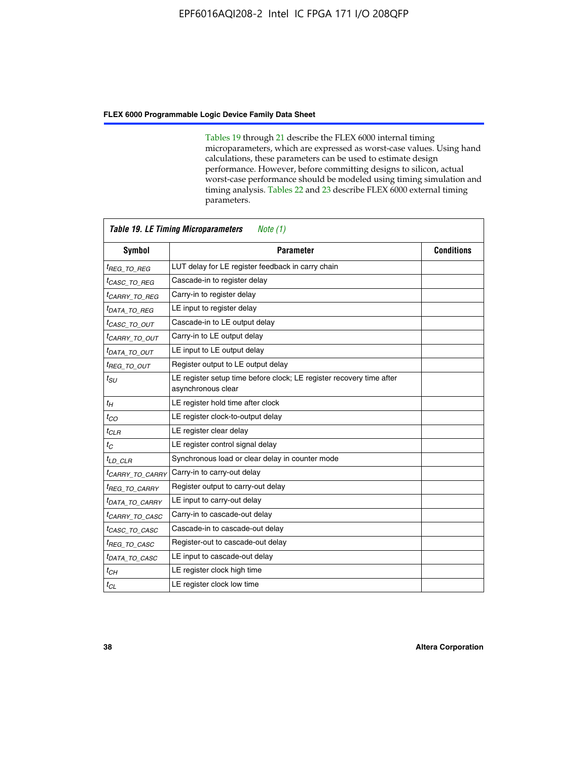Tables 19 through 21 describe the FLEX 6000 internal timing microparameters, which are expressed as worst-case values. Using hand calculations, these parameters can be used to estimate design performance. However, before committing designs to silicon, actual worst-case performance should be modeled using timing simulation and timing analysis. Tables 22 and 23 describe FLEX 6000 external timing parameters.

| ***Table 19. LE Timing Microparameters*** *Note (1)* | | |
|---|---|---|
| **Symbol** | **Parameter** | **Conditions** |
| $t_{REG\_TO\_REG}$ | LUT delay for LE register feedback in carry chain | |
| $t_{CASC\_TO\_REG}$ | Cascade-in to register delay | |
| $t_{CARRY\_TO\_REG}$ | Carry-in to register delay | |
| $t_{DATA\_TO\_REG}$ | LE input to register delay | |
| $t_{CASC\_TO\_OUT}$ | Cascade-in to LE output delay | |
| $t_{CARRY\_TO\_OUT}$ | Carry-in to LE output delay | |
| $t_{DATA\_TO\_OUT}$ | LE input to LE output delay | |
| $t_{REG\_TO\_OUT}$ | Register output to LE output delay | |
| $t_{SU}$ | LE register setup time before clock; LE register recovery time after asynchronous clear | |
| $t_H$ | LE register hold time after clock | |
| $t_{CO}$ | LE register clock-to-output delay | |
| $t_{CLR}$ | LE register clear delay | |
| $t_C$ | LE register control signal delay | |
| $t_{LD\_CLR}$ | Synchronous load or clear delay in counter mode | |
| $t_{CARRY\_TO\_CARRY}$ | Carry-in to carry-out delay | |
| $t_{REG\_TO\_CARRY}$ | Register output to carry-out delay | |
| $t_{DATA\_TO\_CARRY}$ | LE input to carry-out delay | |
| $t_{CARRY\_TO\_CASC}$ | Carry-in to cascade-out delay | |
| $t_{CASC\_TO\_CASC}$ | Cascade-in to cascade-out delay | |
| $t_{REG\_TO\_CASC}$ | Register-out to cascade-out delay | |
| $t_{DATA\_TO\_CASC}$ | LE input to cascade-out delay | |
| $t_{CH}$ | LE register clock high time | |
| $t_{CL}$ | LE register clock low time | |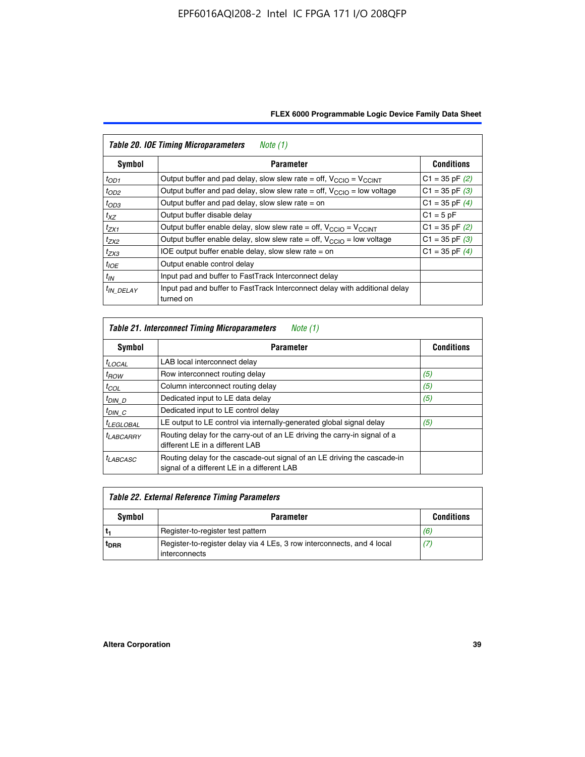**Table 20. IOE Timing Microparameters** *Note (1)*

| Symbol | Parameter | Conditions |
|---|---|---|
| $t_{OD1}$ | Output buffer and pad delay, slow slew rate = off, $V_{CCIO}$ = $V_{CCINT}$ | C1 = 35 pF *(2)* |
| $t_{OD2}$ | Output buffer and pad delay, slow slew rate = off, $V_{CCIO}$ = low voltage | C1 = 35 pF *(3)* |
| $t_{OD3}$ | Output buffer and pad delay, slow slew rate = on | C1 = 35 pF *(4)* |
| $t_{XZ}$ | Output buffer disable delay | C1 = 5 pF |
| $t_{ZX1}$ | Output buffer enable delay, slow slew rate = off, $V_{CCIO}$ = $V_{CCINT}$ | C1 = 35 pF *(2)* |
| $t_{ZX2}$ | Output buffer enable delay, slow slew rate = off, $V_{CCIO}$ = low voltage | C1 = 35 pF *(3)* |
| $t_{ZX3}$ | IOE output buffer enable delay, slow slew rate = on | C1 = 35 pF *(4)* |
| $t_{IOE}$ | Output enable control delay | |
| $t_{IN}$ | Input pad and buffer to FastTrack Interconnect delay | |
| $t_{IN\_DELAY}$ | Input pad and buffer to FastTrack Interconnect delay with additional delay turned on | |

**Table 21. Interconnect Timing Microparameters** *Note (1)*

| Symbol | Parameter | Conditions |
|---|---|---|
| $t_{LOCAL}$ | LAB local interconnect delay | |
| $t_{ROW}$ | Row interconnect routing delay | *(5)* |
| $t_{COL}$ | Column interconnect routing delay | *(5)* |
| $t_{DIN\_D}$ | Dedicated input to LE data delay | *(5)* |
| $t_{DIN\_C}$ | Dedicated input to LE control delay | |
| $t_{LEGLOBAL}$ | LE output to LE control via internally-generated global signal delay | *(5)* |
| $t_{LABCARRY}$ | Routing delay for the carry-out of an LE driving the carry-in signal of a different LE in a different LAB | |
| $t_{LABCASC}$ | Routing delay for the cascade-out signal of an LE driving the cascade-in signal of a different LE in a different LAB | |

**Table 22. External Reference Timing Parameters**

| Symbol | Parameter | Conditions |
|---|---|---|
| $t_1$ | Register-to-register test pattern | *(6)* |
| $t_{DRR}$ | Register-to-register delay via 4 LEs, 3 row interconnects, and 4 local interconnects | *(7)* |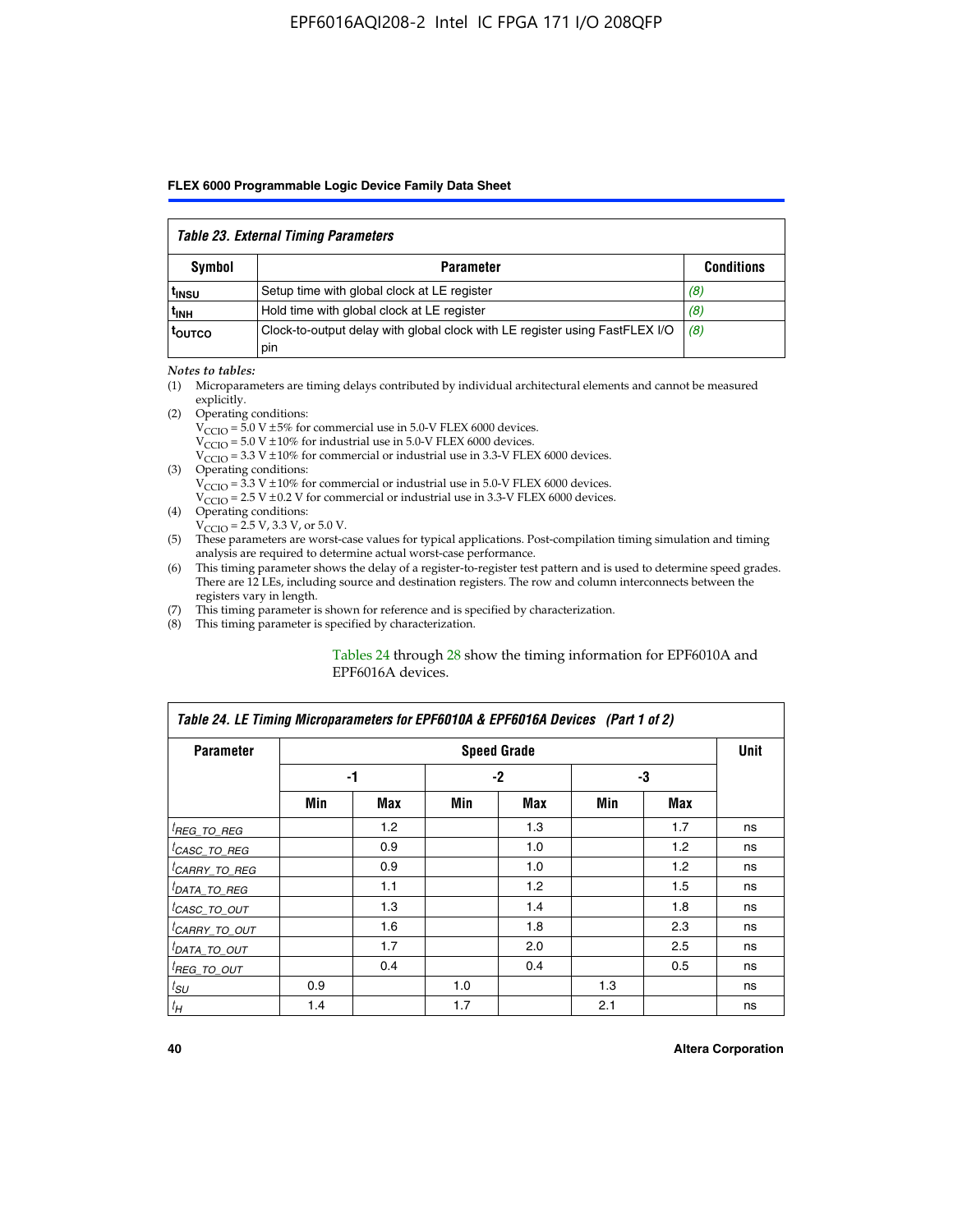*Table 23. External Timing Parameters*

| Symbol | Parameter | Conditions |
|---|---|---|
| $t_{INSU}$ | Setup time with global clock at LE register | *(8)* |
| $t_{INH}$ | Hold time with global clock at LE register | *(8)* |
| $t_{OUTCO}$ | Clock-to-output delay with global clock with LE register using FastFLEX I/O pin | *(8)* |

*Notes to tables:*

(1) Microparameters are timing delays contributed by individual architectural elements and cannot be measured explicitly.

(2) Operating conditions:
$V_{CCIO}$ = 5.0 V ±5% for commercial use in 5.0-V FLEX 6000 devices.
$V_{CCIO}$ = 5.0 V ±10% for industrial use in 5.0-V FLEX 6000 devices.
$V_{CCIO}$ = 3.3 V ±10% for commercial or industrial use in 3.3-V FLEX 6000 devices.

(3) Operating conditions:
$V_{CCIO}$ = 3.3 V ±10% for commercial or industrial use in 5.0-V FLEX 6000 devices.
$V_{CCIO}$ = 2.5 V ±0.2 V for commercial or industrial use in 3.3-V FLEX 6000 devices.

(4) Operating conditions:
$V_{CCIO}$ = 2.5 V, 3.3 V, or 5.0 V.

(5) These parameters are worst-case values for typical applications. Post-compilation timing simulation and timing analysis are required to determine actual worst-case performance.

(6) This timing parameter shows the delay of a register-to-register test pattern and is used to determine speed grades. There are 12 LEs, including source and destination registers. The row and column interconnects between the registers vary in length.

(7) This timing parameter is shown for reference and is specified by characterization.

(8) This timing parameter is specified by characterization.

Tables 24 through 28 show the timing information for EPF6010A and EPF6016A devices.

*Table 24. LE Timing Microparameters for EPF6010A & EPF6016A Devices (Part 1 of 2)*

| Parameter | Speed Grade | | | | | | Unit |
|---|---|---|---|---|---|---|---|
| | -1 | | -2 | | -3 | | |
| | Min | Max | Min | Max | Min | Max | |
| $t_{REG\_TO\_REG}$ | | 1.2 | | 1.3 | | 1.7 | ns |
| $t_{CASC\_TO\_REG}$ | | 0.9 | | 1.0 | | 1.2 | ns |
| $t_{CARRY\_TO\_REG}$ | | 0.9 | | 1.0 | | 1.2 | ns |
| $t_{DATA\_TO\_REG}$ | | 1.1 | | 1.2 | | 1.5 | ns |
| $t_{CASC\_TO\_OUT}$ | | 1.3 | | 1.4 | | 1.8 | ns |
| $t_{CARRY\_TO\_OUT}$ | | 1.6 | | 1.8 | | 2.3 | ns |
| $t_{DATA\_TO\_OUT}$ | | 1.7 | | 2.0 | | 2.5 | ns |
| $t_{REG\_TO\_OUT}$ | | 0.4 | | 0.4 | | 0.5 | ns |
| $t_{SU}$ | 0.9 | | 1.0 | | 1.3 | | ns |
| $t_H$ | 1.4 | | 1.7 | | 2.1 | | ns |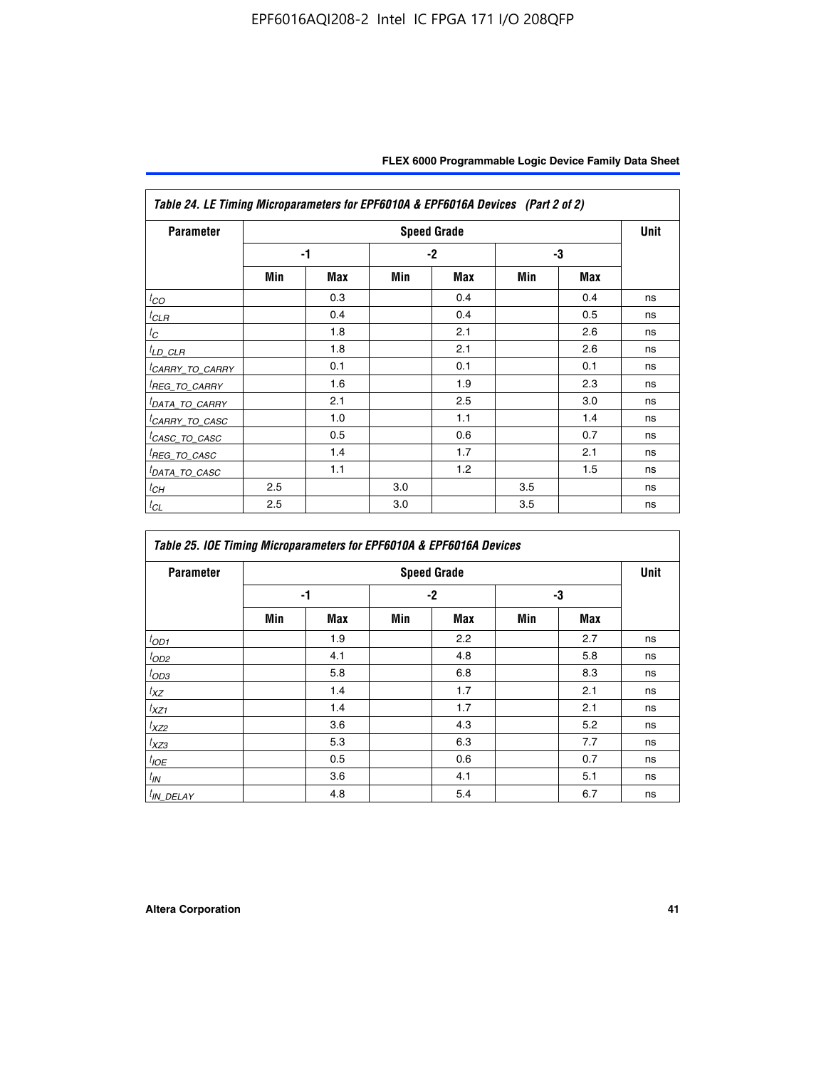**Table 24. LE Timing Microparameters for EPF6010A & EPF6016A Devices (Part 2 of 2)**

| Parameter | Speed Grade | | | | | | Unit |
|---|---|---|---|---|---|---|---|
| | -1 | | -2 | | -3 | | |
| | Min | Max | Min | Max | Min | Max | |
| $t_{CO}$ | | 0.3 | | 0.4 | | 0.4 | ns |
| $t_{CLR}$ | | 0.4 | | 0.4 | | 0.5 | ns |
| $t_{C}$ | | 1.8 | | 2.1 | | 2.6 | ns |
| $t_{LD\_CLR}$ | | 1.8 | | 2.1 | | 2.6 | ns |
| $t_{CARRY\_TO\_CARRY}$ | | 0.1 | | 0.1 | | 0.1 | ns |
| $t_{REG\_TO\_CARRY}$ | | 1.6 | | 1.9 | | 2.3 | ns |
| $t_{DATA\_TO\_CARRY}$ | | 2.1 | | 2.5 | | 3.0 | ns |
| $t_{CARRY\_TO\_CASC}$ | | 1.0 | | 1.1 | | 1.4 | ns |
| $t_{CASC\_TO\_CASC}$ | | 0.5 | | 0.6 | | 0.7 | ns |
| $t_{REG\_TO\_CASC}$ | | 1.4 | | 1.7 | | 2.1 | ns |
| $t_{DATA\_TO\_CASC}$ | | 1.1 | | 1.2 | | 1.5 | ns |
| $t_{CH}$ | 2.5 | | 3.0 | | 3.5 | | ns |
| $t_{CL}$ | 2.5 | | 3.0 | | 3.5 | | ns |

**Table 25. IOE Timing Microparameters for EPF6010A & EPF6016A Devices**

| Parameter | Speed Grade | | | | | | Unit |
|---|---|---|---|---|---|---|---|
| | -1 | | -2 | | -3 | | |
| | Min | Max | Min | Max | Min | Max | |
| $t_{OD1}$ | | 1.9 | | 2.2 | | 2.7 | ns |
| $t_{OD2}$ | | 4.1 | | 4.8 | | 5.8 | ns |
| $t_{OD3}$ | | 5.8 | | 6.8 | | 8.3 | ns |
| $t_{XZ}$ | | 1.4 | | 1.7 | | 2.1 | ns |
| $t_{XZ1}$ | | 1.4 | | 1.7 | | 2.1 | ns |
| $t_{XZ2}$ | | 3.6 | | 4.3 | | 5.2 | ns |
| $t_{XZ3}$ | | 5.3 | | 6.3 | | 7.7 | ns |
| $t_{IOE}$ | | 0.5 | | 0.6 | | 0.7 | ns |
| $t_{IN}$ | | 3.6 | | 4.1 | | 5.1 | ns |
| $t_{IN\_DELAY}$ | | 4.8 | | 5.4 | | 6.7 | ns |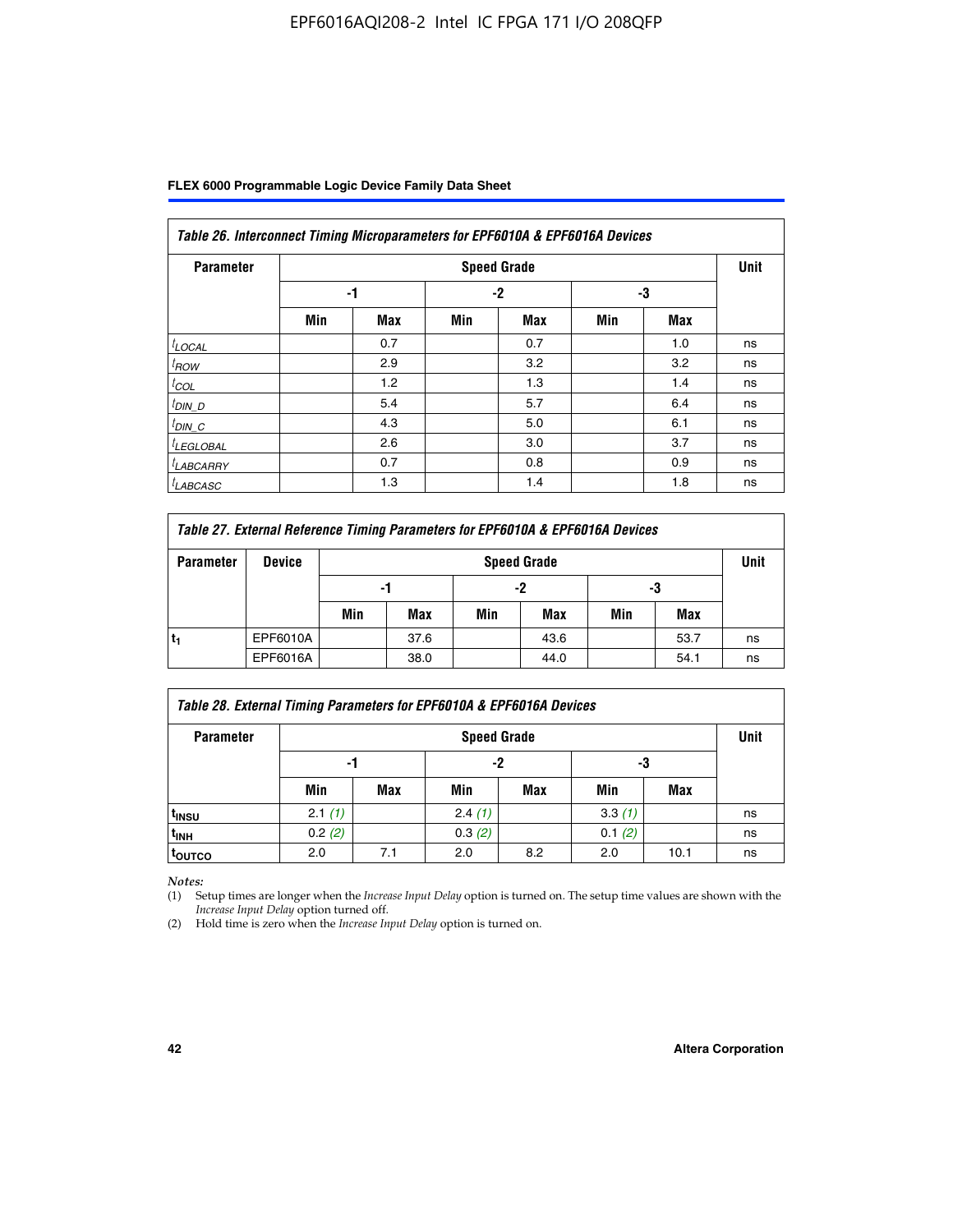| Table 26. Interconnect Timing Microparameters for EPF6010A & EPF6016A Devices | | | | | | | |
|---|---|---|---|---|---|---|---|
| Parameter | Speed Grade | | | | | | Unit |
| | -1 | | -2 | | -3 | | |
| | Min | Max | Min | Max | Min | Max | |
| $t_{LOCAL}$ | | 0.7 | | 0.7 | | 1.0 | ns |
| $t_{ROW}$ | | 2.9 | | 3.2 | | 3.2 | ns |
| $t_{COL}$ | | 1.2 | | 1.3 | | 1.4 | ns |
| $t_{DIN\_D}$ | | 5.4 | | 5.7 | | 6.4 | ns |
| $t_{DIN\_C}$ | | 4.3 | | 5.0 | | 6.1 | ns |
| $t_{LEGLOBAL}$ | | 2.6 | | 3.0 | | 3.7 | ns |
| $t_{LABCARRY}$ | | 0.7 | | 0.8 | | 0.9 | ns |
| $t_{LABCASC}$ | | 1.3 | | 1.4 | | 1.8 | ns |

| Table 27. External Reference Timing Parameters for EPF6010A & EPF6016A Devices | | | | | | | | |
|---|---|---|---|---|---|---|---|---|
| Parameter | Device | Speed Grade | | | | | | Unit |
| | | -1 | | -2 | | -3 | | |
| | | Min | Max | Min | Max | Min | Max | |
| $t_1$ | EPF6010A | | 37.6 | | 43.6 | | 53.7 | ns |
| | EPF6016A | | 38.0 | | 44.0 | | 54.1 | ns |

| Table 28. External Timing Parameters for EPF6010A & EPF6016A Devices | | | | | | | |
|---|---|---|---|---|---|---|---|
| Parameter | Speed Grade | | | | | | Unit |
| | -1 | | -2 | | -3 | | |
| | Min | Max | Min | Max | Min | Max | |
| $t_{INSU}$ | 2.1 *(1)* | | 2.4 *(1)* | | 3.3 *(1)* | | ns |
| $t_{INH}$ | 0.2 *(2)* | | 0.3 *(2)* | | 0.1 *(2)* | | ns |
| $t_{OUTCO}$ | 2.0 | 7.1 | 2.0 | 8.2 | 2.0 | 10.1 | ns |

*Notes:*

(1) Setup times are longer when the *Increase Input Delay* option is turned on. The setup time values are shown with the *Increase Input Delay* option turned off.

(2) Hold time is zero when the *Increase Input Delay* option is turned on.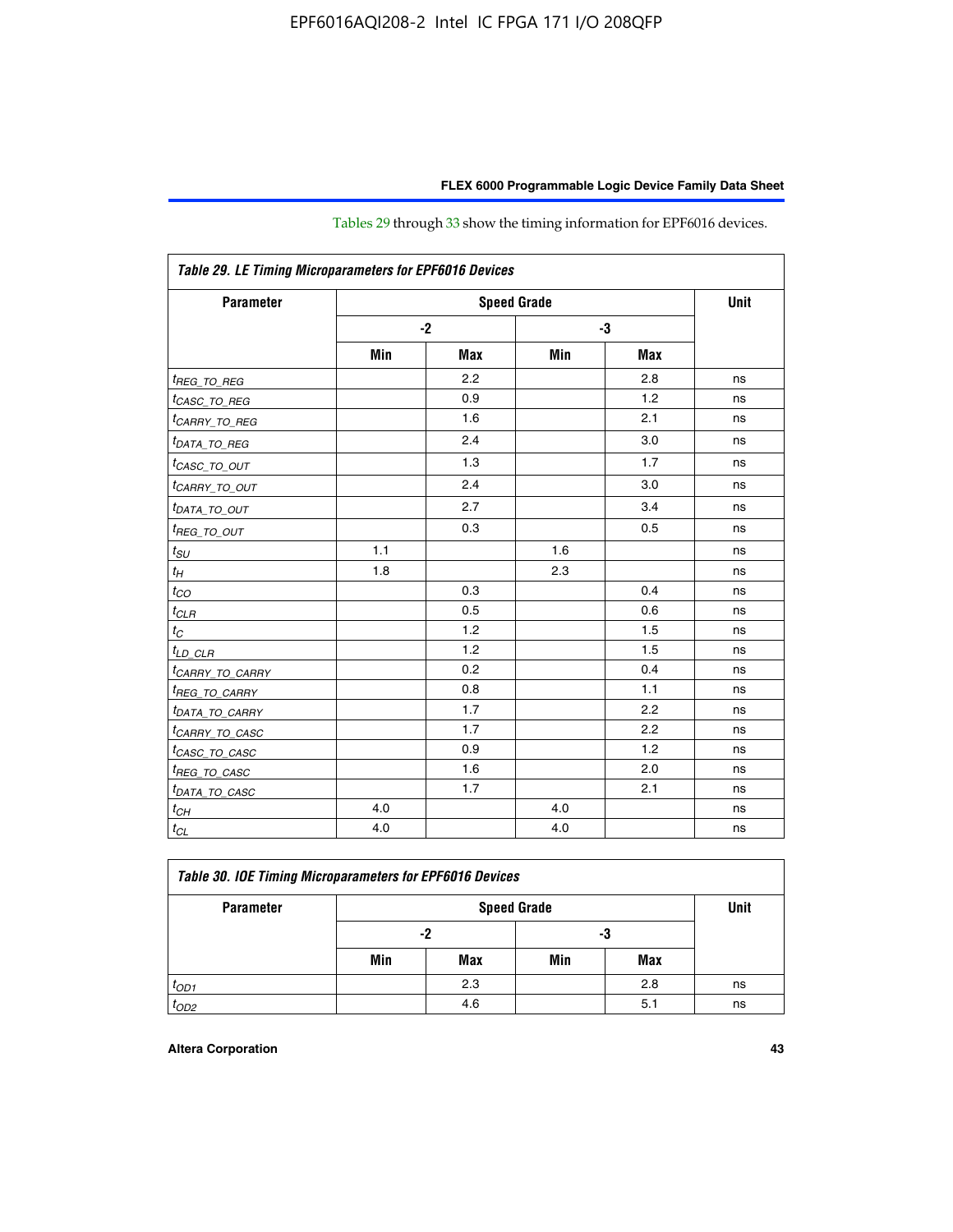Tables 29 through 33 show the timing information for EPF6016 devices.

| *Table 29. LE Timing Microparameters for EPF6016 Devices* | | | | | |
|---|---|---|---|---|---|
| **Parameter** | **Speed Grade** | | | | **Unit** |
| | **-2** | | **-3** | | |
| | **Min** | **Max** | **Min** | **Max** | |
| $t_{REG\_TO\_REG}$ | | 2.2 | | 2.8 | ns |
| $t_{CASC\_TO\_REG}$ | | 0.9 | | 1.2 | ns |
| $t_{CARRY\_TO\_REG}$ | | 1.6 | | 2.1 | ns |
| $t_{DATA\_TO\_REG}$ | | 2.4 | | 3.0 | ns |
| $t_{CASC\_TO\_OUT}$ | | 1.3 | | 1.7 | ns |
| $t_{CARRY\_TO\_OUT}$ | | 2.4 | | 3.0 | ns |
| $t_{DATA\_TO\_OUT}$ | | 2.7 | | 3.4 | ns |
| $t_{REG\_TO\_OUT}$ | | 0.3 | | 0.5 | ns |
| $t_{SU}$ | 1.1 | | 1.6 | | ns |
| $t_H$ | 1.8 | | 2.3 | | ns |
| $t_{CO}$ | | 0.3 | | 0.4 | ns |
| $t_{CLR}$ | | 0.5 | | 0.6 | ns |
| $t_C$ | | 1.2 | | 1.5 | ns |
| $t_{LD\_CLR}$ | | 1.2 | | 1.5 | ns |
| $t_{CARRY\_TO\_CARRY}$ | | 0.2 | | 0.4 | ns |
| $t_{REG\_TO\_CARRY}$ | | 0.8 | | 1.1 | ns |
| $t_{DATA\_TO\_CARRY}$ | | 1.7 | | 2.2 | ns |
| $t_{CARRY\_TO\_CASC}$ | | 1.7 | | 2.2 | ns |
| $t_{CASC\_TO\_CASC}$ | | 0.9 | | 1.2 | ns |
| $t_{REG\_TO\_CASC}$ | | 1.6 | | 2.0 | ns |
| $t_{DATA\_TO\_CASC}$ | | 1.7 | | 2.1 | ns |
| $t_{CH}$ | 4.0 | | 4.0 | | ns |
| $t_{CL}$ | 4.0 | | 4.0 | | ns |

| *Table 30. IOE Timing Microparameters for EPF6016 Devices* | | | | | |
|---|---|---|---|---|---|
| **Parameter** | **Speed Grade** | | | | **Unit** |
| | **-2** | | **-3** | | |
| | **Min** | **Max** | **Min** | **Max** | |
| $t_{OD1}$ | | 2.3 | | 2.8 | ns |
| $t_{OD2}$ | | 4.6 | | 5.1 | ns |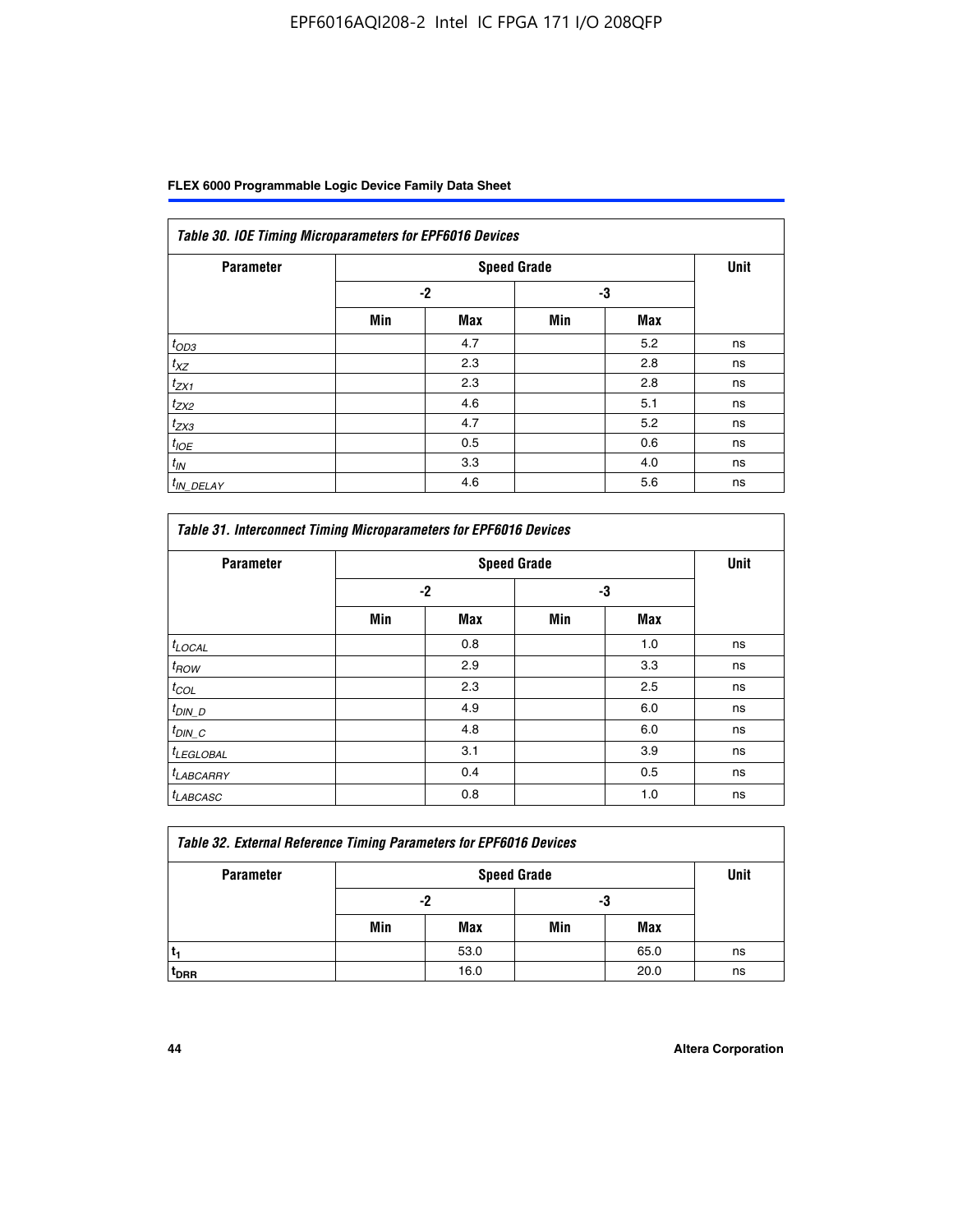| Table 30. IOE Timing Microparameters for EPF6016 Devices | | | | | |
|---|---|---|---|---|---|
| Parameter | Speed Grade | | | | Unit |
| | -2 | | -3 | | |
| | Min | Max | Min | Max | |
| $t_{OD3}$ | | 4.7 | | 5.2 | ns |
| $t_{XZ}$ | | 2.3 | | 2.8 | ns |
| $t_{ZX1}$ | | 2.3 | | 2.8 | ns |
| $t_{ZX2}$ | | 4.6 | | 5.1 | ns |
| $t_{ZX3}$ | | 4.7 | | 5.2 | ns |
| $t_{IOE}$ | | 0.5 | | 0.6 | ns |
| $t_{IN}$ | | 3.3 | | 4.0 | ns |
| $t_{IN\_DELAY}$ | | 4.6 | | 5.6 | ns |

| Table 31. Interconnect Timing Microparameters for EPF6016 Devices | | | | | |
|---|---|---|---|---|---|
| Parameter | Speed Grade | | | | Unit |
| | -2 | | -3 | | |
| | Min | Max | Min | Max | |
| $t_{LOCAL}$ | | 0.8 | | 1.0 | ns |
| $t_{ROW}$ | | 2.9 | | 3.3 | ns |
| $t_{COL}$ | | 2.3 | | 2.5 | ns |
| $t_{DIN\_D}$ | | 4.9 | | 6.0 | ns |
| $t_{DIN\_C}$ | | 4.8 | | 6.0 | ns |
| $t_{LEGLOBAL}$ | | 3.1 | | 3.9 | ns |
| $t_{LABCARRY}$ | | 0.4 | | 0.5 | ns |
| $t_{LABCASC}$ | | 0.8 | | 1.0 | ns |

| Table 32. External Reference Timing Parameters for EPF6016 Devices | | | | | |
|---|---|---|---|---|---|
| Parameter | Speed Grade | | | | Unit |
| | -2 | | -3 | | |
| | Min | Max | Min | Max | |
| $t_1$ | | 53.0 | | 65.0 | ns |
| $t_{DRR}$ | | 16.0 | | 20.0 | ns |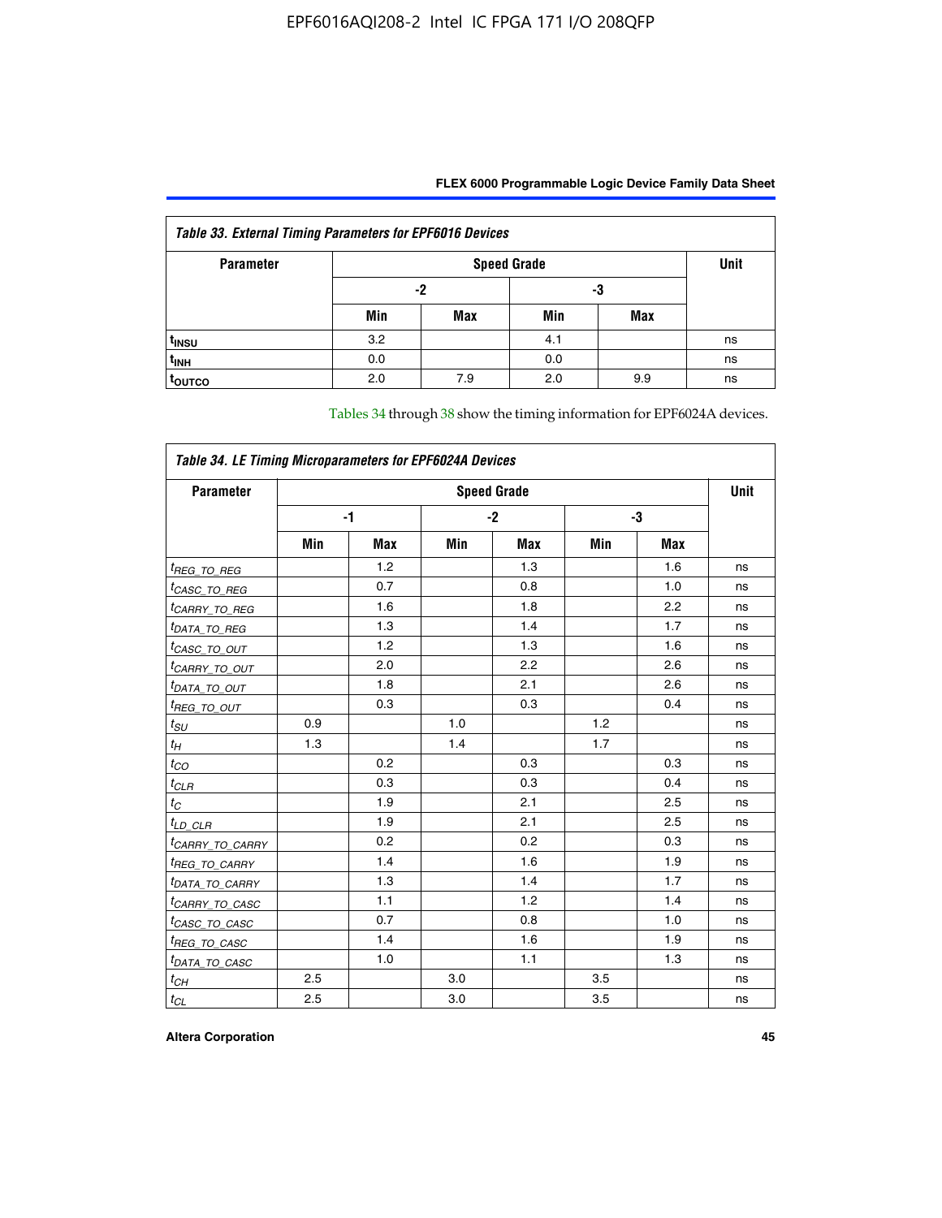| Table 33. External Timing Parameters for EPF6016 Devices | | | | | |
|---|---|---|---|---|---|
| Parameter | Speed Grade | | | | Unit |
| | -2 | | -3 | | |
| | Min | Max | Min | Max | |
| $t_{INSU}$ | 3.2 | | 4.1 | | ns |
| $t_{INH}$ | 0.0 | | 0.0 | | ns |
| $t_{OUTCO}$ | 2.0 | 7.9 | 2.0 | 9.9 | ns |

Tables 34 through 38 show the timing information for EPF6024A devices.

| Table 34. LE Timing Microparameters for EPF6024A Devices | | | | | | | |
|---|---|---|---|---|---|---|---|
| Parameter | Speed Grade | | | | | | Unit |
| | -1 | | -2 | | -3 | | |
| | Min | Max | Min | Max | Min | Max | |
| $t_{REG\_TO\_REG}$ | | 1.2 | | 1.3 | | 1.6 | ns |
| $t_{CASC\_TO\_REG}$ | | 0.7 | | 0.8 | | 1.0 | ns |
| $t_{CARRY\_TO\_REG}$ | | 1.6 | | 1.8 | | 2.2 | ns |
| $t_{DATA\_TO\_REG}$ | | 1.3 | | 1.4 | | 1.7 | ns |
| $t_{CASC\_TO\_OUT}$ | | 1.2 | | 1.3 | | 1.6 | ns |
| $t_{CARRY\_TO\_OUT}$ | | 2.0 | | 2.2 | | 2.6 | ns |
| $t_{DATA\_TO\_OUT}$ | | 1.8 | | 2.1 | | 2.6 | ns |
| $t_{REG\_TO\_OUT}$ | | 0.3 | | 0.3 | | 0.4 | ns |
| $t_{SU}$ | 0.9 | | 1.0 | | 1.2 | | ns |
| $t_{H}$ | 1.3 | | 1.4 | | 1.7 | | ns |
| $t_{CO}$ | | 0.2 | | 0.3 | | 0.3 | ns |
| $t_{CLR}$ | | 0.3 | | 0.3 | | 0.4 | ns |
| $t_{C}$ | | 1.9 | | 2.1 | | 2.5 | ns |
| $t_{LD\_CLR}$ | | 1.9 | | 2.1 | | 2.5 | ns |
| $t_{CARRY\_TO\_CARRY}$ | | 0.2 | | 0.2 | | 0.3 | ns |
| $t_{REG\_TO\_CARRY}$ | | 1.4 | | 1.6 | | 1.9 | ns |
| $t_{DATA\_TO\_CARRY}$ | | 1.3 | | 1.4 | | 1.7 | ns |
| $t_{CARRY\_TO\_CASC}$ | | 1.1 | | 1.2 | | 1.4 | ns |
| $t_{CASC\_TO\_CASC}$ | | 0.7 | | 0.8 | | 1.0 | ns |
| $t_{REG\_TO\_CASC}$ | | 1.4 | | 1.6 | | 1.9 | ns |
| $t_{DATA\_TO\_CASC}$ | | 1.0 | | 1.1 | | 1.3 | ns |
| $t_{CH}$ | 2.5 | | 3.0 | | 3.5 | | ns |
| $t_{CL}$ | 2.5 | | 3.0 | | 3.5 | | ns |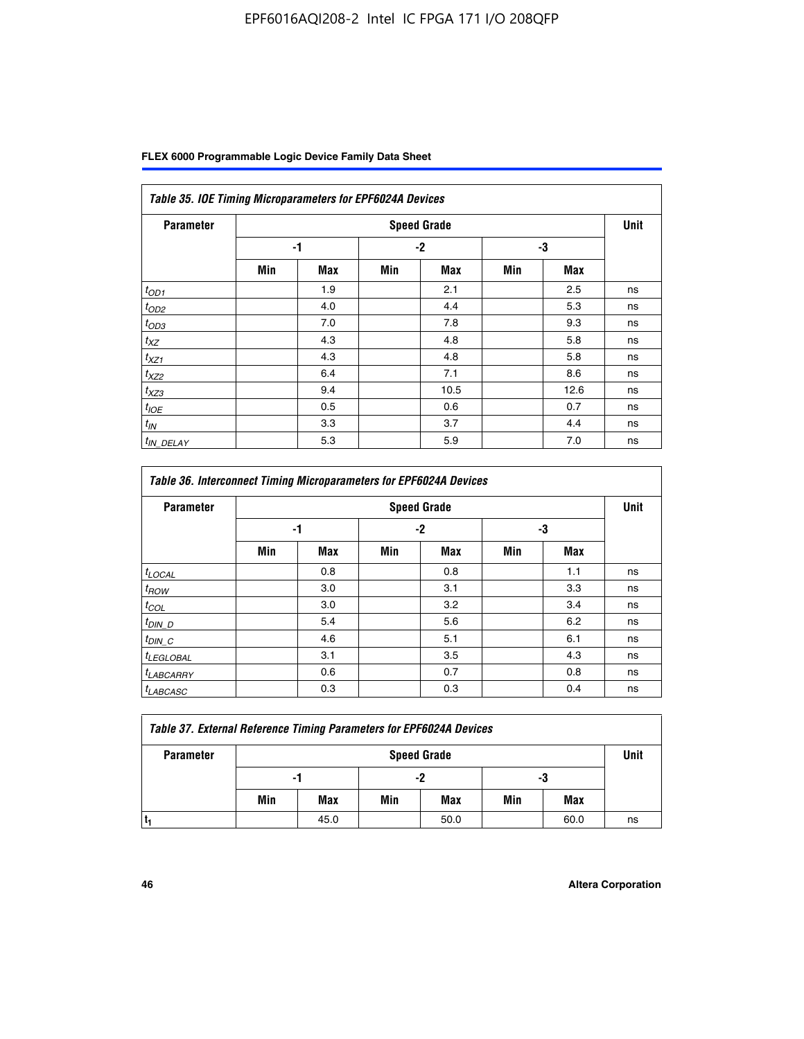*Table 35. IOE Timing Microparameters for EPF6024A Devices*

| Parameter | Speed Grade | | | | | | Unit |
|---|---|---|---|---|---|---|---|
| | -1 | | -2 | | -3 | | |
| | Min | Max | Min | Max | Min | Max | |
| $t_{OD1}$ | | 1.9 | | 2.1 | | 2.5 | ns |
| $t_{OD2}$ | | 4.0 | | 4.4 | | 5.3 | ns |
| $t_{OD3}$ | | 7.0 | | 7.8 | | 9.3 | ns |
| $t_{XZ}$ | | 4.3 | | 4.8 | | 5.8 | ns |
| $t_{XZ1}$ | | 4.3 | | 4.8 | | 5.8 | ns |
| $t_{XZ2}$ | | 6.4 | | 7.1 | | 8.6 | ns |
| $t_{XZ3}$ | | 9.4 | | 10.5 | | 12.6 | ns |
| $t_{IOE}$ | | 0.5 | | 0.6 | | 0.7 | ns |
| $t_{IN}$ | | 3.3 | | 3.7 | | 4.4 | ns |
| $t_{IN\_DELAY}$ | | 5.3 | | 5.9 | | 7.0 | ns |

*Table 36. Interconnect Timing Microparameters for EPF6024A Devices*

| Parameter | Speed Grade | | | | | | Unit |
|---|---|---|---|---|---|---|---|
| | -1 | | -2 | | -3 | | |
| | Min | Max | Min | Max | Min | Max | |
| $t_{LOCAL}$ | | 0.8 | | 0.8 | | 1.1 | ns |
| $t_{ROW}$ | | 3.0 | | 3.1 | | 3.3 | ns |
| $t_{COL}$ | | 3.0 | | 3.2 | | 3.4 | ns |
| $t_{DIN\_D}$ | | 5.4 | | 5.6 | | 6.2 | ns |
| $t_{DIN\_C}$ | | 4.6 | | 5.1 | | 6.1 | ns |
| $t_{LEGLOBAL}$ | | 3.1 | | 3.5 | | 4.3 | ns |
| $t_{LABCARRY}$ | | 0.6 | | 0.7 | | 0.8 | ns |
| $t_{LABCASC}$ | | 0.3 | | 0.3 | | 0.4 | ns |

*Table 37. External Reference Timing Parameters for EPF6024A Devices*

| Parameter | Speed Grade | | | | | | Unit |
|---|---|---|---|---|---|---|---|
| | -1 | | -2 | | -3 | | |
| | Min | Max | Min | Max | Min | Max | |
| $t_1$ | | 45.0 | | 50.0 | | 60.0 | ns |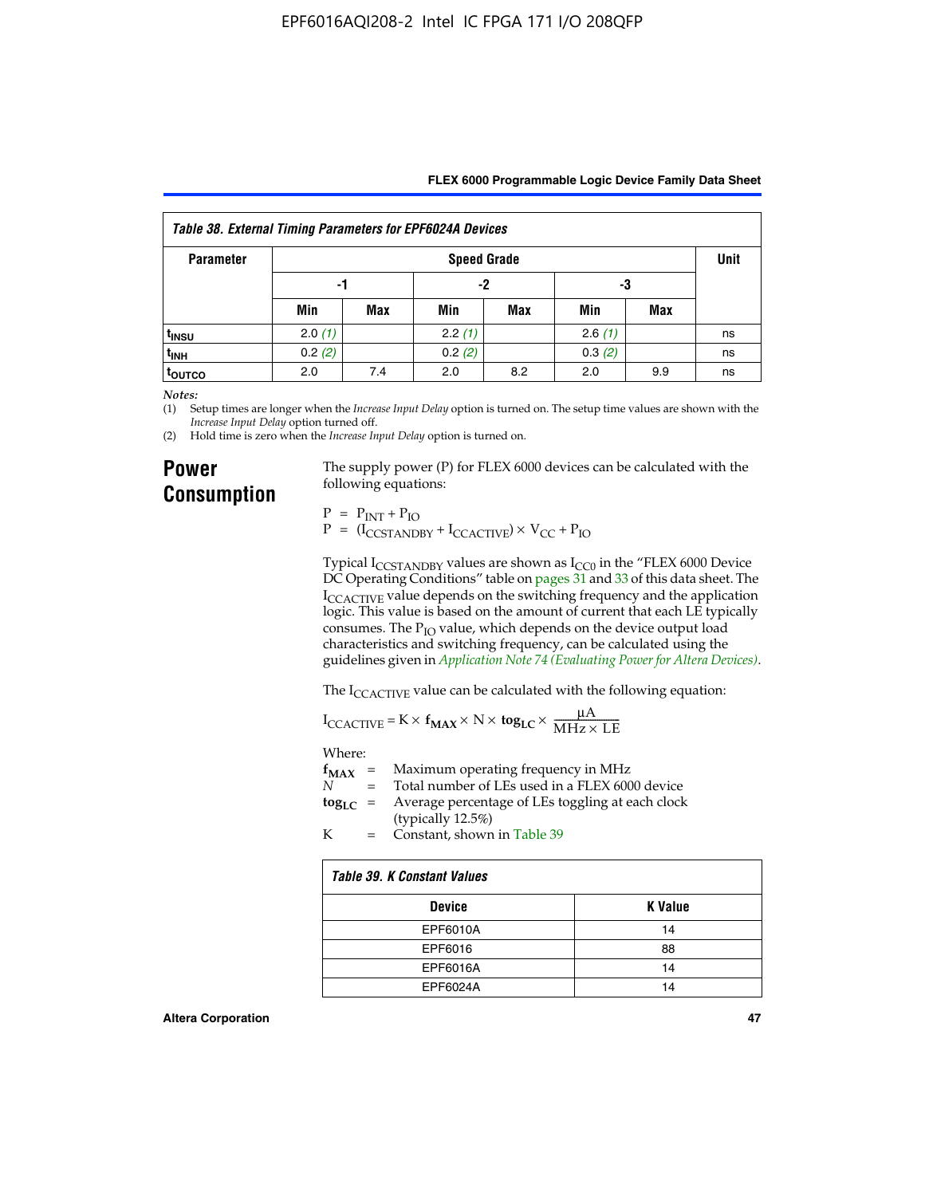**Table 38. External Timing Parameters for EPF6024A Devices**

| Parameter | Speed Grade | | | | | | Unit |
|---|---|---|---|---|---|---|---|
| | -1 | | -2 | | -3 | | |
| | Min | Max | Min | Max | Min | Max | |
| $t_{INSU}$ | 2.0 *(1)* | | 2.2 *(1)* | | 2.6 *(1)* | | ns |
| $t_{INH}$ | 0.2 *(2)* | | 0.2 *(2)* | | 0.3 *(2)* | | ns |
| $t_{OUTCO}$ | 2.0 | 7.4 | 2.0 | 8.2 | 2.0 | 9.9 | ns |

*Notes:*

(1) Setup times are longer when the *Increase Input Delay* option is turned on. The setup time values are shown with the *Increase Input Delay* option turned off.

(2) Hold time is zero when the *Increase Input Delay* option is turned on.

## Power Consumption

The supply power (P) for FLEX 6000 devices can be calculated with the following equations:

$$P = P_{INT} + P_{IO}$$
$$P = (I_{CCSTANDBY} + I_{CCACTIVE}) \times V_{CC} + P_{IO}$$

Typical $I_{CCSTANDBY}$ values are shown as $I_{CC0}$ in the "FLEX 6000 Device DC Operating Conditions" table on pages 31 and 33 of this data sheet. The $I_{CCACTIVE}$ value depends on the switching frequency and the application logic. This value is based on the amount of current that each LE typically consumes. The $P_{IO}$ value, which depends on the device output load characteristics and switching frequency, can be calculated using the guidelines given in *Application Note 74 (Evaluating Power for Altera Devices)*.

The $I_{CCACTIVE}$ value can be calculated with the following equation:

$$I_{CCACTIVE} = K \times \mathbf{f_{MAX}} \times N \times \mathbf{tog_{LC}} \times \frac{\mu A}{MHz \times LE}$$

Where:

$\mathbf{f_{MAX}}$ = Maximum operating frequency in MHz

$N$ = Total number of LEs used in a FLEX 6000 device

$\mathbf{tog_{LC}}$ = Average percentage of LEs toggling at each clock (typically 12.5%)

K = Constant, shown in Table 39

**Table 39. K Constant Values**

| Device | K Value |
|---|---|
| EPF6010A | 14 |
| EPF6016 | 88 |
| EPF6016A | 14 |
| EPF6024A | 14 |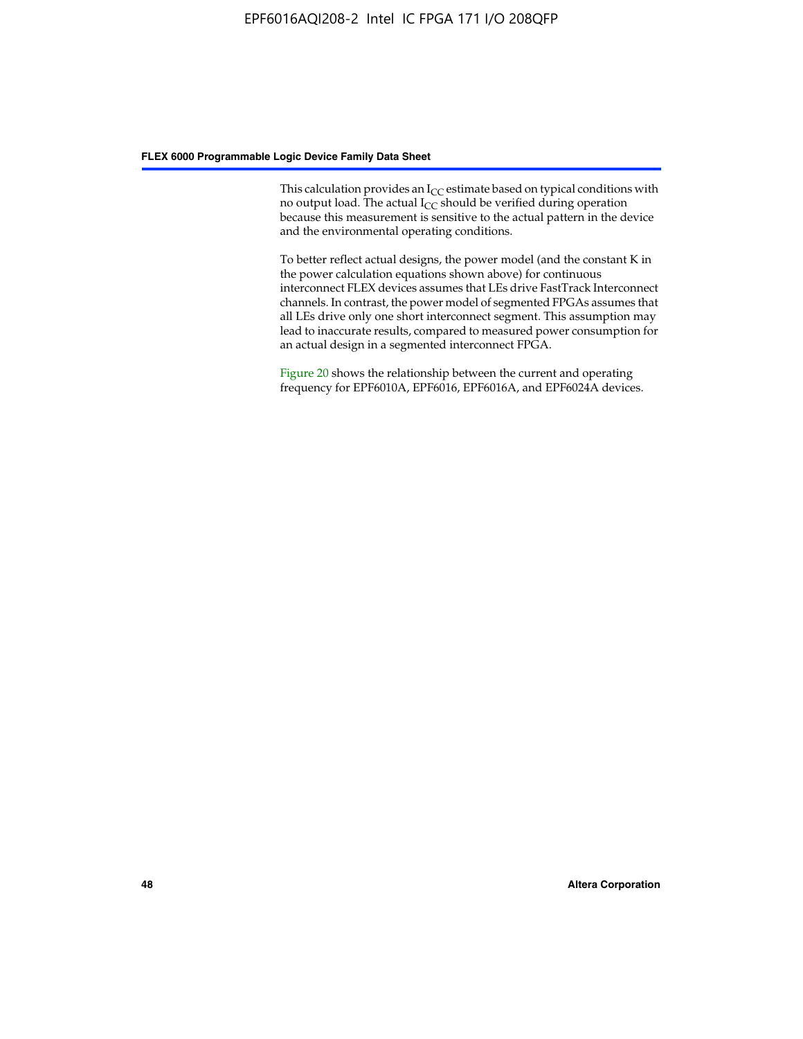This calculation provides an $I_{CC}$ estimate based on typical conditions with no output load. The actual $I_{CC}$ should be verified during operation because this measurement is sensitive to the actual pattern in the device and the environmental operating conditions.

To better reflect actual designs, the power model (and the constant K in the power calculation equations shown above) for continuous interconnect FLEX devices assumes that LEs drive FastTrack Interconnect channels. In contrast, the power model of segmented FPGAs assumes that all LEs drive only one short interconnect segment. This assumption may lead to inaccurate results, compared to measured power consumption for an actual design in a segmented interconnect FPGA.

Figure 20 shows the relationship between the current and operating frequency for EPF6010A, EPF6016, EPF6016A, and EPF6024A devices.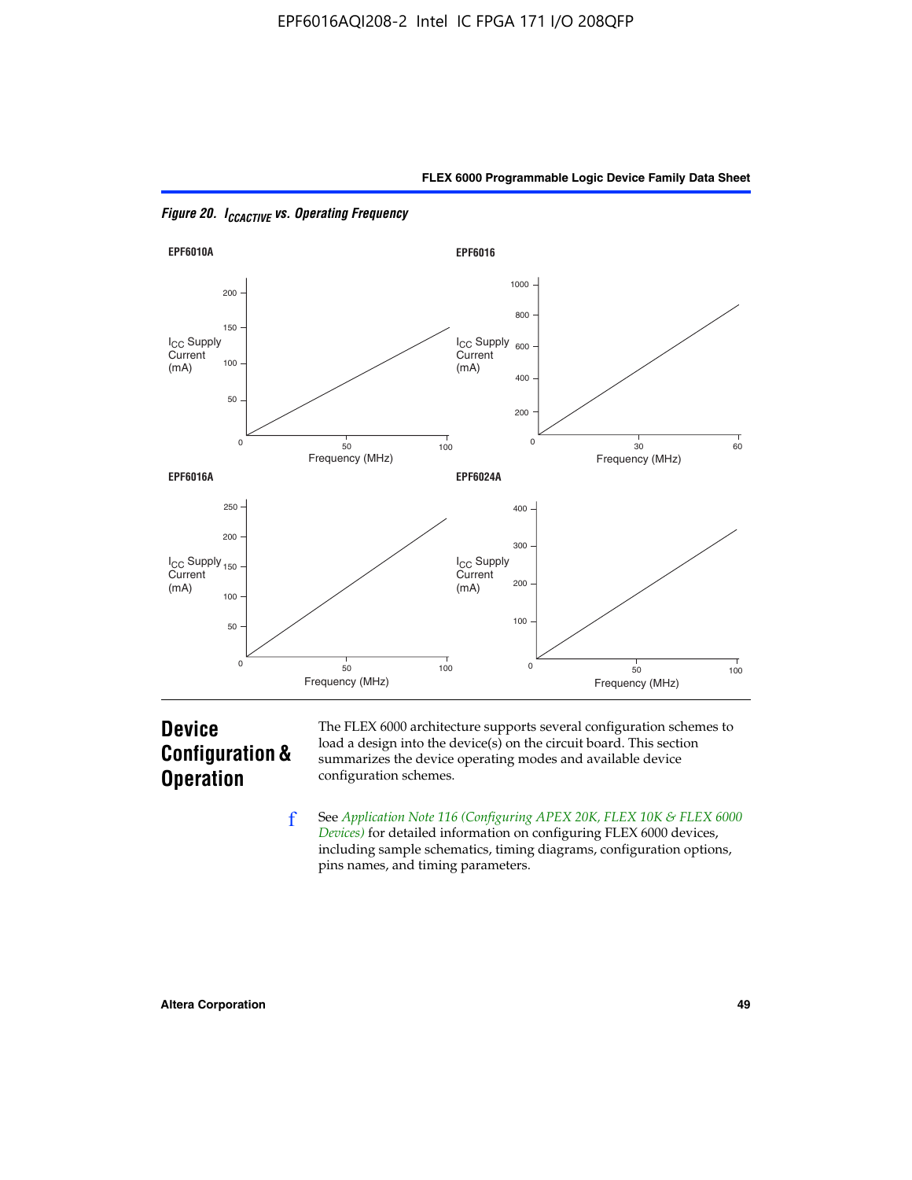*Figure 20. $I_{CCACTIVE}$ vs. Operating Frequency*

EPF6010A

EPF6016

EPF6016A

EPF6024A

## Device Configuration & Operation

The FLEX 6000 architecture supports several configuration schemes to load a design into the device(s) on the circuit board. This section summarizes the device operating modes and available device configuration schemes.

See *Application Note 116 (Configuring APEX 20K, FLEX 10K & FLEX 6000 Devices)* for detailed information on configuring FLEX 6000 devices, including sample schematics, timing diagrams, configuration options, pins names, and timing parameters.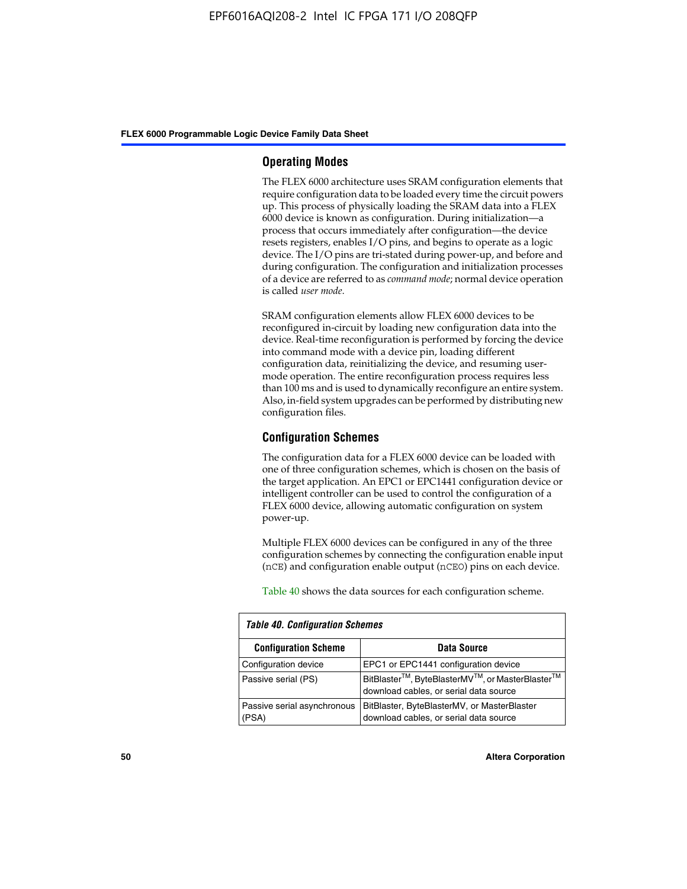## Operating Modes

The FLEX 6000 architecture uses SRAM configuration elements that require configuration data to be loaded every time the circuit powers up. This process of physically loading the SRAM data into a FLEX 6000 device is known as configuration. During initialization—a process that occurs immediately after configuration—the device resets registers, enables I/O pins, and begins to operate as a logic device. The I/O pins are tri-stated during power-up, and before and during configuration. The configuration and initialization processes of a device are referred to as *command mode*; normal device operation is called *user mode*.

SRAM configuration elements allow FLEX 6000 devices to be reconfigured in-circuit by loading new configuration data into the device. Real-time reconfiguration is performed by forcing the device into command mode with a device pin, loading different configuration data, reinitializing the device, and resuming user-mode operation. The entire reconfiguration process requires less than 100 ms and is used to dynamically reconfigure an entire system. Also, in-field system upgrades can be performed by distributing new configuration files.

## Configuration Schemes

The configuration data for a FLEX 6000 device can be loaded with one of three configuration schemes, which is chosen on the basis of the target application. An EPC1 or EPC1441 configuration device or intelligent controller can be used to control the configuration of a FLEX 6000 device, allowing automatic configuration on system power-up.

Multiple FLEX 6000 devices can be configured in any of the three configuration schemes by connecting the configuration enable input (nCE) and configuration enable output (nCEO) pins on each device.

Table 40 shows the data sources for each configuration scheme.

*Table 40. Configuration Schemes*

| Configuration Scheme | Data Source |
| --- | --- |
| Configuration device | EPC1 or EPC1441 configuration device |
| Passive serial (PS) | BitBlaster™, ByteBlasterMV™, or MasterBlaster™ download cables, or serial data source |
| Passive serial asynchronous (PSA) | BitBlaster, ByteBlasterMV, or MasterBlaster download cables, or serial data source |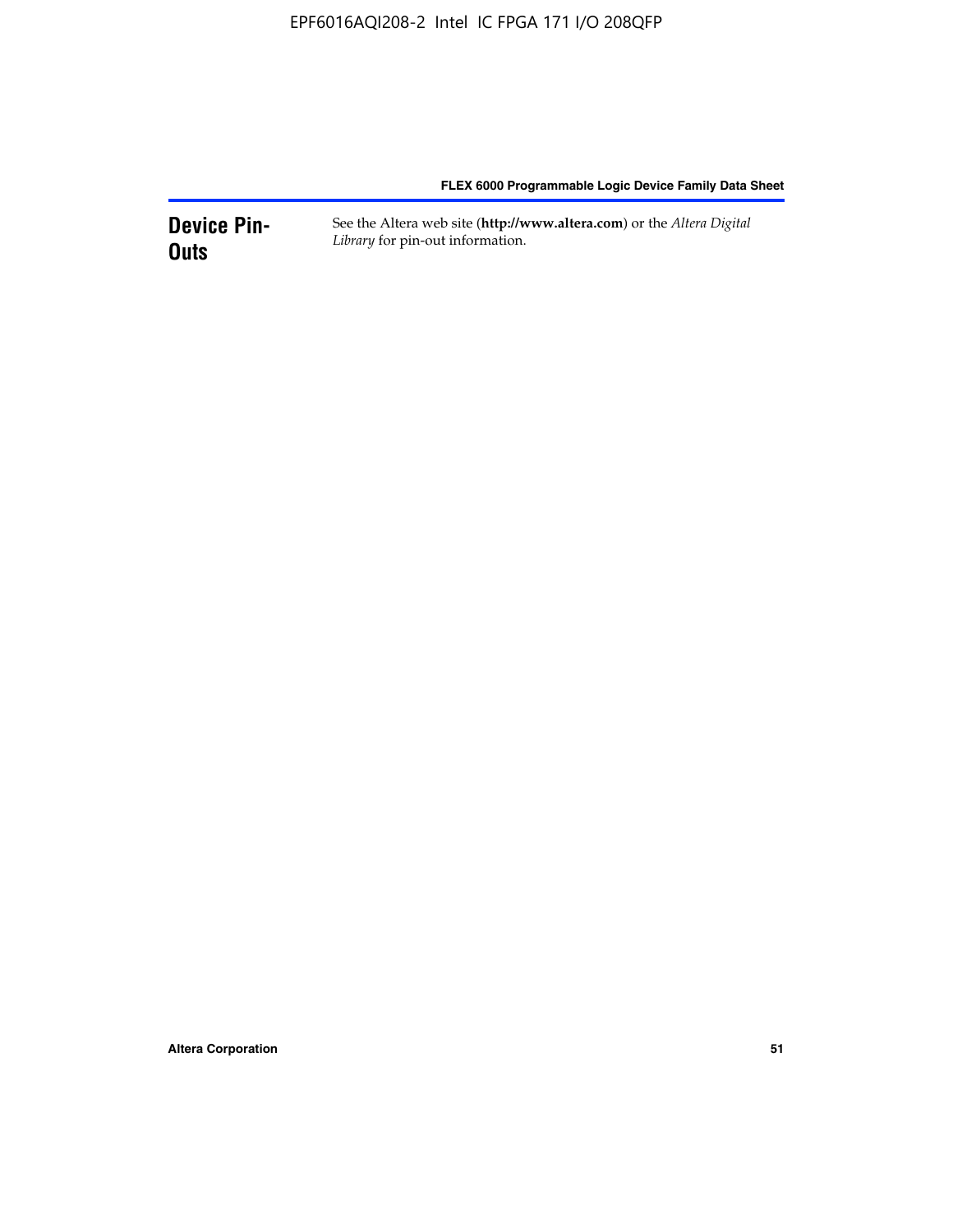## Device Pin-Outs

See the Altera web site (**http://www.altera.com**) or the *Altera Digital Library* for pin-out information.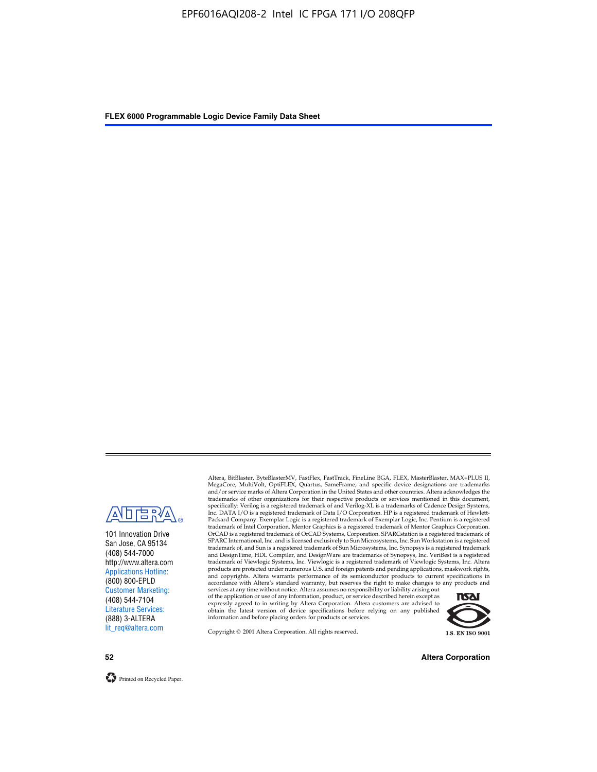101 Innovation Drive
San Jose, CA 95134
(408) 544-7000
http://www.altera.com
Applications Hotline:
(800) 800-EPLD
Customer Marketing:
(408) 544-7104
Literature Services:
(888) 3-ALTERA
lit_req@altera.com

Altera, BitBlaster, ByteBlasterMV, FastFlex, FastTrack, FineLine BGA, FLEX, MasterBlaster, MAX+PLUS II, MegaCore, MultiVolt, OptiFLEX, Quartus, SameFrame, and specific device designations are trademarks and/or service marks of Altera Corporation in the United States and other countries. Altera acknowledges the trademarks of other organizations for their respective products or services mentioned in this document, specifically: Verilog is a registered trademark of and Verilog-XL is a trademarks of Cadence Design Systems, Inc. DATA I/O is a registered trademark of Data I/O Corporation. HP is a registered trademark of Hewlett-Packard Company. Exemplar Logic is a registered trademark of Exemplar Logic, Inc. Pentium is a registered trademark of Intel Corporation. Mentor Graphics is a registered trademark of Mentor Graphics Corporation. OrCAD is a registered trademark of OrCAD Systems, Corporation. SPARCstation is a registered trademark of SPARC International, Inc. and is licensed exclusively to Sun Microsystems, Inc. Sun Workstation is a registered trademark of, and Sun is a registered trademark of Sun Microsystems, Inc. Synopsys is a registered trademark and DesignTime, HDL Compiler, and DesignWare are trademarks of Synopsys, Inc. VeriBest is a registered trademark of Viewlogic Systems, Inc. Viewlogic is a registered trademark of Viewlogic Systems, Inc. Altera products are protected under numerous U.S. and foreign patents and pending applications, maskwork rights, and copyrights. Altera warrants performance of its semiconductor products to current specifications in accordance with Altera's standard warranty, but reserves the right to make changes to any products and services at any time without notice. Altera assumes no responsibility or liability arising out of the application or use of any information, product, or service described herein except as expressly agreed to in writing by Altera Corporation. Altera customers are advised to obtain the latest version of device specifications before relying on any published information and before placing orders for products or services.

Copyright © 2001 Altera Corporation. All rights reserved.

I.S. EN ISO 9001

Printed on Recycled Paper.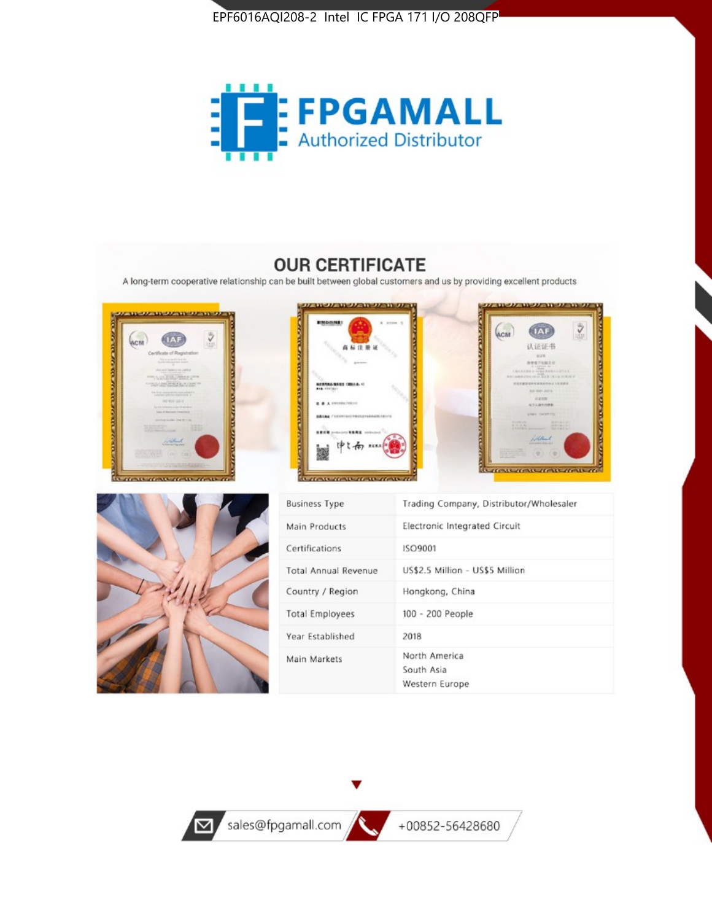FPGAMALL
Authorized Distributor

## OUR CERTIFICATE

A long-term cooperative relationship can be built between global customers and us by providing excellent products

| | |
|---|---|
| Business Type | Trading Company, Distributor/Wholesaler |
| Main Products | Electronic Integrated Circuit |
| Certifications | ISO9001 |
| Total Annual Revenue | US$2.5 Million - US$5 Million |
| Country / Region | Hongkong, China |
| Total Employees | 100 - 200 People |
| Year Established | 2018 |
| Main Markets | North America<br>South Asia<br>Western Europe |

sales@fpgamall.com

+00852-56428680